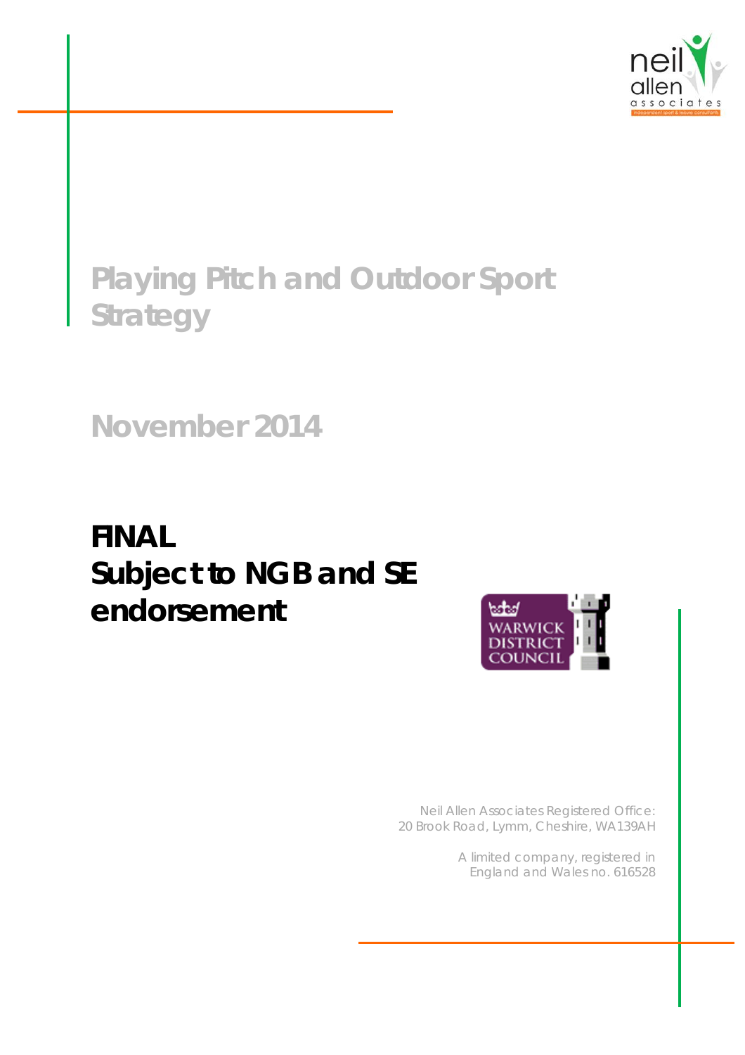# Playing Pitch and Outdoor Sport Strategy

## November 2014

**FINAL**
**Subject to NGB and SE endorsement**

Neil Allen Associates Registered Office:
20 Brook Road, Lymm, Cheshire, WA139AH

A limited company, registered in
England and Wales no. 616528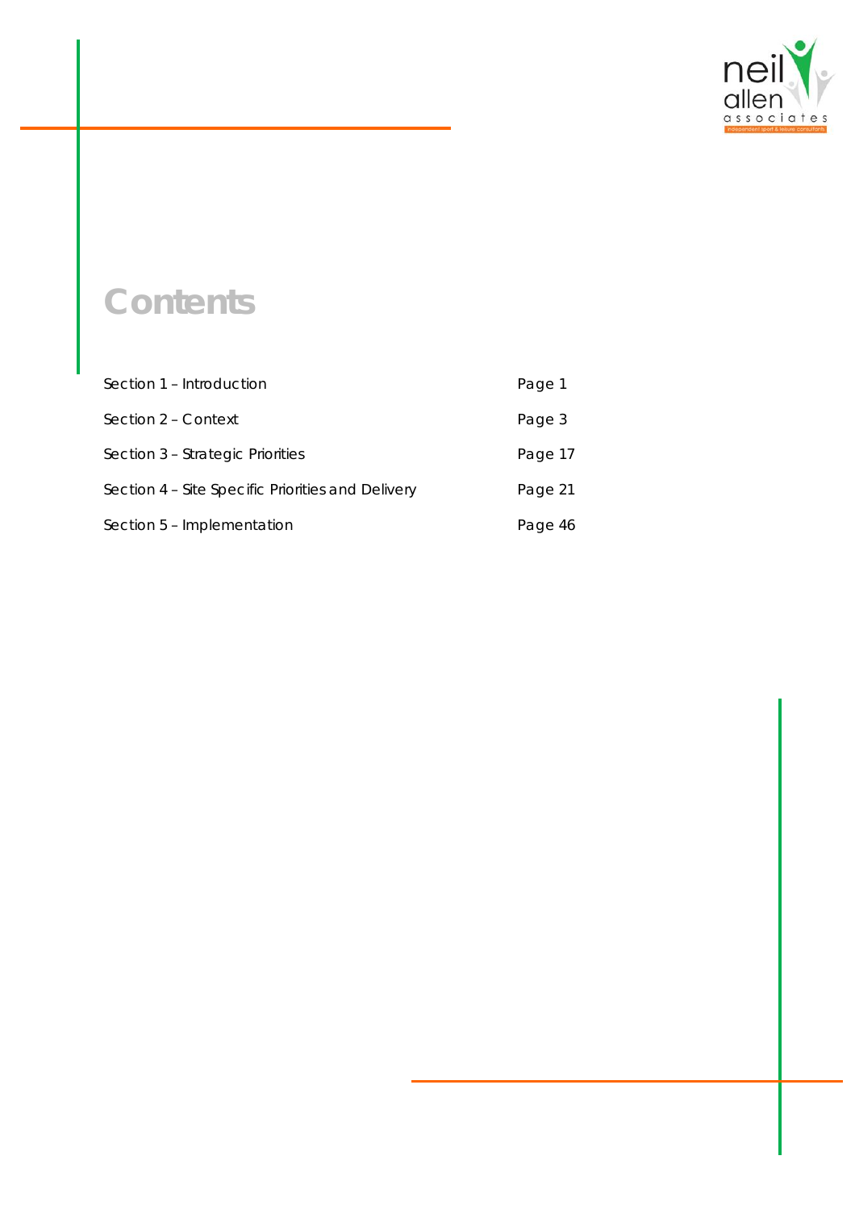# Contents

| | |
|---|---|
| Section 1 – Introduction | Page 1 |
| Section 2 – Context | Page 3 |
| Section 3 – Strategic Priorities | Page 17 |
| Section 4 – Site Specific Priorities and Delivery | Page 21 |
| Section 5 – Implementation | Page 46 |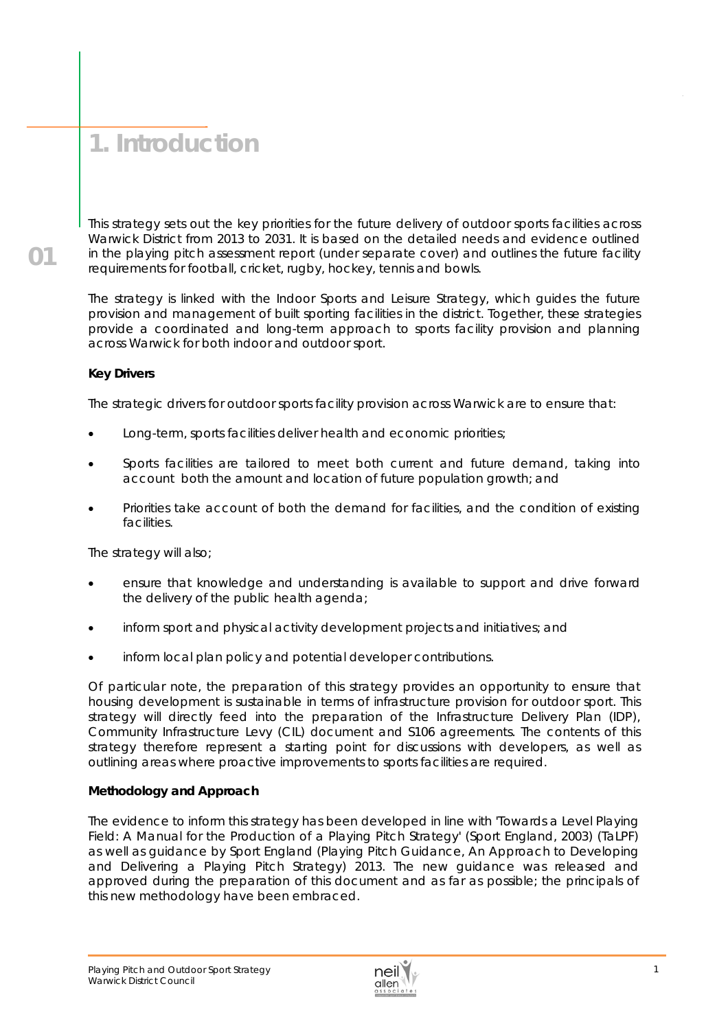# 1. Introduction

This strategy sets out the key priorities for the future delivery of outdoor sports facilities across Warwick District from 2013 to 2031. It is based on the detailed needs and evidence outlined in the playing pitch assessment report (under separate cover) and outlines the future facility requirements for football, cricket, rugby, hockey, tennis and bowls.

The strategy is linked with the Indoor Sports and Leisure Strategy, which guides the future provision and management of built sporting facilities in the district. Together, these strategies provide a coordinated and long-term approach to sports facility provision and planning across Warwick for both indoor and outdoor sport.

**Key Drivers**

The strategic drivers for outdoor sports facility provision across Warwick are to ensure that:

- Long-term, sports facilities deliver health and economic priorities;
- Sports facilities are tailored to meet both current and future demand, taking into account both the amount and location of future population growth; and
- Priorities take account of both the demand for facilities, and the condition of existing facilities.

The strategy will also;

- ensure that knowledge and understanding is available to support and drive forward the delivery of the public health agenda;
- inform sport and physical activity development projects and initiatives; and
- inform local plan policy and potential developer contributions.

Of particular note, the preparation of this strategy provides an opportunity to ensure that housing development is sustainable in terms of infrastructure provision for outdoor sport. This strategy will directly feed into the preparation of the Infrastructure Delivery Plan (IDP), Community Infrastructure Levy (CIL) document and S106 agreements. The contents of this strategy therefore represent a starting point for discussions with developers, as well as outlining areas where proactive improvements to sports facilities are required.

**Methodology and Approach**

The evidence to inform this strategy has been developed in line with 'Towards a Level Playing Field: A Manual for the Production of a Playing Pitch Strategy' (Sport England, 2003) (TaLPF) as well as guidance by Sport England (Playing Pitch Guidance, An Approach to Developing and Delivering a Playing Pitch Strategy) 2013. The new guidance was released and approved during the preparation of this document and as far as possible; the principals of this new methodology have been embraced.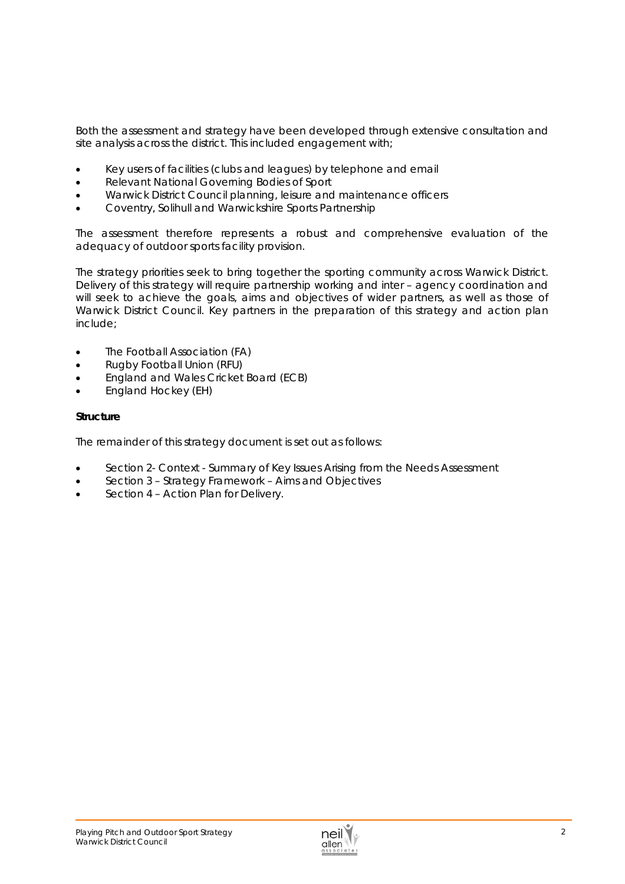Both the assessment and strategy have been developed through extensive consultation and site analysis across the district. This included engagement with;

- Key users of facilities (clubs and leagues) by telephone and email
- Relevant National Governing Bodies of Sport
- Warwick District Council planning, leisure and maintenance officers
- Coventry, Solihull and Warwickshire Sports Partnership

The assessment therefore represents a robust and comprehensive evaluation of the adequacy of outdoor sports facility provision.

The strategy priorities seek to bring together the sporting community across Warwick District. Delivery of this strategy will require partnership working and inter – agency coordination and will seek to achieve the goals, aims and objectives of wider partners, as well as those of Warwick District Council. Key partners in the preparation of this strategy and action plan include;

- The Football Association (FA)
- Rugby Football Union (RFU)
- England and Wales Cricket Board (ECB)
- England Hockey (EH)

**Structure**

The remainder of this strategy document is set out as follows:

- Section 2- Context - Summary of Key Issues Arising from the Needs Assessment
- Section 3 – Strategy Framework – Aims and Objectives
- Section 4 – Action Plan for Delivery.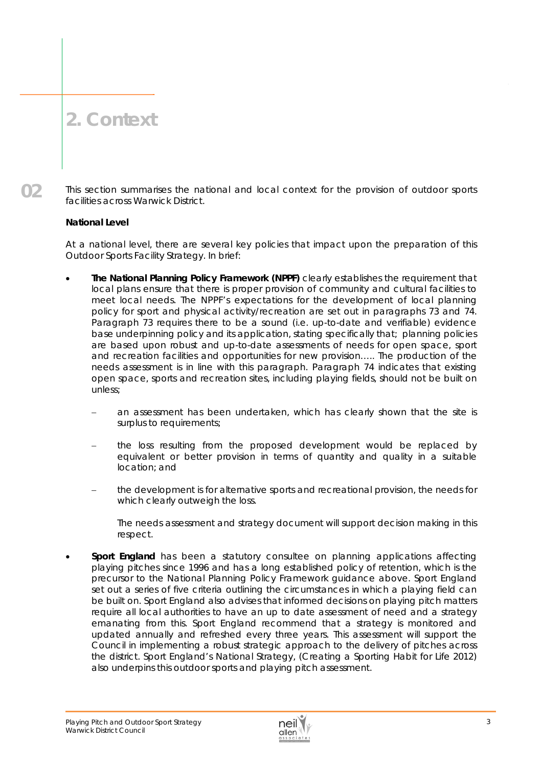# 2. Context

This section summarises the national and local context for the provision of outdoor sports facilities across Warwick District.

**National Level**

At a national level, there are several key policies that impact upon the preparation of this Outdoor Sports Facility Strategy. In brief:

- **The National Planning Policy Framework (NPPF)** clearly establishes the requirement that local plans ensure that there is proper provision of community and cultural facilities to meet local needs. The NPPF's expectations for the development of local planning policy for sport and physical activity/recreation are set out in paragraphs 73 and 74. Paragraph 73 requires there to be a sound (i.e. up-to-date and verifiable) evidence base underpinning policy and its application, stating specifically that; *planning policies are based upon robust and up-to-date assessments of needs for open space, sport and recreation facilities and opportunities for new provision…..* The production of the needs assessment is in line with this paragraph. Paragraph 74 indicates that existing open space, sports and recreation sites, including playing fields, should not be built on unless;

  - an assessment has been undertaken, which has clearly shown that the site is surplus to requirements;

  - the loss resulting from the proposed development would be replaced by equivalent or better provision in terms of quantity and quality in a suitable location; and

  - the development is for alternative sports and recreational provision, the needs for which clearly outweigh the loss.

  The needs assessment and strategy document will support decision making in this respect.

- **Sport England** has been a statutory consultee on planning applications affecting playing pitches since 1996 and has a long established policy of retention, which is the precursor to the National Planning Policy Framework guidance above. Sport England set out a series of five criteria outlining the circumstances in which a playing field can be built on. Sport England also advises that informed decisions on playing pitch matters require all local authorities to have an up to date assessment of need and a strategy emanating from this. Sport England recommend that a strategy is monitored and updated annually and refreshed every three years. This assessment will support the Council in implementing a robust strategic approach to the delivery of pitches across the district. Sport England's National Strategy, (Creating a Sporting Habit for Life 2012) also underpins this outdoor sports and playing pitch assessment.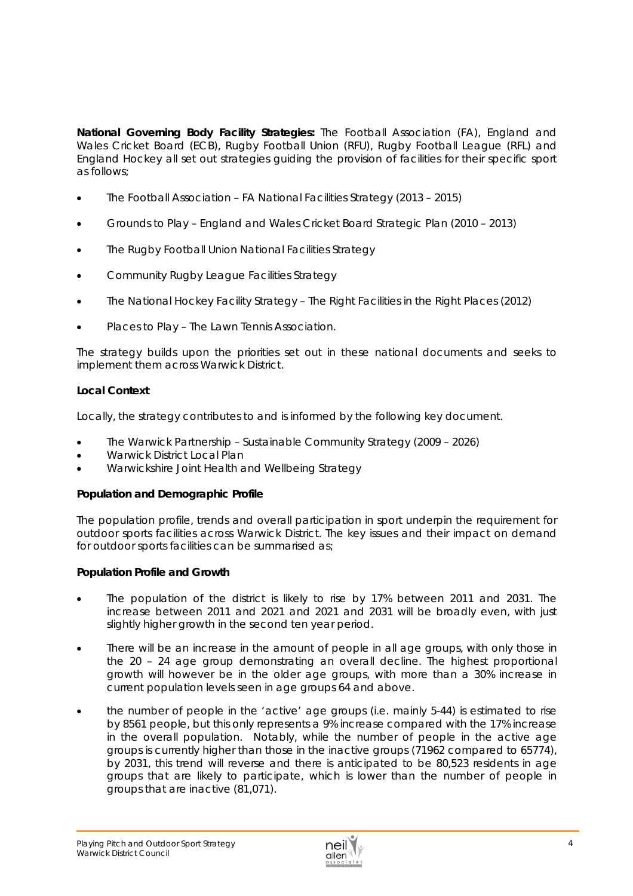**National Governing Body Facility Strategies:** The Football Association (FA), England and Wales Cricket Board (ECB), Rugby Football Union (RFU), Rugby Football League (RFL) and England Hockey all set out strategies guiding the provision of facilities for their specific sport as follows;

- The Football Association – FA National Facilities Strategy (2013 – 2015)
- Grounds to Play – England and Wales Cricket Board Strategic Plan (2010 – 2013)
- The Rugby Football Union National Facilities Strategy
- Community Rugby League Facilities Strategy
- The National Hockey Facility Strategy – The Right Facilities in the Right Places (2012)
- Places to Play – The Lawn Tennis Association.

The strategy builds upon the priorities set out in these national documents and seeks to implement them across Warwick District.

**Local Context**

Locally, the strategy contributes to and is informed by the following key document.

- The Warwick Partnership – Sustainable Community Strategy (2009 – 2026)
- Warwick District Local Plan
- Warwickshire Joint Health and Wellbeing Strategy

**Population and Demographic Profile**

The population profile, trends and overall participation in sport underpin the requirement for outdoor sports facilities across Warwick District. The key issues and their impact on demand for outdoor sports facilities can be summarised as;

**Population Profile and Growth**

- The population of the district is likely to rise by 17% between 2011 and 2031. The increase between 2011 and 2021 and 2021 and 2031 will be broadly even, with just slightly higher growth in the second ten year period.
- There will be an increase in the amount of people in all age groups, with only those in the 20 – 24 age group demonstrating an overall decline. The highest proportional growth will however be in the older age groups, with more than a 30% increase in current population levels seen in age groups 64 and above.
- the number of people in the 'active' age groups (i.e. mainly 5-44) is estimated to rise by 8561 people, but this only represents a 9% increase compared with the 17% increase in the overall population. Notably, while the number of people in the active age groups is currently higher than those in the inactive groups (71962 compared to 65774), by 2031, this trend will reverse and there is anticipated to be 80,523 residents in age groups that are likely to participate, which is lower than the number of people in groups that are inactive (81,071).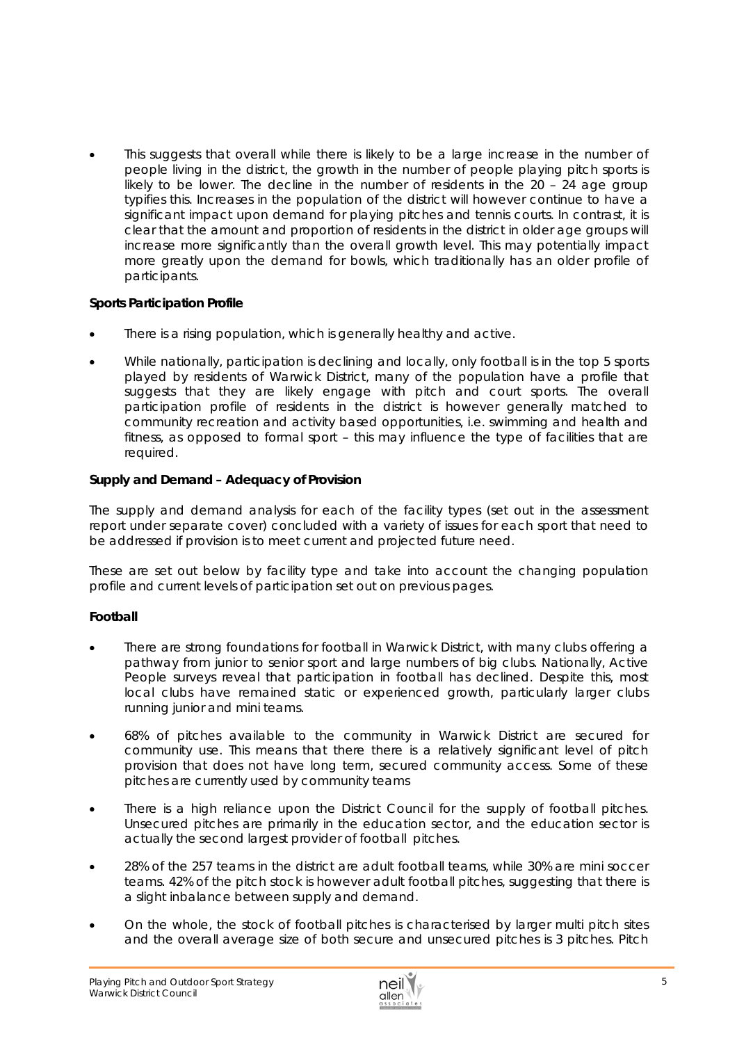- This suggests that overall while there is likely to be a large increase in the number of people living in the district, the growth in the number of people playing pitch sports is likely to be lower. The decline in the number of residents in the 20 – 24 age group typifies this. Increases in the population of the district will however continue to have a significant impact upon demand for playing pitches and tennis courts. In contrast, it is clear that the amount and proportion of residents in the district in older age groups will increase more significantly than the overall growth level. This may potentially impact more greatly upon the demand for bowls, which traditionally has an older profile of participants.

**Sports Participation Profile**

- There is a rising population, which is generally healthy and active.
- While nationally, participation is declining and locally, only football is in the top 5 sports played by residents of Warwick District, many of the population have a profile that suggests that they are likely engage with pitch and court sports. The overall participation profile of residents in the district is however generally matched to community recreation and activity based opportunities, i.e. swimming and health and fitness, as opposed to formal sport – this may influence the type of facilities that are required.

**Supply and Demand – Adequacy of Provision**

The supply and demand analysis for each of the facility types (set out in the assessment report under separate cover) concluded with a variety of issues for each sport that need to be addressed if provision is to meet current and projected future need.

These are set out below by facility type and take into account the changing population profile and current levels of participation set out on previous pages.

**Football**

- There are strong foundations for football in Warwick District, with many clubs offering a pathway from junior to senior sport and large numbers of big clubs. Nationally, Active People surveys reveal that participation in football has declined. Despite this, most local clubs have remained static or experienced growth, particularly larger clubs running junior and mini teams.
- 68% of pitches available to the community in Warwick District are secured for community use. This means that there there is a relatively significant level of pitch provision that does not have long term, secured community access. Some of these pitches are currently used by community teams
- There is a high reliance upon the District Council for the supply of football pitches. Unsecured pitches are primarily in the education sector, and the education sector is actually the second largest provider of football pitches.
- 28% of the 257 teams in the district are adult football teams, while 30% are mini soccer teams. 42% of the pitch stock is however adult football pitches, suggesting that there is a slight inbalance between supply and demand.
- On the whole, the stock of football pitches is characterised by larger multi pitch sites and the overall average size of both secure and unsecured pitches is 3 pitches. Pitch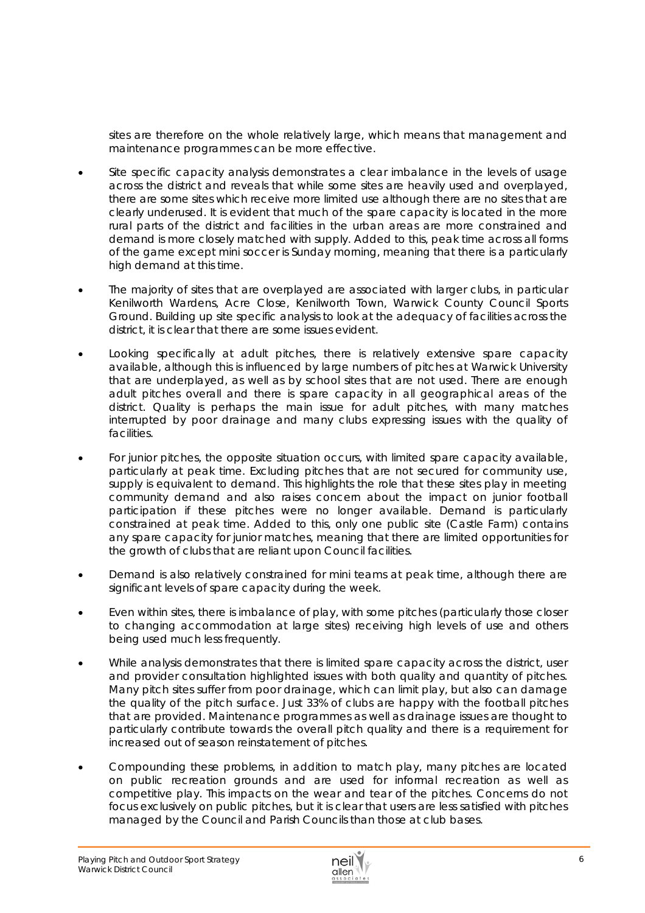sites are therefore on the whole relatively large, which means that management and maintenance programmes can be more effective.

- Site specific capacity analysis demonstrates a clear imbalance in the levels of usage across the district and reveals that while some sites are heavily used and overplayed, there are some sites which receive more limited use although there are no sites that are clearly underused. It is evident that much of the spare capacity is located in the more rural parts of the district and facilities in the urban areas are more constrained and demand is more closely matched with supply. Added to this, peak time across all forms of the game except mini soccer is Sunday morning, meaning that there is a particularly high demand at this time.

- The majority of sites that are overplayed are associated with larger clubs, in particular Kenilworth Wardens, Acre Close, Kenilworth Town, Warwick County Council Sports Ground. Building up site specific analysis to look at the adequacy of facilities across the district, it is clear that there are some issues evident.

- Looking specifically at adult pitches, there is relatively extensive spare capacity available, although this is influenced by large numbers of pitches at Warwick University that are underplayed, as well as by school sites that are not used. There are enough adult pitches overall and there is spare capacity in all geographical areas of the district. Quality is perhaps the main issue for adult pitches, with many matches interrupted by poor drainage and many clubs expressing issues with the quality of facilities.

- For junior pitches, the opposite situation occurs, with limited spare capacity available, particularly at peak time. Excluding pitches that are not secured for community use, supply is equivalent to demand. This highlights the role that these sites play in meeting community demand and also raises concern about the impact on junior football participation if these pitches were no longer available. Demand is particularly constrained at peak time. Added to this, only one public site (Castle Farm) contains any spare capacity for junior matches, meaning that there are limited opportunities for the growth of clubs that are reliant upon Council facilities.

- Demand is also relatively constrained for mini teams at peak time, although there are significant levels of spare capacity during the week.

- Even within sites, there is imbalance of play, with some pitches (particularly those closer to changing accommodation at large sites) receiving high levels of use and others being used much less frequently.

- While analysis demonstrates that there is limited spare capacity across the district, user and provider consultation highlighted issues with both quality and quantity of pitches. Many pitch sites suffer from poor drainage, which can limit play, but also can damage the quality of the pitch surface. Just 33% of clubs are happy with the football pitches that are provided. Maintenance programmes as well as drainage issues are thought to particularly contribute towards the overall pitch quality and there is a requirement for increased out of season reinstatement of pitches.

- Compounding these problems, in addition to match play, many pitches are located on public recreation grounds and are used for informal recreation as well as competitive play. This impacts on the wear and tear of the pitches. Concerns do not focus exclusively on public pitches, but it is clear that users are less satisfied with pitches managed by the Council and Parish Councils than those at club bases.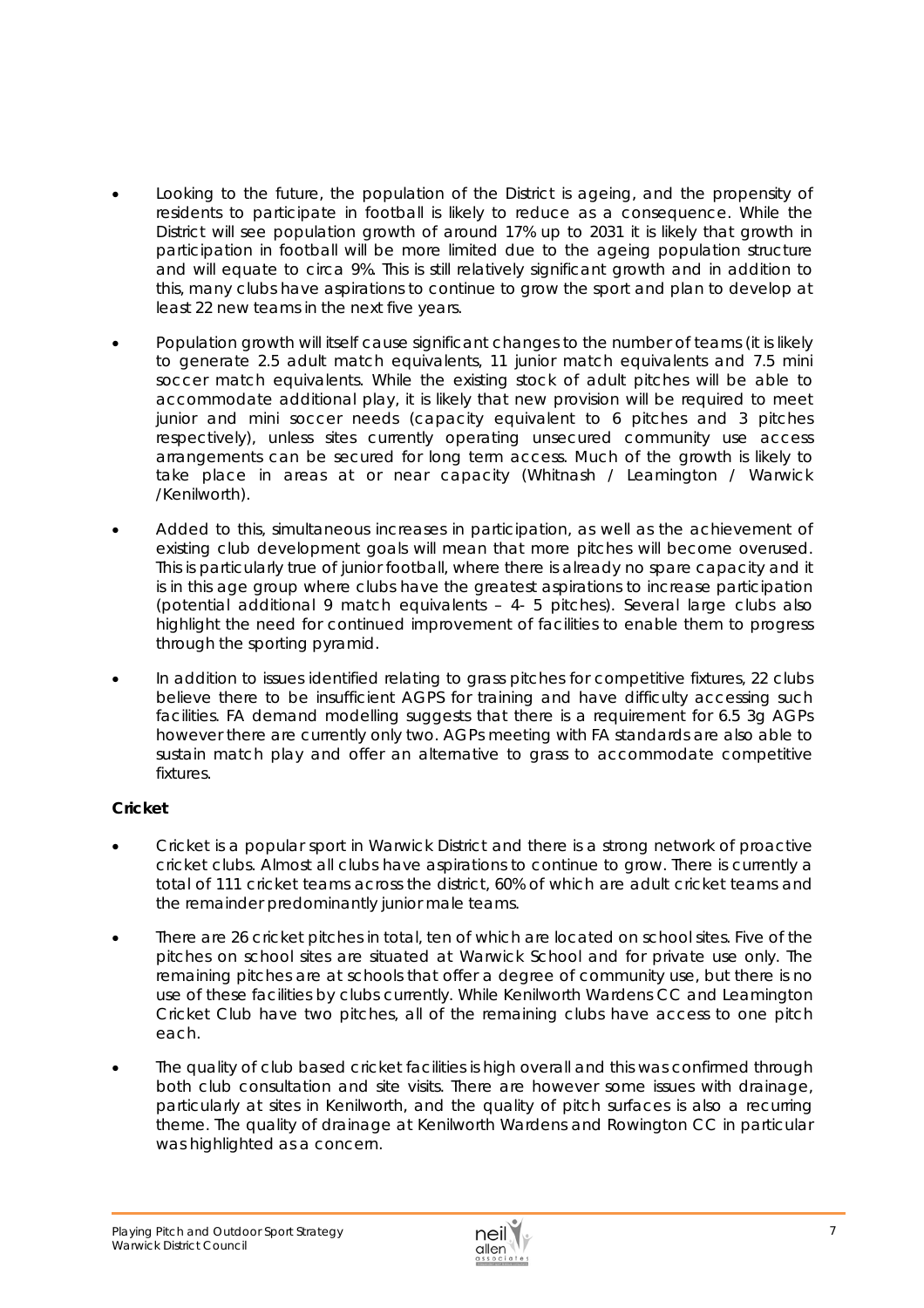- Looking to the future, the population of the District is ageing, and the propensity of residents to participate in football is likely to reduce as a consequence. While the District will see population growth of around 17% up to 2031 it is likely that growth in participation in football will be more limited due to the ageing population structure and will equate to circa 9%. This is still relatively significant growth and in addition to this, many clubs have aspirations to continue to grow the sport and plan to develop at least 22 new teams in the next five years.

- Population growth will itself cause significant changes to the number of teams (it is likely to generate 2.5 adult match equivalents, 11 junior match equivalents and 7.5 mini soccer match equivalents. While the existing stock of adult pitches will be able to accommodate additional play, it is likely that new provision will be required to meet junior and mini soccer needs (capacity equivalent to 6 pitches and 3 pitches respectively), unless sites currently operating unsecured community use access arrangements can be secured for long term access. Much of the growth is likely to take place in areas at or near capacity (Whitnash / Leamington / Warwick /Kenilworth).

- Added to this, simultaneous increases in participation, as well as the achievement of existing club development goals will mean that more pitches will become overused. This is particularly true of junior football, where there is already no spare capacity and it is in this age group where clubs have the greatest aspirations to increase participation (potential additional 9 match equivalents – 4- 5 pitches). Several large clubs also highlight the need for continued improvement of facilities to enable them to progress through the sporting pyramid.

- In addition to issues identified relating to grass pitches for competitive fixtures, 22 clubs believe there to be insufficient AGPS for training and have difficulty accessing such facilities. FA demand modelling suggests that there is a requirement for 6.5 3g AGPs however there are currently only two. AGPs meeting with FA standards are also able to sustain match play and offer an alternative to grass to accommodate competitive fixtures.

**Cricket**

- Cricket is a popular sport in Warwick District and there is a strong network of proactive cricket clubs. Almost all clubs have aspirations to continue to grow. There is currently a total of 111 cricket teams across the district, 60% of which are adult cricket teams and the remainder predominantly junior male teams.

- There are 26 cricket pitches in total, ten of which are located on school sites. Five of the pitches on school sites are situated at Warwick School and for private use only. The remaining pitches are at schools that offer a degree of community use, but there is no use of these facilities by clubs currently. While Kenilworth Wardens CC and Leamington Cricket Club have two pitches, all of the remaining clubs have access to one pitch each.

- The quality of club based cricket facilities is high overall and this was confirmed through both club consultation and site visits. There are however some issues with drainage, particularly at sites in Kenilworth, and the quality of pitch surfaces is also a recurring theme. The quality of drainage at Kenilworth Wardens and Rowington CC in particular was highlighted as a concern.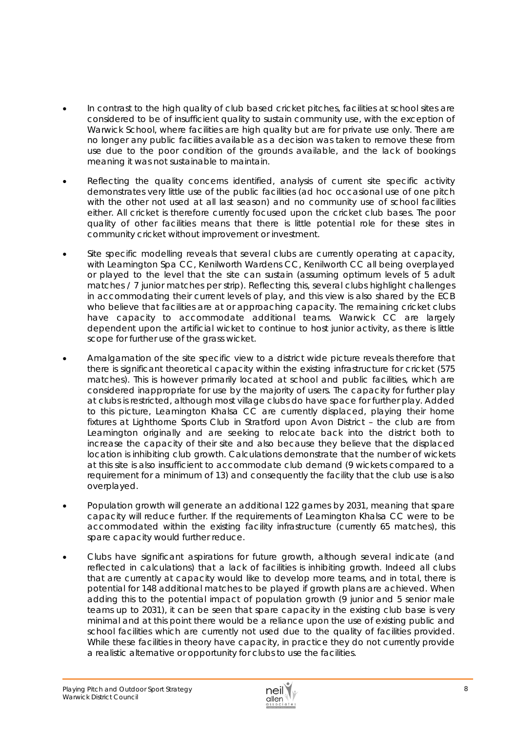- In contrast to the high quality of club based cricket pitches, facilities at school sites are considered to be of insufficient quality to sustain community use, with the exception of Warwick School, where facilities are high quality but are for private use only. There are no longer any public facilities available as a decision was taken to remove these from use due to the poor condition of the grounds available, and the lack of bookings meaning it was not sustainable to maintain.

- Reflecting the quality concerns identified, analysis of current site specific activity demonstrates very little use of the public facilities (ad hoc occasional use of one pitch with the other not used at all last season) and no community use of school facilities either. All cricket is therefore currently focused upon the cricket club bases. The poor quality of other facilities means that there is little potential role for these sites in community cricket without improvement or investment.

- Site specific modelling reveals that several clubs are currently operating at capacity, with Leamington Spa CC, Kenilworth Wardens CC, Kenilworth CC all being overplayed or played to the level that the site can sustain (assuming optimum levels of 5 adult matches / 7 junior matches per strip). Reflecting this, several clubs highlight challenges in accommodating their current levels of play, and this view is also shared by the ECB who believe that facilities are at or approaching capacity. The remaining cricket clubs have capacity to accommodate additional teams. Warwick CC are largely dependent upon the artificial wicket to continue to host junior activity, as there is little scope for further use of the grass wicket.

- Amalgamation of the site specific view to a district wide picture reveals therefore that there is significant theoretical capacity within the existing infrastructure for cricket (575 matches). This is however primarily located at school and public facilities, which are considered inappropriate for use by the majority of users. The capacity for further play at clubs is restricted, although most village clubs do have space for further play. Added to this picture, Leamington Khalsa CC are currently displaced, playing their home fixtures at Lighthorne Sports Club in Stratford upon Avon District – the club are from Leamington originally and are seeking to relocate back into the district both to increase the capacity of their site and also because they believe that the displaced location is inhibiting club growth. Calculations demonstrate that the number of wickets at this site is also insufficient to accommodate club demand (9 wickets compared to a requirement for a minimum of 13) and consequently the facility that the club use is also overplayed.

- Population growth will generate an additional 122 games by 2031, meaning that spare capacity will reduce further. If the requirements of Leamington Khalsa CC were to be accommodated within the existing facility infrastructure (currently 65 matches), this spare capacity would further reduce.

- Clubs have significant aspirations for future growth, although several indicate (and reflected in calculations) that a lack of facilities is inhibiting growth. Indeed all clubs that are currently at capacity would like to develop more teams, and in total, there is potential for 148 additional matches to be played if growth plans are achieved. When adding this to the potential impact of population growth (9 junior and 5 senior male teams up to 2031), it can be seen that spare capacity in the existing club base is very minimal and at this point there would be a reliance upon the use of existing public and school facilities which are currently not used due to the quality of facilities provided. While these facilities in theory have capacity, in practice they do not currently provide a realistic alternative or opportunity for clubs to use the facilities.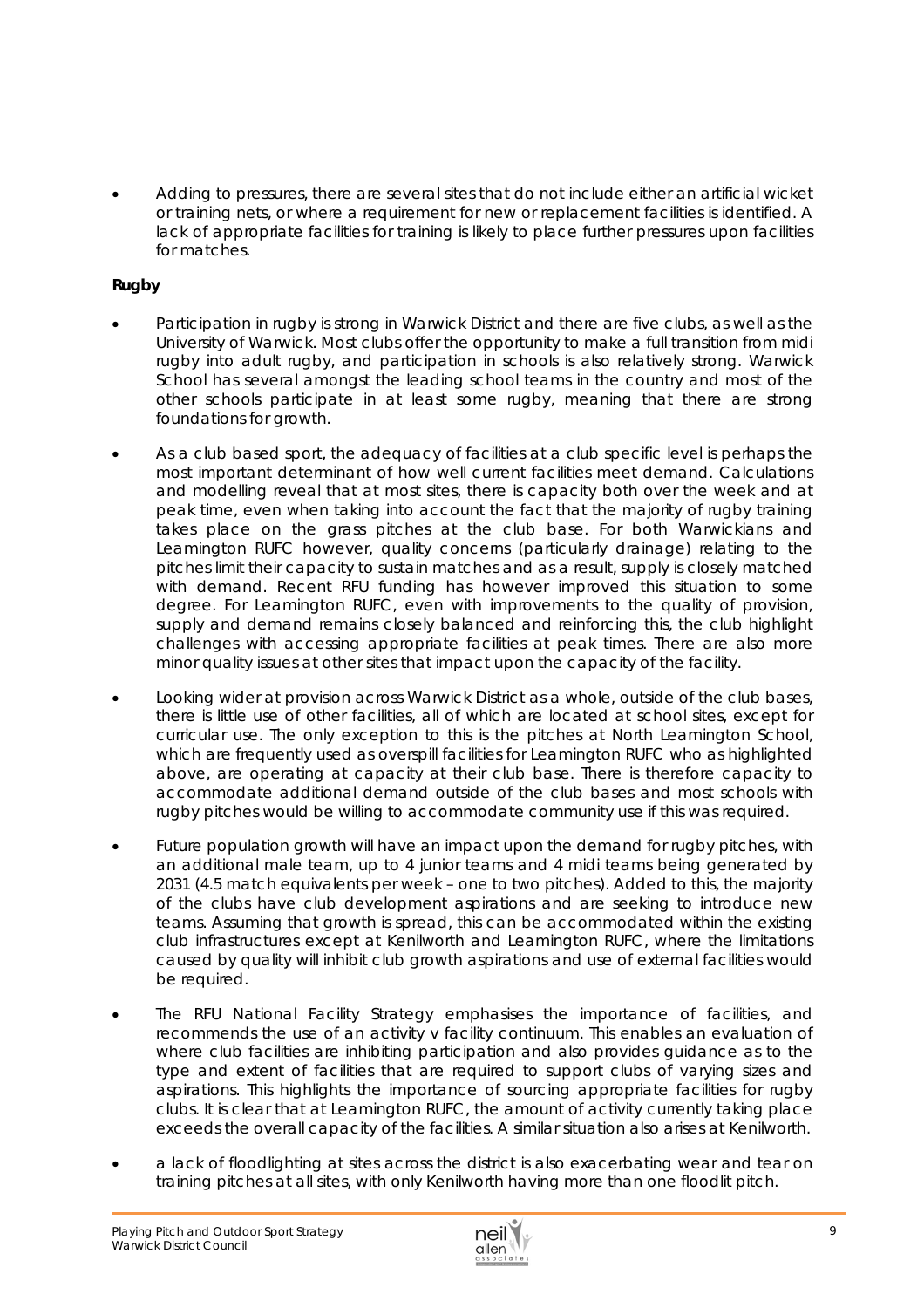- Adding to pressures, there are several sites that do not include either an artificial wicket or training nets, or where a requirement for new or replacement facilities is identified. A lack of appropriate facilities for training is likely to place further pressures upon facilities for matches.

**Rugby**

- Participation in rugby is strong in Warwick District and there are five clubs, as well as the University of Warwick. Most clubs offer the opportunity to make a full transition from midi rugby into adult rugby, and participation in schools is also relatively strong. Warwick School has several amongst the leading school teams in the country and most of the other schools participate in at least some rugby, meaning that there are strong foundations for growth.

- As a club based sport, the adequacy of facilities at a club specific level is perhaps the most important determinant of how well current facilities meet demand. Calculations and modelling reveal that at most sites, there is capacity both over the week and at peak time, even when taking into account the fact that the majority of rugby training takes place on the grass pitches at the club base. For both Warwickians and Leamington RUFC however, quality concerns (particularly drainage) relating to the pitches limit their capacity to sustain matches and as a result, supply is closely matched with demand. Recent RFU funding has however improved this situation to some degree. For Leamington RUFC, even with improvements to the quality of provision, supply and demand remains closely balanced and reinforcing this, the club highlight challenges with accessing appropriate facilities at peak times. There are also more minor quality issues at other sites that impact upon the capacity of the facility.

- Looking wider at provision across Warwick District as a whole, outside of the club bases, there is little use of other facilities, all of which are located at school sites, except for curricular use. The only exception to this is the pitches at North Leamington School, which are frequently used as overspill facilities for Leamington RUFC who as highlighted above, are operating at capacity at their club base. There is therefore capacity to accommodate additional demand outside of the club bases and most schools with rugby pitches would be willing to accommodate community use if this was required.

- Future population growth will have an impact upon the demand for rugby pitches, with an additional male team, up to 4 junior teams and 4 midi teams being generated by 2031 (4.5 match equivalents per week – one to two pitches). Added to this, the majority of the clubs have club development aspirations and are seeking to introduce new teams. Assuming that growth is spread, this can be accommodated within the existing club infrastructures except at Kenilworth and Leamington RUFC, where the limitations caused by quality will inhibit club growth aspirations and use of external facilities would be required.

- The RFU National Facility Strategy emphasises the importance of facilities, and recommends the use of an activity v facility continuum. This enables an evaluation of where club facilities are inhibiting participation and also provides guidance as to the type and extent of facilities that are required to support clubs of varying sizes and aspirations. This highlights the importance of sourcing appropriate facilities for rugby clubs. It is clear that at Leamington RUFC, the amount of activity currently taking place exceeds the overall capacity of the facilities. A similar situation also arises at Kenilworth.

- a lack of floodlighting at sites across the district is also exacerbating wear and tear on training pitches at all sites, with only Kenilworth having more than one floodlit pitch.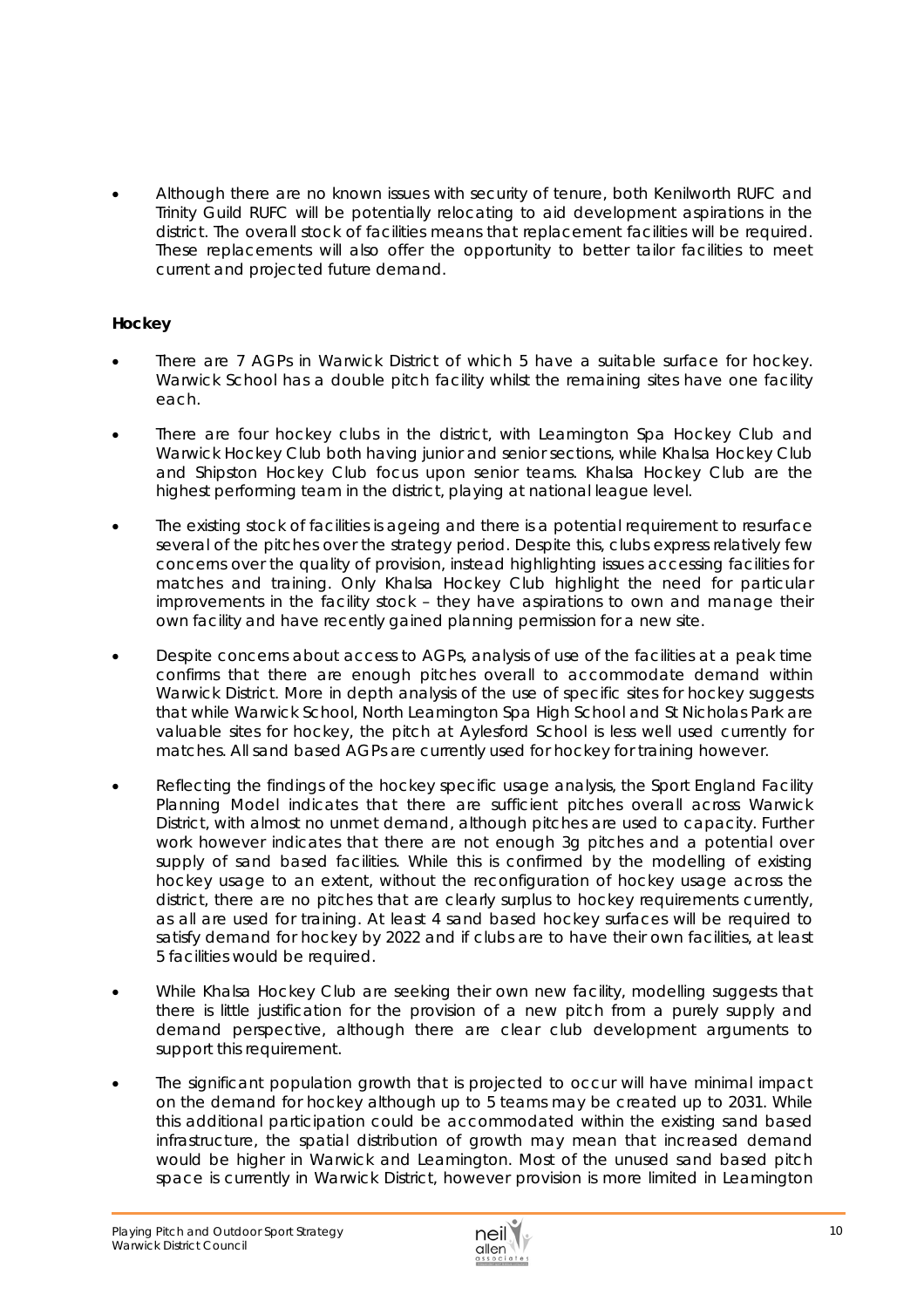- Although there are no known issues with security of tenure, both Kenilworth RUFC and Trinity Guild RUFC will be potentially relocating to aid development aspirations in the district. The overall stock of facilities means that replacement facilities will be required. These replacements will also offer the opportunity to better tailor facilities to meet current and projected future demand.

**Hockey**

- There are 7 AGPs in Warwick District of which 5 have a suitable surface for hockey. Warwick School has a double pitch facility whilst the remaining sites have one facility each.
- There are four hockey clubs in the district, with Leamington Spa Hockey Club and Warwick Hockey Club both having junior and senior sections, while Khalsa Hockey Club and Shipston Hockey Club focus upon senior teams. Khalsa Hockey Club are the highest performing team in the district, playing at national league level.
- The existing stock of facilities is ageing and there is a potential requirement to resurface several of the pitches over the strategy period. Despite this, clubs express relatively few concerns over the quality of provision, instead highlighting issues accessing facilities for matches and training. Only Khalsa Hockey Club highlight the need for particular improvements in the facility stock – they have aspirations to own and manage their own facility and have recently gained planning permission for a new site.
- Despite concerns about access to AGPs, analysis of use of the facilities at a peak time confirms that there are enough pitches overall to accommodate demand within Warwick District. More in depth analysis of the use of specific sites for hockey suggests that while Warwick School, North Leamington Spa High School and St Nicholas Park are valuable sites for hockey, the pitch at Aylesford School is less well used currently for matches. All sand based AGPs are currently used for hockey for training however.
- Reflecting the findings of the hockey specific usage analysis, the Sport England Facility Planning Model indicates that there are sufficient pitches overall across Warwick District, with almost no unmet demand, although pitches are used to capacity. Further work however indicates that there are not enough 3g pitches and a potential over supply of sand based facilities. While this is confirmed by the modelling of existing hockey usage to an extent, without the reconfiguration of hockey usage across the district, there are no pitches that are clearly surplus to hockey requirements currently, as all are used for training. At least 4 sand based hockey surfaces will be required to satisfy demand for hockey by 2022 and if clubs are to have their own facilities, at least 5 facilities would be required.
- While Khalsa Hockey Club are seeking their own new facility, modelling suggests that there is little justification for the provision of a new pitch from a purely supply and demand perspective, although there are clear club development arguments to support this requirement.
- The significant population growth that is projected to occur will have minimal impact on the demand for hockey although up to 5 teams may be created up to 2031. While this additional participation could be accommodated within the existing sand based infrastructure, the spatial distribution of growth may mean that increased demand would be higher in Warwick and Leamington. Most of the unused sand based pitch space is currently in Warwick District, however provision is more limited in Leamington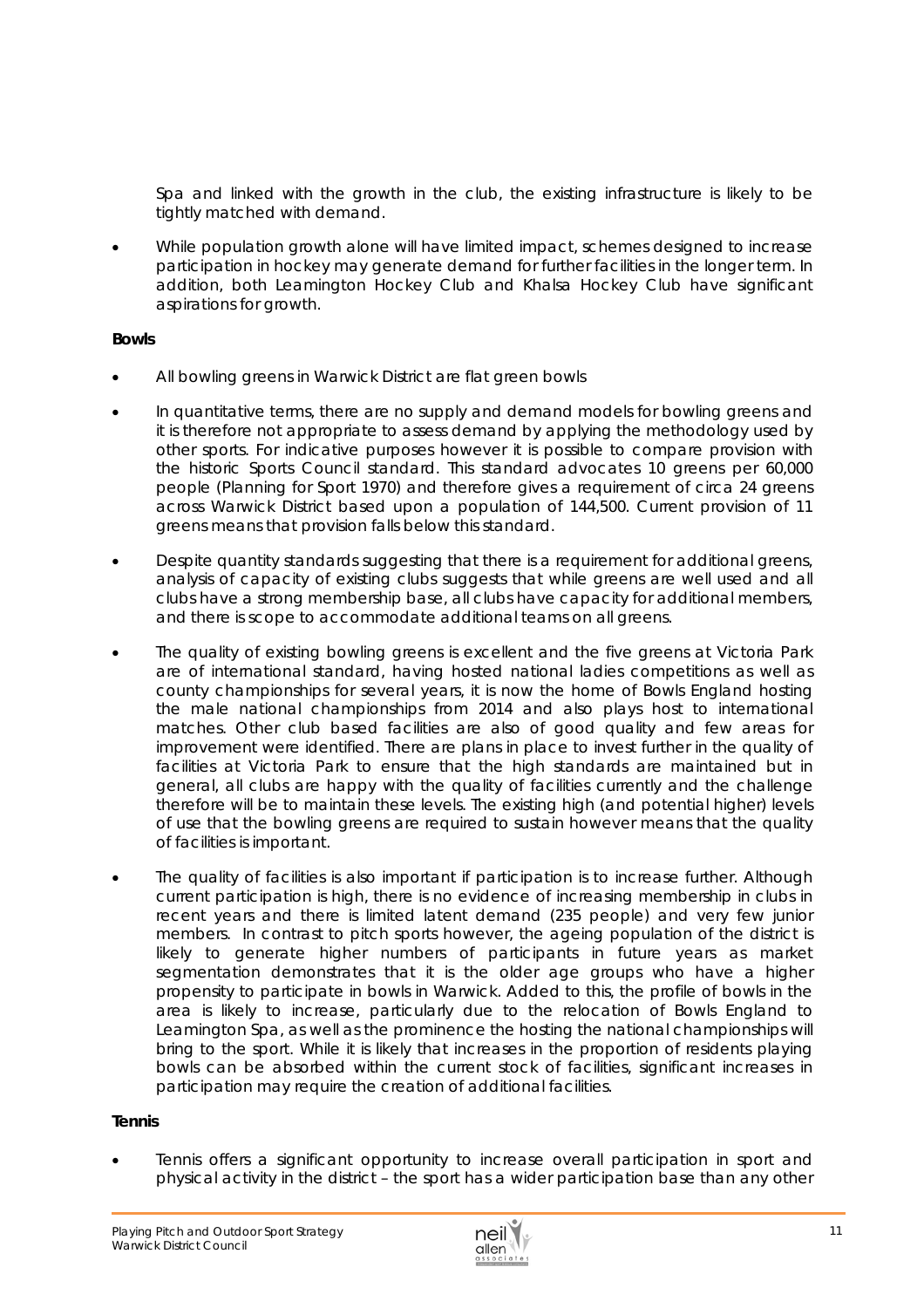Spa and linked with the growth in the club, the existing infrastructure is likely to be tightly matched with demand.

- While population growth alone will have limited impact, schemes designed to increase participation in hockey may generate demand for further facilities in the longer term. In addition, both Leamington Hockey Club and Khalsa Hockey Club have significant aspirations for growth.

**Bowls**

- All bowling greens in Warwick District are flat green bowls
- In quantitative terms, there are no supply and demand models for bowling greens and it is therefore not appropriate to assess demand by applying the methodology used by other sports. For indicative purposes however it is possible to compare provision with the historic Sports Council standard. This standard advocates 10 greens per 60,000 people (Planning for Sport 1970) and therefore gives a requirement of circa 24 greens across Warwick District based upon a population of 144,500. Current provision of 11 greens means that provision falls below this standard.
- Despite quantity standards suggesting that there is a requirement for additional greens, analysis of capacity of existing clubs suggests that while greens are well used and all clubs have a strong membership base, all clubs have capacity for additional members, and there is scope to accommodate additional teams on all greens.
- The quality of existing bowling greens is excellent and the five greens at Victoria Park are of international standard, having hosted national ladies competitions as well as county championships for several years, it is now the home of Bowls England hosting the male national championships from 2014 and also plays host to international matches. Other club based facilities are also of good quality and few areas for improvement were identified. There are plans in place to invest further in the quality of facilities at Victoria Park to ensure that the high standards are maintained but in general, all clubs are happy with the quality of facilities currently and the challenge therefore will be to maintain these levels. The existing high (and potential higher) levels of use that the bowling greens are required to sustain however means that the quality of facilities is important.
- The quality of facilities is also important if participation is to increase further. Although current participation is high, there is no evidence of increasing membership in clubs in recent years and there is limited latent demand (235 people) and very few junior members. In contrast to pitch sports however, the ageing population of the district is likely to generate higher numbers of participants in future years as market segmentation demonstrates that it is the older age groups who have a higher propensity to participate in bowls in Warwick. Added to this, the profile of bowls in the area is likely to increase, particularly due to the relocation of Bowls England to Leamington Spa, as well as the prominence the hosting the national championships will bring to the sport. While it is likely that increases in the proportion of residents playing bowls can be absorbed within the current stock of facilities, significant increases in participation may require the creation of additional facilities.

**Tennis**

- Tennis offers a significant opportunity to increase overall participation in sport and physical activity in the district – the sport has a wider participation base than any other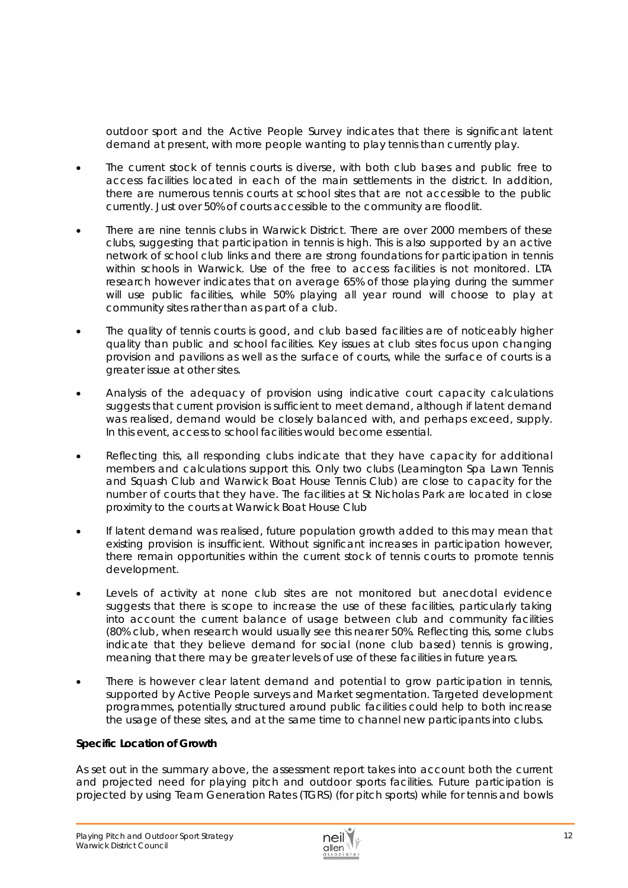outdoor sport and the Active People Survey indicates that there is significant latent demand at present, with more people wanting to play tennis than currently play.

- The current stock of tennis courts is diverse, with both club bases and public free to access facilities located in each of the main settlements in the district. In addition, there are numerous tennis courts at school sites that are not accessible to the public currently. Just over 50% of courts accessible to the community are floodlit.
- There are nine tennis clubs in Warwick District. There are over 2000 members of these clubs, suggesting that participation in tennis is high. This is also supported by an active network of school club links and there are strong foundations for participation in tennis within schools in Warwick. Use of the free to access facilities is not monitored. LTA research however indicates that on average 65% of those playing during the summer will use public facilities, while 50% playing all year round will choose to play at community sites rather than as part of a club.
- The quality of tennis courts is good, and club based facilities are of noticeably higher quality than public and school facilities. Key issues at club sites focus upon changing provision and pavilions as well as the surface of courts, while the surface of courts is a greater issue at other sites.
- Analysis of the adequacy of provision using indicative court capacity calculations suggests that current provision is sufficient to meet demand, although if latent demand was realised, demand would be closely balanced with, and perhaps exceed, supply. In this event, access to school facilities would become essential.
- Reflecting this, all responding clubs indicate that they have capacity for additional members and calculations support this. Only two clubs (Leamington Spa Lawn Tennis and Squash Club and Warwick Boat House Tennis Club) are close to capacity for the number of courts that they have. The facilities at St Nicholas Park are located in close proximity to the courts at Warwick Boat House Club
- If latent demand was realised, future population growth added to this may mean that existing provision is insufficient. Without significant increases in participation however, there remain opportunities within the current stock of tennis courts to promote tennis development.
- Levels of activity at none club sites are not monitored but anecdotal evidence suggests that there is scope to increase the use of these facilities, particularly taking into account the current balance of usage between club and community facilities (80% club, when research would usually see this nearer 50%. Reflecting this, some clubs indicate that they believe demand for social (none club based) tennis is growing, meaning that there may be greater levels of use of these facilities in future years.
- There is however clear latent demand and potential to grow participation in tennis, supported by Active People surveys and Market segmentation. Targeted development programmes, potentially structured around public facilities could help to both increase the usage of these sites, and at the same time to channel new participants into clubs.

**Specific Location of Growth**

As set out in the summary above, the assessment report takes into account both the current and projected need for playing pitch and outdoor sports facilities. Future participation is projected by using Team Generation Rates (TGRS) (for pitch sports) while for tennis and bowls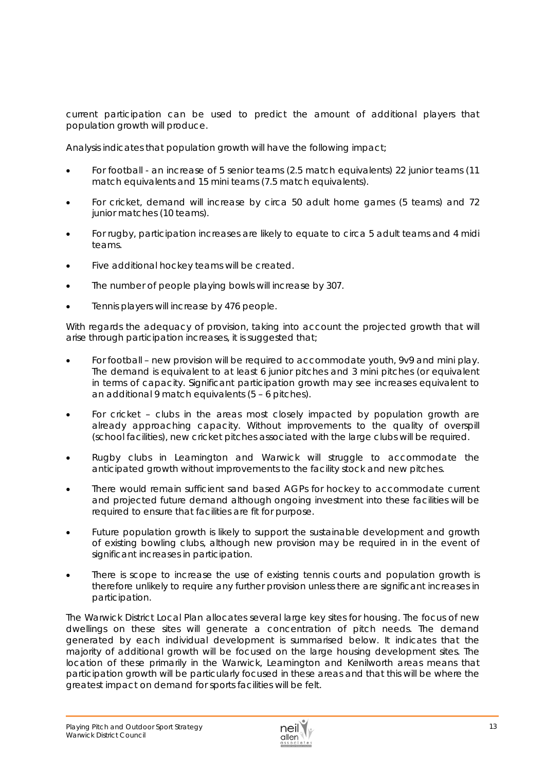current participation can be used to predict the amount of additional players that population growth will produce.

Analysis indicates that population growth will have the following impact;

- For football - an increase of 5 senior teams (2.5 match equivalents) 22 junior teams (11 match equivalents and 15 mini teams (7.5 match equivalents).
- For cricket, demand will increase by circa 50 adult home games (5 teams) and 72 junior matches (10 teams).
- For rugby, participation increases are likely to equate to circa 5 adult teams and 4 midi teams.
- Five additional hockey teams will be created.
- The number of people playing bowls will increase by 307.
- Tennis players will increase by 476 people.

With regards the adequacy of provision, taking into account the projected growth that will arise through participation increases, it is suggested that;

- For football – new provision will be required to accommodate youth, 9v9 and mini play. The demand is equivalent to at least 6 junior pitches and 3 mini pitches (or equivalent in terms of capacity. Significant participation growth may see increases equivalent to an additional 9 match equivalents (5 – 6 pitches).
- For cricket – clubs in the areas most closely impacted by population growth are already approaching capacity. Without improvements to the quality of overspill (school facilities), new cricket pitches associated with the large clubs will be required.
- Rugby clubs in Leamington and Warwick will struggle to accommodate the anticipated growth without improvements to the facility stock and new pitches.
- There would remain sufficient sand based AGPs for hockey to accommodate current and projected future demand although ongoing investment into these facilities will be required to ensure that facilities are fit for purpose.
- Future population growth is likely to support the sustainable development and growth of existing bowling clubs, although new provision may be required in in the event of significant increases in participation.
- There is scope to increase the use of existing tennis courts and population growth is therefore unlikely to require any further provision unless there are significant increases in participation.

The Warwick District Local Plan allocates several large key sites for housing. The focus of new dwellings on these sites will generate a concentration of pitch needs. The demand generated by each individual development is summarised below. It indicates that the majority of additional growth will be focused on the large housing development sites. The location of these primarily in the Warwick, Leamington and Kenilworth areas means that participation growth will be particularly focused in these areas and that this will be where the greatest impact on demand for sports facilities will be felt.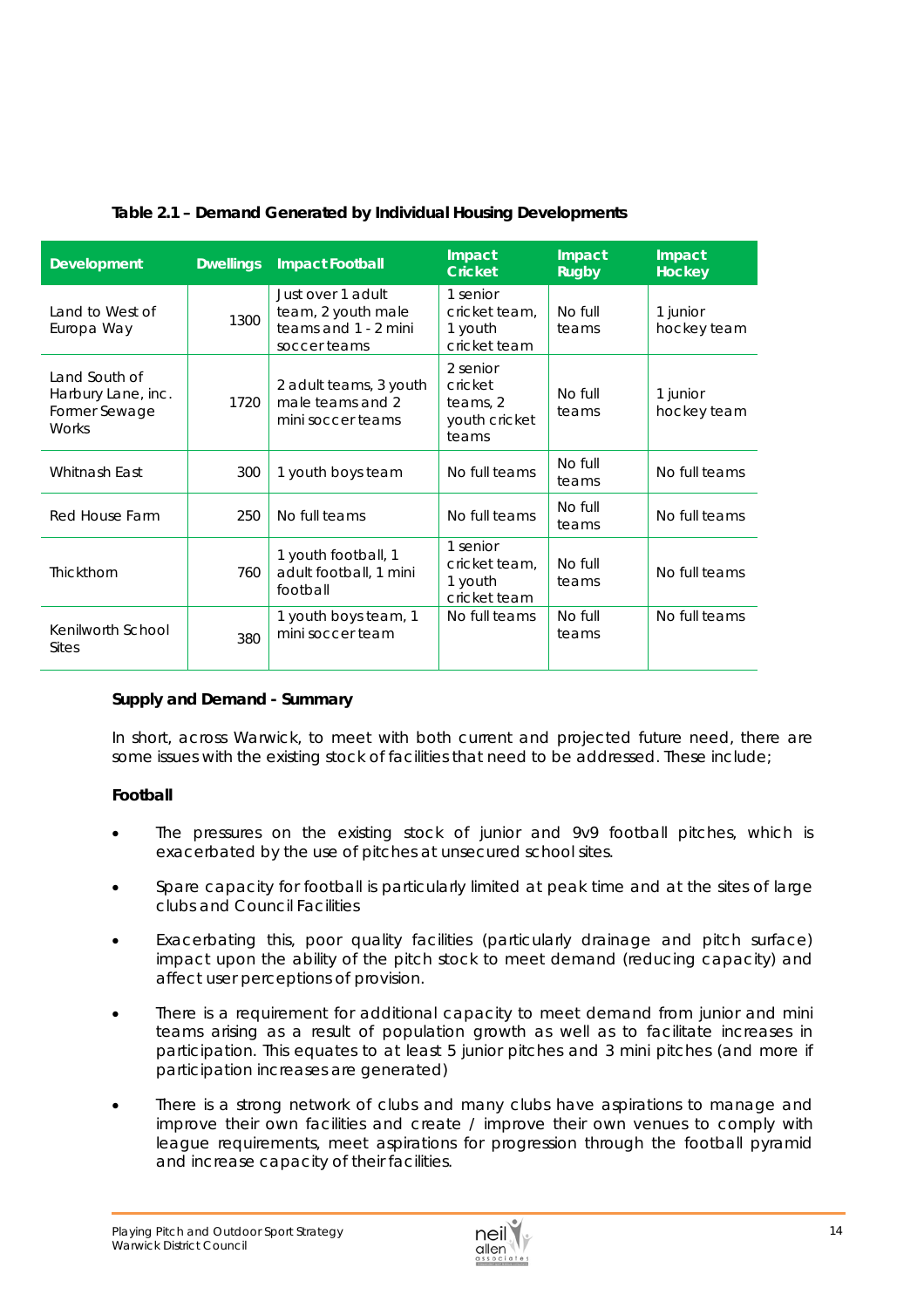**Table 2.1 – Demand Generated by Individual Housing Developments**

| Development | Dwellings | Impact Football | Impact Cricket | Impact Rugby | Impact Hockey |
|---|---|---|---|---|---|
| Land to West of Europa Way | 1300 | Just over 1 adult team, 2 youth male teams and 1 - 2 mini soccer teams | 1 senior cricket team, 1 youth cricket team | No full teams | 1 junior hockey team |
| Land South of Harbury Lane, inc. Former Sewage Works | 1720 | 2 adult teams, 3 youth male teams and 2 mini soccer teams | 2 senior cricket teams, 2 youth cricket teams | No full teams | 1 junior hockey team |
| Whitnash East | 300 | 1 youth boys team | No full teams | No full teams | No full teams |
| Red House Farm | 250 | No full teams | No full teams | No full teams | No full teams |
| Thickthorn | 760 | 1 youth football, 1 adult football, 1 mini football | 1 senior cricket team, 1 youth cricket team | No full teams | No full teams |
| Kenilworth School Sites | 380 | 1 youth boys team, 1 mini soccer team | No full teams | No full teams | No full teams |

**Supply and Demand - Summary**

In short, across Warwick, to meet with both current and projected future need, there are some issues with the existing stock of facilities that need to be addressed. These include;

**Football**

- The pressures on the existing stock of junior and 9v9 football pitches, which is exacerbated by the use of pitches at unsecured school sites.
- Spare capacity for football is particularly limited at peak time and at the sites of large clubs and Council Facilities
- Exacerbating this, poor quality facilities (particularly drainage and pitch surface) impact upon the ability of the pitch stock to meet demand (reducing capacity) and affect user perceptions of provision.
- There is a requirement for additional capacity to meet demand from junior and mini teams arising as a result of population growth as well as to facilitate increases in participation. This equates to at least 5 junior pitches and 3 mini pitches (and more if participation increases are generated)
- There is a strong network of clubs and many clubs have aspirations to manage and improve their own facilities and create / improve their own venues to comply with league requirements, meet aspirations for progression through the football pyramid and increase capacity of their facilities.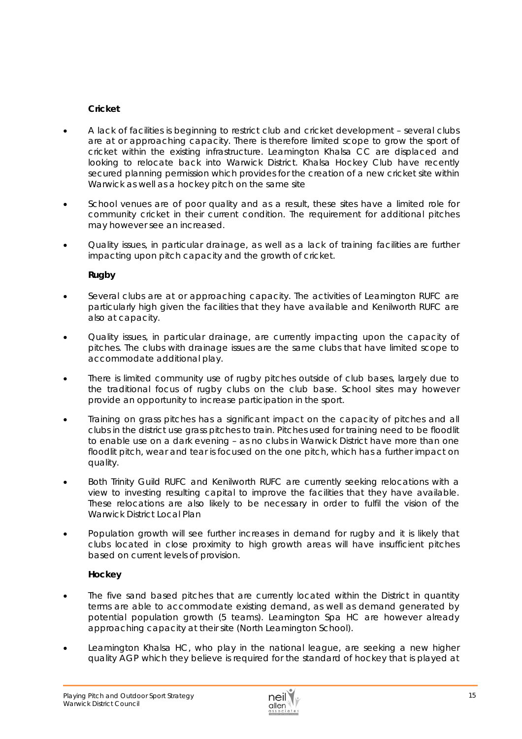**Cricket**

- A lack of facilities is beginning to restrict club and cricket development – several clubs are at or approaching capacity. There is therefore limited scope to grow the sport of cricket within the existing infrastructure. Leamington Khalsa CC are displaced and looking to relocate back into Warwick District. Khalsa Hockey Club have recently secured planning permission which provides for the creation of a new cricket site within Warwick as well as a hockey pitch on the same site

- School venues are of poor quality and as a result, these sites have a limited role for community cricket in their current condition. The requirement for additional pitches may however see an increased.

- Quality issues, in particular drainage, as well as a lack of training facilities are further impacting upon pitch capacity and the growth of cricket.

**Rugby**

- Several clubs are at or approaching capacity. The activities of Leamington RUFC are particularly high given the facilities that they have available and Kenilworth RUFC are also at capacity.

- Quality issues, in particular drainage, are currently impacting upon the capacity of pitches. The clubs with drainage issues are the same clubs that have limited scope to accommodate additional play.

- There is limited community use of rugby pitches outside of club bases, largely due to the traditional focus of rugby clubs on the club base. School sites may however provide an opportunity to increase participation in the sport.

- Training on grass pitches has a significant impact on the capacity of pitches and all clubs in the district use grass pitches to train. Pitches used for training need to be floodlit to enable use on a dark evening – as no clubs in Warwick District have more than one floodlit pitch, wear and tear is focused on the one pitch, which has a further impact on quality.

- Both Trinity Guild RUFC and Kenilworth RUFC are currently seeking relocations with a view to investing resulting capital to improve the facilities that they have available. These relocations are also likely to be necessary in order to fulfil the vision of the Warwick District Local Plan

- Population growth will see further increases in demand for rugby and it is likely that clubs located in close proximity to high growth areas will have insufficient pitches based on current levels of provision.

**Hockey**

- The five sand based pitches that are currently located within the District in quantity terms are able to accommodate existing demand, as well as demand generated by potential population growth (5 teams). Leamington Spa HC are however already approaching capacity at their site (North Leamington School).

- Leamington Khalsa HC, who play in the national league, are seeking a new higher quality AGP which they believe is required for the standard of hockey that is played at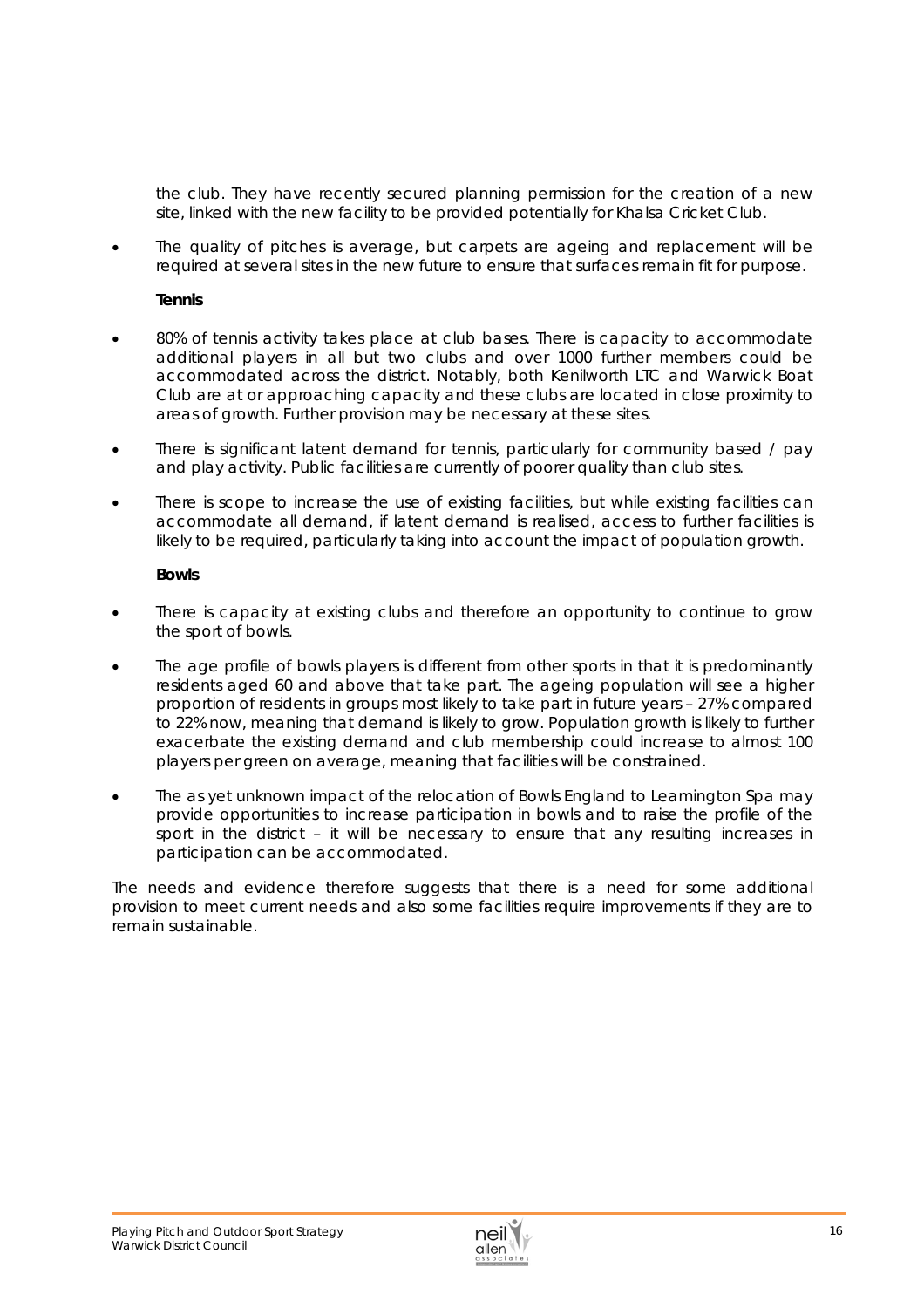the club. They have recently secured planning permission for the creation of a new site, linked with the new facility to be provided potentially for Khalsa Cricket Club.

- The quality of pitches is average, but carpets are ageing and replacement will be required at several sites in the new future to ensure that surfaces remain fit for purpose.

**Tennis**

- 80% of tennis activity takes place at club bases. There is capacity to accommodate additional players in all but two clubs and over 1000 further members could be accommodated across the district. Notably, both Kenilworth LTC and Warwick Boat Club are at or approaching capacity and these clubs are located in close proximity to areas of growth. Further provision may be necessary at these sites.
- There is significant latent demand for tennis, particularly for community based / pay and play activity. Public facilities are currently of poorer quality than club sites.
- There is scope to increase the use of existing facilities, but while existing facilities can accommodate all demand, if latent demand is realised, access to further facilities is likely to be required, particularly taking into account the impact of population growth.

**Bowls**

- There is capacity at existing clubs and therefore an opportunity to continue to grow the sport of bowls.
- The age profile of bowls players is different from other sports in that it is predominantly residents aged 60 and above that take part. The ageing population will see a higher proportion of residents in groups most likely to take part in future years – 27% compared to 22% now, meaning that demand is likely to grow. Population growth is likely to further exacerbate the existing demand and club membership could increase to almost 100 players per green on average, meaning that facilities will be constrained.
- The as yet unknown impact of the relocation of Bowls England to Leamington Spa may provide opportunities to increase participation in bowls and to raise the profile of the sport in the district – it will be necessary to ensure that any resulting increases in participation can be accommodated.

The needs and evidence therefore suggests that there is a need for some additional provision to meet current needs and also some facilities require improvements if they are to remain sustainable.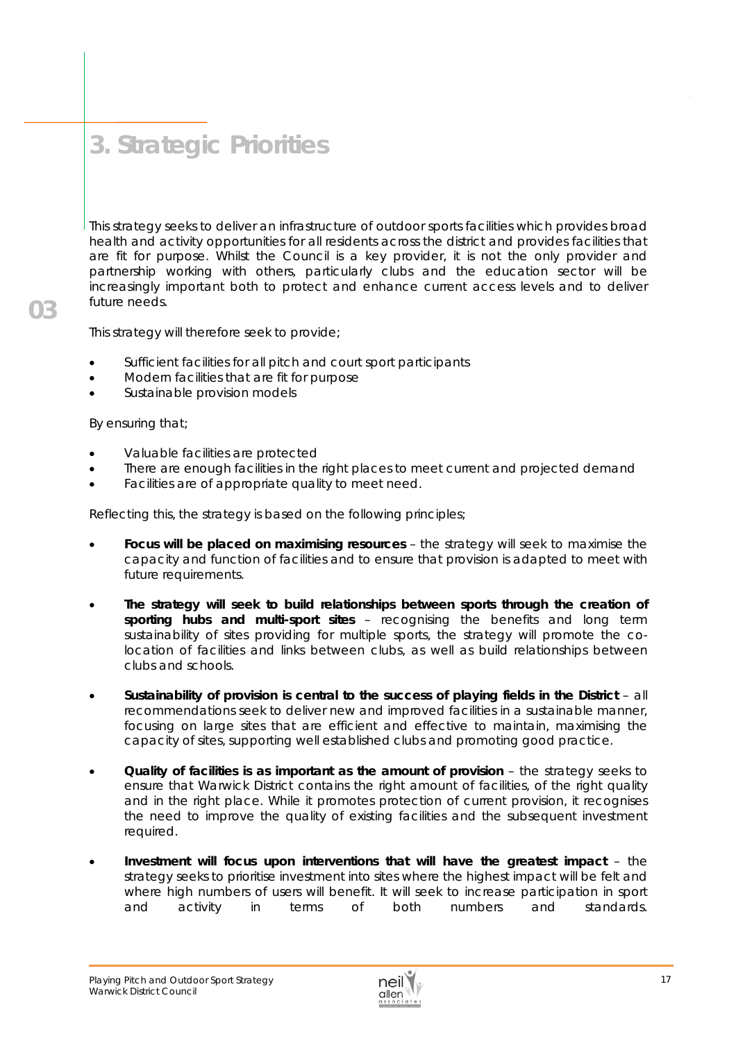# 3. Strategic Priorities

This strategy seeks to deliver an infrastructure of outdoor sports facilities which provides broad health and activity opportunities for all residents across the district and provides facilities that are fit for purpose. Whilst the Council is a key provider, it is not the only provider and partnership working with others, particularly clubs and the education sector will be increasingly important both to protect and enhance current access levels and to deliver future needs.

This strategy will therefore seek to provide;

- Sufficient facilities for all pitch and court sport participants
- Modern facilities that are fit for purpose
- Sustainable provision models

By ensuring that;

- Valuable facilities are protected
- There are enough facilities in the right places to meet current and projected demand
- Facilities are of appropriate quality to meet need.

Reflecting this, the strategy is based on the following principles;

- **Focus will be placed on maximising resources** – the strategy will seek to maximise the capacity and function of facilities and to ensure that provision is adapted to meet with future requirements.
- **The strategy will seek to build relationships between sports through the creation of sporting hubs and multi-sport sites** – recognising the benefits and long term sustainability of sites providing for multiple sports, the strategy will promote the co-location of facilities and links between clubs, as well as build relationships between clubs and schools.
- **Sustainability of provision is central to the success of playing fields in the District** – all recommendations seek to deliver new and improved facilities in a sustainable manner, focusing on large sites that are efficient and effective to maintain, maximising the capacity of sites, supporting well established clubs and promoting good practice.
- **Quality of facilities is as important as the amount of provision** – the strategy seeks to ensure that Warwick District contains the right amount of facilities, of the right quality and in the right place. While it promotes protection of current provision, it recognises the need to improve the quality of existing facilities and the subsequent investment required.
- **Investment will focus upon interventions that will have the greatest impact** – the strategy seeks to prioritise investment into sites where the highest impact will be felt and where high numbers of users will benefit. It will seek to increase participation in sport and activity in terms of both numbers and standards.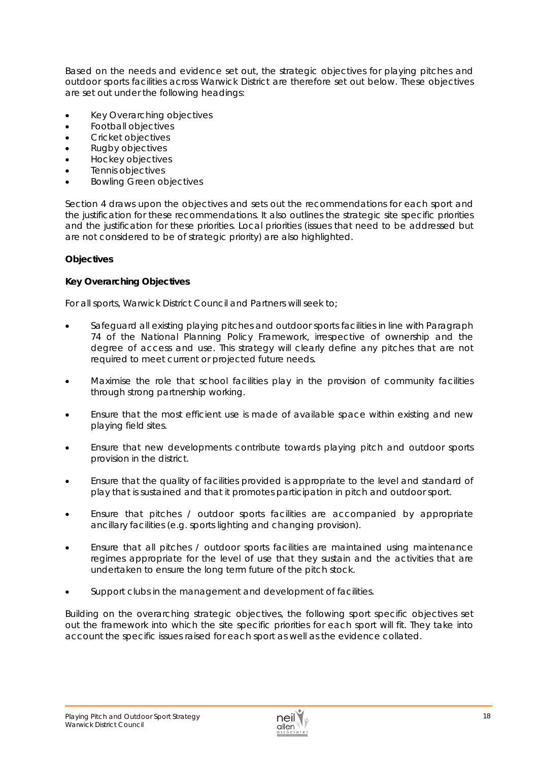Based on the needs and evidence set out, the strategic objectives for playing pitches and outdoor sports facilities across Warwick District are therefore set out below. These objectives are set out under the following headings:

- Key Overarching objectives
- Football objectives
- Cricket objectives
- Rugby objectives
- Hockey objectives
- Tennis objectives
- Bowling Green objectives

Section 4 draws upon the objectives and sets out the recommendations for each sport and the justification for these recommendations. It also outlines the strategic site specific priorities and the justification for these priorities. Local priorities (issues that need to be addressed but are not considered to be of strategic priority) are also highlighted.

**Objectives**

**Key Overarching Objectives**

For all sports, Warwick District Council and Partners will seek to;

- Safeguard all existing playing pitches and outdoor sports facilities in line with Paragraph 74 of the National Planning Policy Framework, irrespective of ownership and the degree of access and use. This strategy will clearly define any pitches that are not required to meet current or projected future needs.

- Maximise the role that school facilities play in the provision of community facilities through strong partnership working.

- Ensure that the most efficient use is made of available space within existing and new playing field sites.

- Ensure that new developments contribute towards playing pitch and outdoor sports provision in the district.

- Ensure that the quality of facilities provided is appropriate to the level and standard of play that is sustained and that it promotes participation in pitch and outdoor sport.

- Ensure that pitches / outdoor sports facilities are accompanied by appropriate ancillary facilities (e.g. sports lighting and changing provision).

- Ensure that all pitches / outdoor sports facilities are maintained using maintenance regimes appropriate for the level of use that they sustain and the activities that are undertaken to ensure the long term future of the pitch stock.

- Support clubs in the management and development of facilities.

Building on the overarching strategic objectives, the following sport specific objectives set out the framework into which the site specific priorities for each sport will fit. They take into account the specific issues raised for each sport as well as the evidence collated.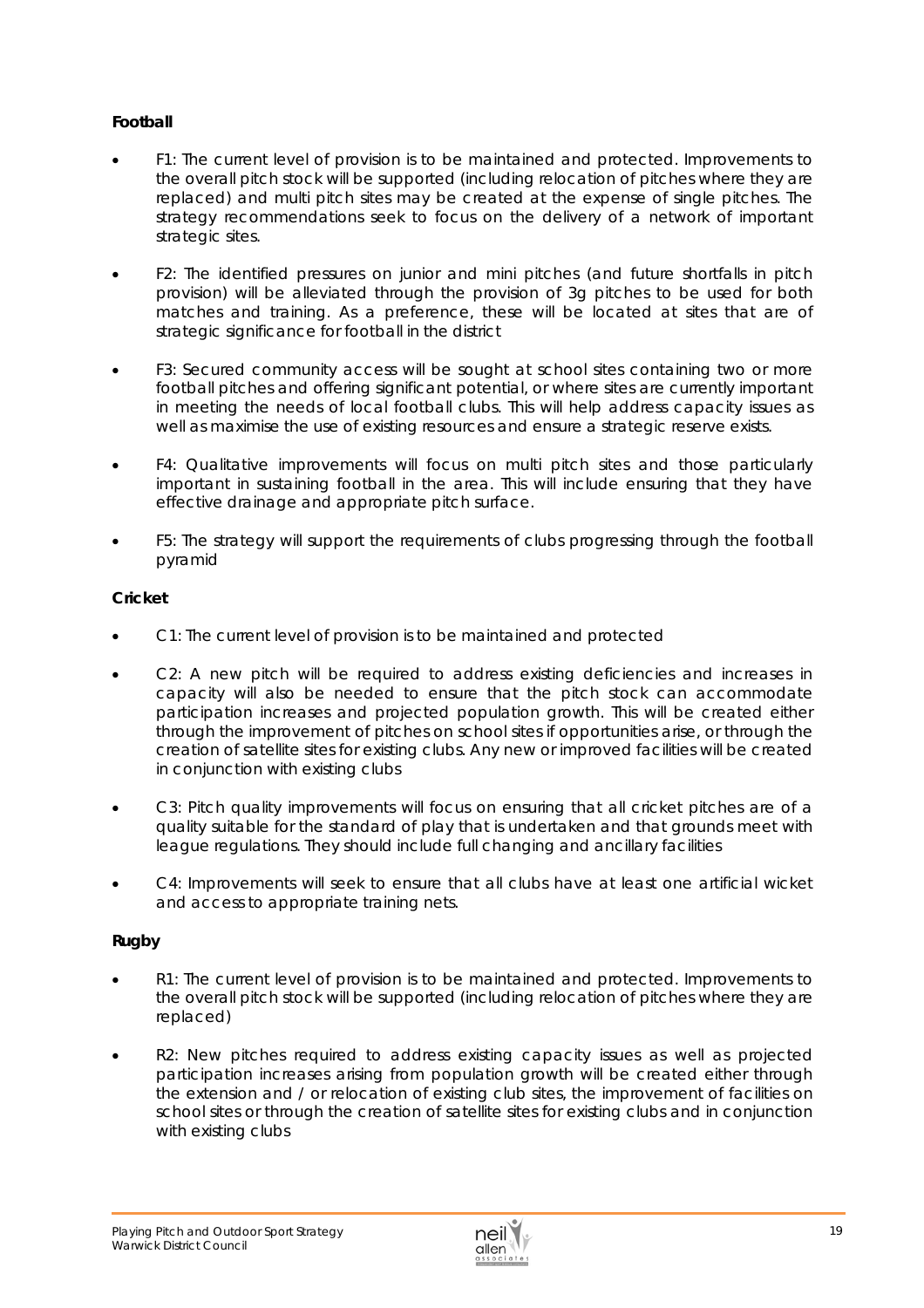**Football**

- F1: The current level of provision is to be maintained and protected. Improvements to the overall pitch stock will be supported (including relocation of pitches where they are replaced) and multi pitch sites may be created at the expense of single pitches. The strategy recommendations seek to focus on the delivery of a network of important strategic sites.

- F2: The identified pressures on junior and mini pitches (and future shortfalls in pitch provision) will be alleviated through the provision of 3g pitches to be used for both matches and training. As a preference, these will be located at sites that are of strategic significance for football in the district

- F3: Secured community access will be sought at school sites containing two or more football pitches and offering significant potential, or where sites are currently important in meeting the needs of local football clubs. This will help address capacity issues as well as maximise the use of existing resources and ensure a strategic reserve exists.

- F4: Qualitative improvements will focus on multi pitch sites and those particularly important in sustaining football in the area. This will include ensuring that they have effective drainage and appropriate pitch surface.

- F5: The strategy will support the requirements of clubs progressing through the football pyramid

**Cricket**

- C1: The current level of provision is to be maintained and protected

- C2: A new pitch will be required to address existing deficiencies and increases in capacity will also be needed to ensure that the pitch stock can accommodate participation increases and projected population growth. This will be created either through the improvement of pitches on school sites if opportunities arise, or through the creation of satellite sites for existing clubs. Any new or improved facilities will be created in conjunction with existing clubs

- C3: Pitch quality improvements will focus on ensuring that all cricket pitches are of a quality suitable for the standard of play that is undertaken and that grounds meet with league regulations. They should include full changing and ancillary facilities

- C4: Improvements will seek to ensure that all clubs have at least one artificial wicket and access to appropriate training nets.

**Rugby**

- R1: The current level of provision is to be maintained and protected. Improvements to the overall pitch stock will be supported (including relocation of pitches where they are replaced)

- R2: New pitches required to address existing capacity issues as well as projected participation increases arising from population growth will be created either through the extension and / or relocation of existing club sites, the improvement of facilities on school sites or through the creation of satellite sites for existing clubs and in conjunction with existing clubs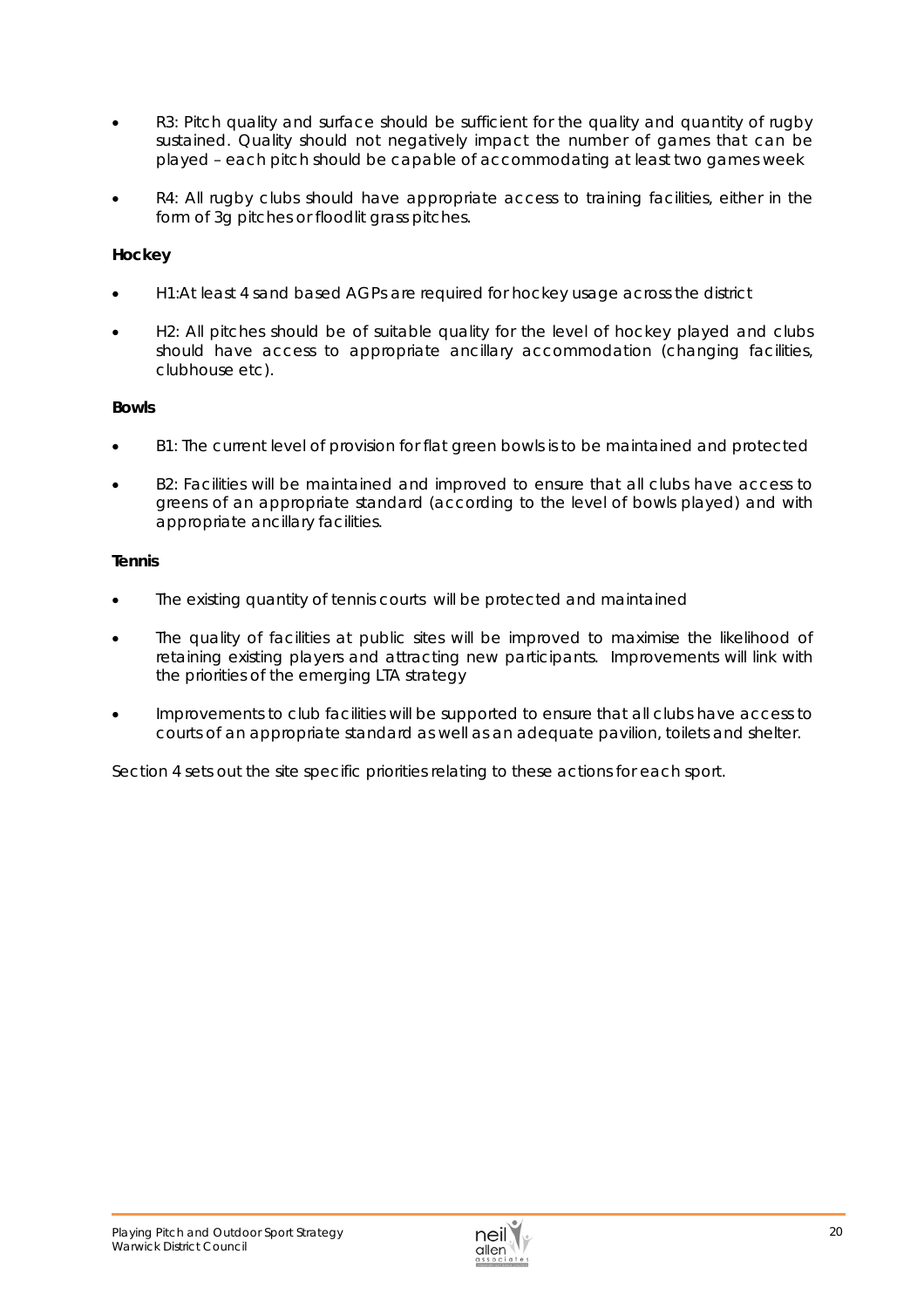- R3: Pitch quality and surface should be sufficient for the quality and quantity of rugby sustained. Quality should not negatively impact the number of games that can be played – each pitch should be capable of accommodating at least two games week

- R4: All rugby clubs should have appropriate access to training facilities, either in the form of 3g pitches or floodlit grass pitches.

**Hockey**

- H1:At least 4 sand based AGPs are required for hockey usage across the district

- H2: All pitches should be of suitable quality for the level of hockey played and clubs should have access to appropriate ancillary accommodation (changing facilities, clubhouse etc).

**Bowls**

- B1: The current level of provision for flat green bowls is to be maintained and protected

- B2: Facilities will be maintained and improved to ensure that all clubs have access to greens of an appropriate standard (according to the level of bowls played) and with appropriate ancillary facilities.

**Tennis**

- The existing quantity of tennis courts will be protected and maintained

- The quality of facilities at public sites will be improved to maximise the likelihood of retaining existing players and attracting new participants. Improvements will link with the priorities of the emerging LTA strategy

- Improvements to club facilities will be supported to ensure that all clubs have access to courts of an appropriate standard as well as an adequate pavilion, toilets and shelter.

Section 4 sets out the site specific priorities relating to these actions for each sport.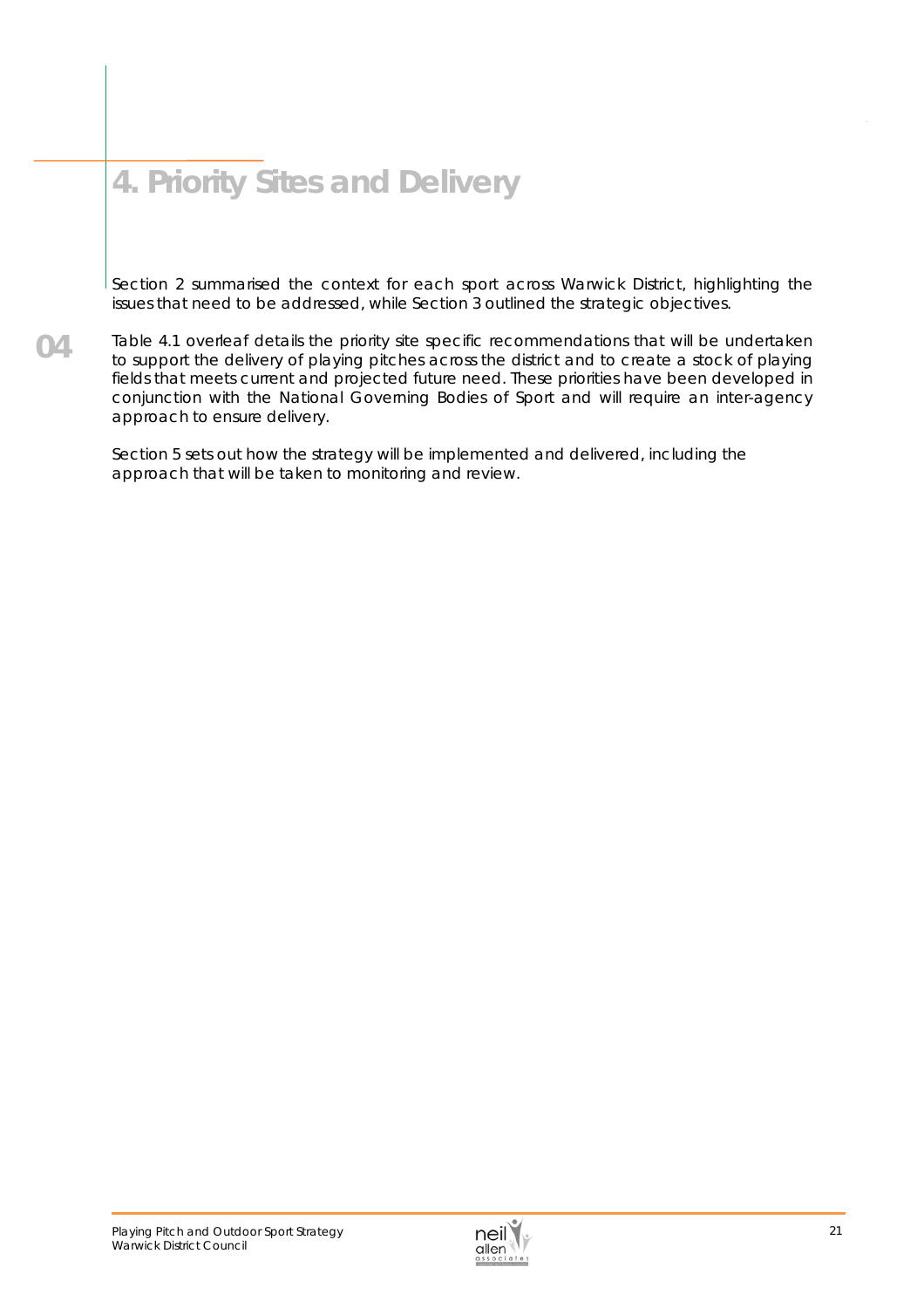# 4. Priority Sites and Delivery

Section 2 summarised the context for each sport across Warwick District, highlighting the issues that need to be addressed, while Section 3 outlined the strategic objectives.

Table 4.1 overleaf details the priority site specific recommendations that will be undertaken to support the delivery of playing pitches across the district and to create a stock of playing fields that meets current and projected future need. These priorities have been developed in conjunction with the National Governing Bodies of Sport and will require an inter-agency approach to ensure delivery.

Section 5 sets out how the strategy will be implemented and delivered, including the approach that will be taken to monitoring and review.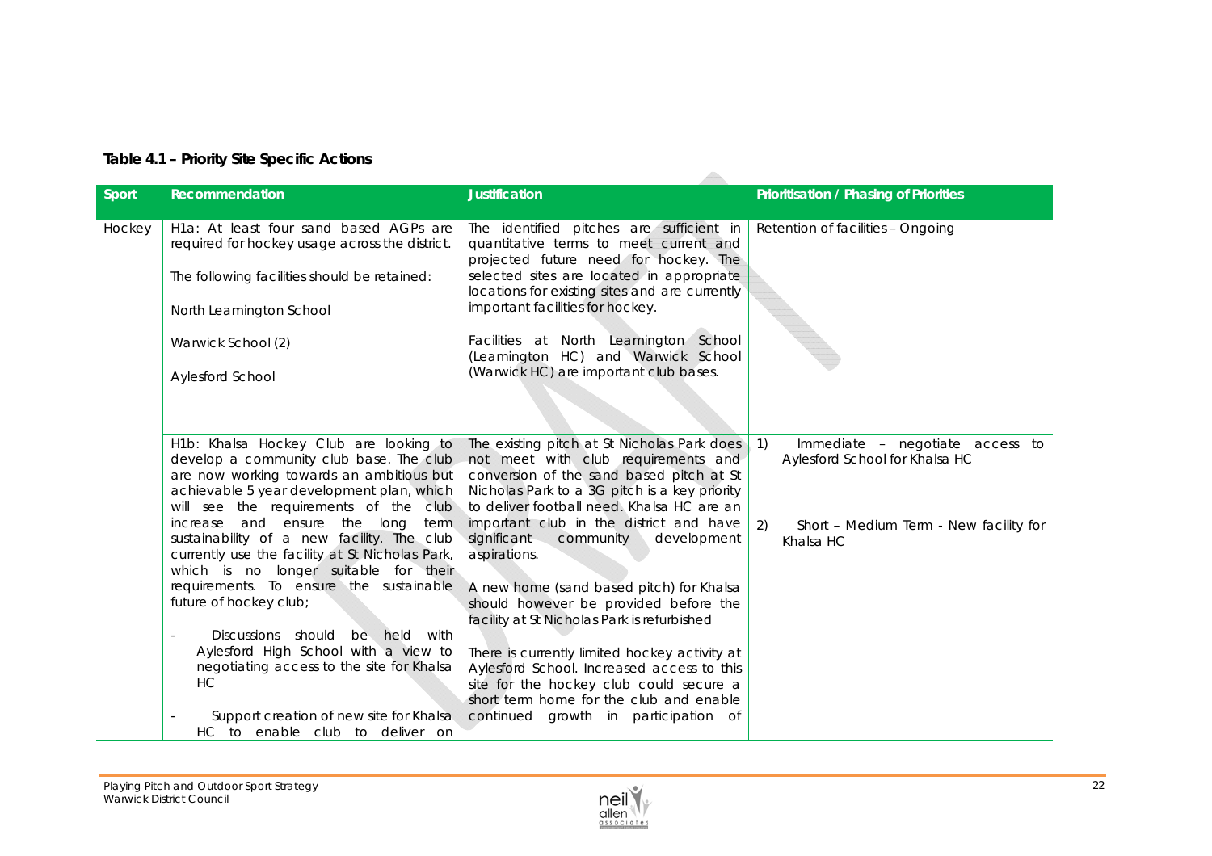**Table 4.1 – Priority Site Specific Actions**

| Sport | Recommendation | Justification | Prioritisation / Phasing of Priorities |
|---|---|---|---|
| Hockey | H1a: At least four sand based AGPs are required for hockey usage across the district.<br><br>The following facilities should be retained:<br><br>North Leamington School<br><br>Warwick School (2)<br><br>Aylesford School | The identified pitches are sufficient in quantitative terms to meet current and projected future need for hockey. The selected sites are located in appropriate locations for existing sites and are currently important facilities for hockey.<br><br>Facilities at North Leamington School (Leamington HC) and Warwick School (Warwick HC) are important club bases. | Retention of facilities – Ongoing |
| | H1b: Khalsa Hockey Club are looking to develop a community club base. The club are now working towards an ambitious but achievable 5 year development plan, which will see the requirements of the club increase and ensure the long term sustainability of a new facility. The club currently use the facility at St Nicholas Park, which is no longer suitable for their requirements. To ensure the sustainable future of hockey club;<br><br>- Discussions should be held with Aylesford High School with a view to negotiating access to the site for Khalsa HC<br><br>- Support creation of new site for Khalsa HC to enable club to deliver on | The existing pitch at St Nicholas Park does not meet with club requirements and conversion of the sand based pitch at St Nicholas Park to a 3G pitch is a key priority to deliver football need. Khalsa HC are an important club in the district and have significant community development aspirations.<br><br>A new home (sand based pitch) for Khalsa should however be provided before the facility at St Nicholas Park is refurbished<br><br>There is currently limited hockey activity at Aylesford School. Increased access to this site for the hockey club could secure a short term home for the club and enable continued growth in participation of | 1) Immediate – negotiate access to Aylesford School for Khalsa HC<br><br>2) Short – Medium Term - New facility for Khalsa HC |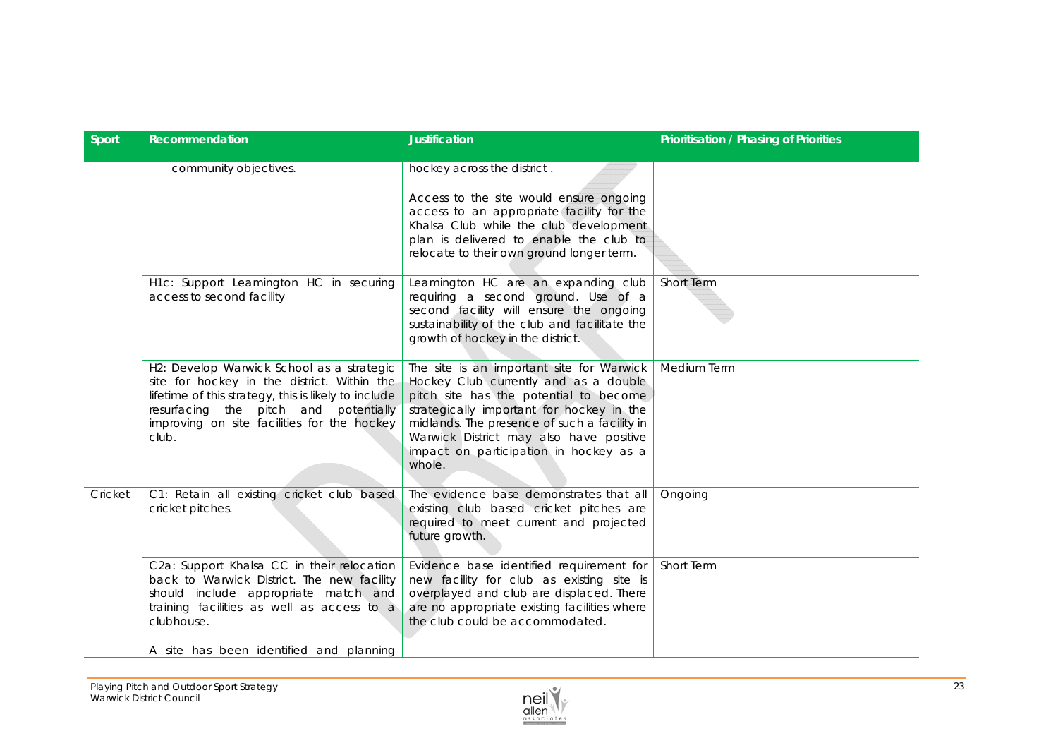| Sport | Recommendation | Justification | Prioritisation / Phasing of Priorities |
|---|---|---|---|
| | community objectives. | hockey across the district .<br><br>Access to the site would ensure ongoing access to an appropriate facility for the Khalsa Club while the club development plan is delivered to enable the club to relocate to their own ground longer term. | |
| | H1c: Support Leamington HC in securing access to second facility | Leamington HC are an expanding club requiring a second ground. Use of a second facility will ensure the ongoing sustainability of the club and facilitate the growth of hockey in the district. | Short Term |
| | H2: Develop Warwick School as a strategic site for hockey in the district. Within the lifetime of this strategy, this is likely to include resurfacing the pitch and potentially improving on site facilities for the hockey club. | The site is an important site for Warwick Hockey Club currently and as a double pitch site has the potential to become strategically important for hockey in the midlands. The presence of such a facility in Warwick District may also have positive impact on participation in hockey as a whole. | Medium Term |
| Cricket | C1: Retain all existing cricket club based cricket pitches. | The evidence base demonstrates that all existing club based cricket pitches are required to meet current and projected future growth. | Ongoing |
| | C2a: Support Khalsa CC in their relocation back to Warwick District. The new facility should include appropriate match and training facilities as well as access to a clubhouse.<br><br>A site has been identified and planning | Evidence base identified requirement for new facility for club as existing site is overplayed and club are displaced. There are no appropriate existing facilities where the club could be accommodated. | Short Term |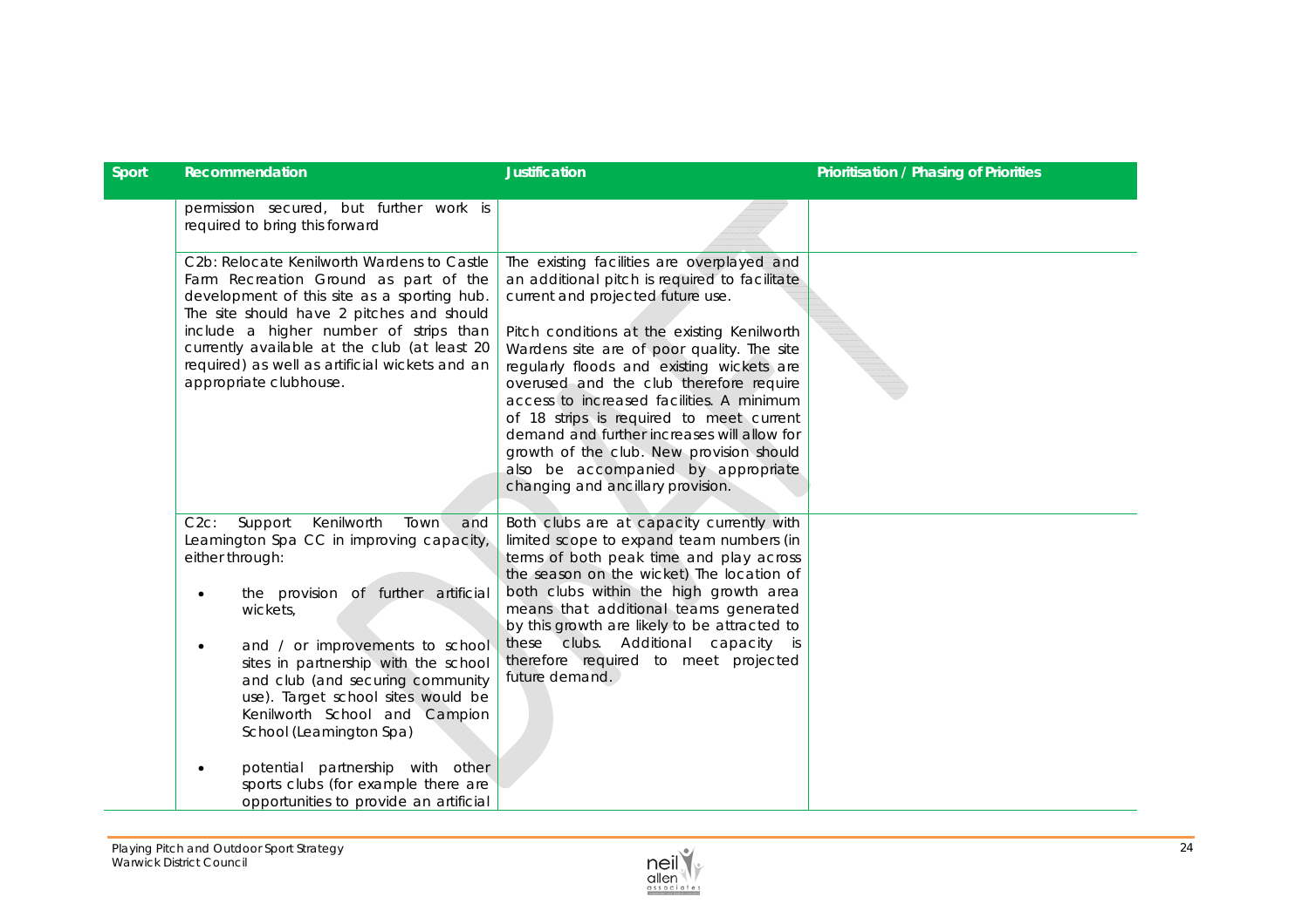| Sport | Recommendation | Justification | Prioritisation / Phasing of Priorities |
|---|---|---|---|
| | permission secured, but further work is required to bring this forward | | |
| | C2b: Relocate Kenilworth Wardens to Castle Farm Recreation Ground as part of the development of this site as a sporting hub. The site should have 2 pitches and should include a higher number of strips than currently available at the club (at least 20 required) as well as artificial wickets and an appropriate clubhouse. | The existing facilities are overplayed and an additional pitch is required to facilitate current and projected future use.<br><br>Pitch conditions at the existing Kenilworth Wardens site are of poor quality. The site regularly floods and existing wickets are overused and the club therefore require access to increased facilities. A minimum of 18 strips is required to meet current demand and further increases will allow for growth of the club. New provision should also be accompanied by appropriate changing and ancillary provision. | |
| | C2c: Support Kenilworth Town and Leamington Spa CC in improving capacity, either through:<br><br>• the provision of further artificial wickets,<br><br>• and / or improvements to school sites in partnership with the school and club (and securing community use). Target school sites would be Kenilworth School and Campion School (Leamington Spa)<br><br>• potential partnership with other sports clubs (for example there are opportunities to provide an artificial | Both clubs are at capacity currently with limited scope to expand team numbers (in terms of both peak time and play across the season on the wicket) The location of both clubs within the high growth area means that additional teams generated by this growth are likely to be attracted to these clubs. Additional capacity is therefore required to meet projected future demand. | |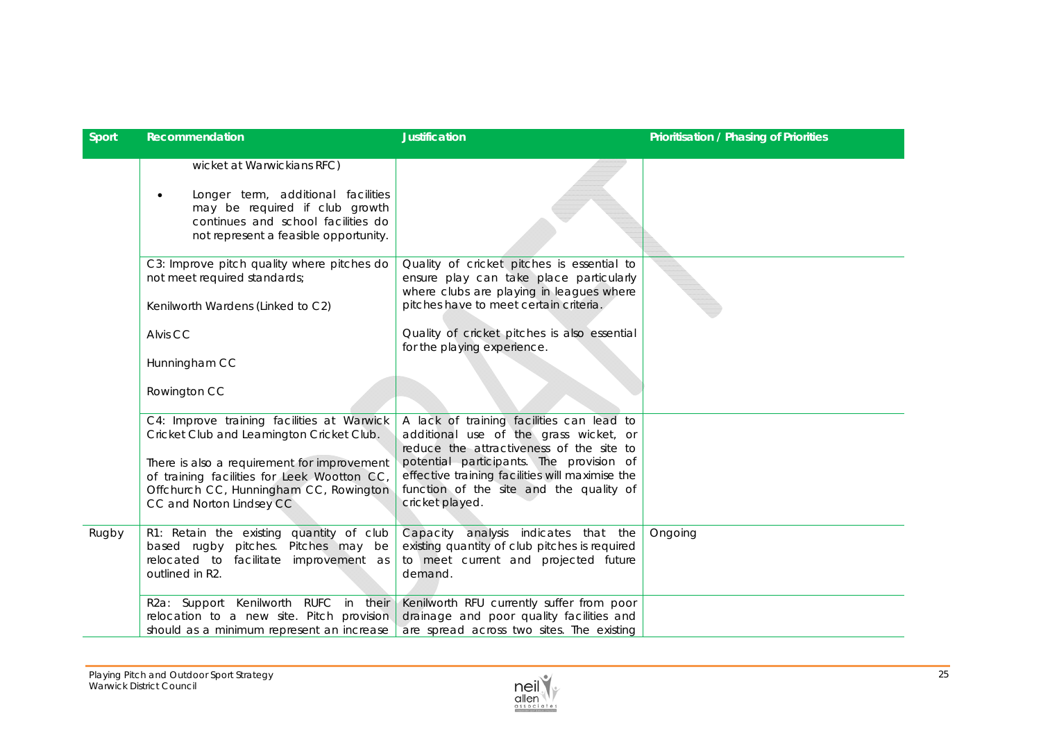| Sport | Recommendation | Justification | Prioritisation / Phasing of Priorities |
|---|---|---|---|
| | wicket at Warwickians RFC)<br><br>• Longer term, additional facilities may be required if club growth continues and school facilities do not represent a feasible opportunity. | | |
| | C3: Improve pitch quality where pitches do not meet required standards;<br><br>Kenilworth Wardens (Linked to C2)<br><br>Alvis CC<br><br>Hunningham CC<br><br>Rowington CC | Quality of cricket pitches is essential to ensure play can take place particularly where clubs are playing in leagues where pitches have to meet certain criteria.<br><br>Quality of cricket pitches is also essential for the playing experience. | |
| | C4: Improve training facilities at Warwick Cricket Club and Leamington Cricket Club.<br><br>There is also a requirement for improvement of training facilities for Leek Wootton CC, Offchurch CC, Hunningham CC, Rowington CC and Norton Lindsey CC | A lack of training facilities can lead to additional use of the grass wicket, or reduce the attractiveness of the site to potential participants. The provision of effective training facilities will maximise the function of the site and the quality of cricket played. | |
| Rugby | R1: Retain the existing quantity of club based rugby pitches. Pitches may be relocated to facilitate improvement as outlined in R2. | Capacity analysis indicates that the existing quantity of club pitches is required to meet current and projected future demand. | Ongoing |
| | R2a: Support Kenilworth RUFC in their relocation to a new site. Pitch provision should as a minimum represent an increase | Kenilworth RFU currently suffer from poor drainage and poor quality facilities and are spread across two sites. The existing | |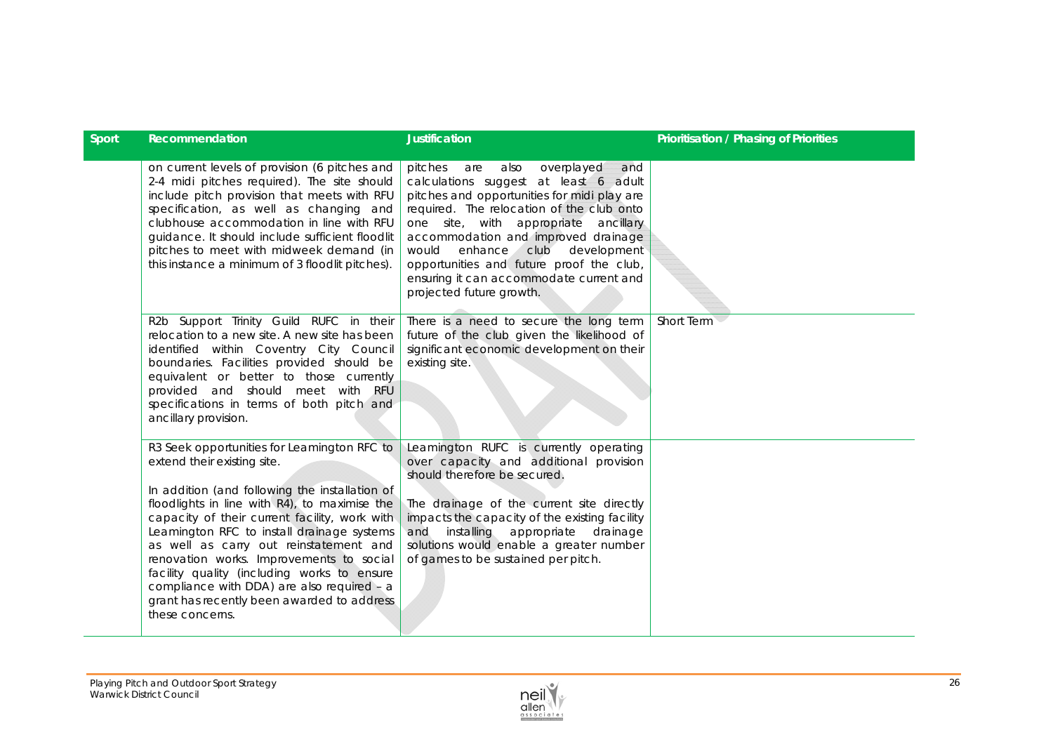| Sport | Recommendation | Justification | Prioritisation / Phasing of Priorities |
|---|---|---|---|
| | on current levels of provision (6 pitches and 2-4 midi pitches required). The site should include pitch provision that meets with RFU specification, as well as changing and clubhouse accommodation in line with RFU guidance. It should include sufficient floodlit pitches to meet with midweek demand (in this instance a minimum of 3 floodlit pitches). | pitches are also overplayed and calculations suggest at least 6 adult pitches and opportunities for midi play are required. The relocation of the club onto one site, with appropriate ancillary accommodation and improved drainage would enhance club development opportunities and future proof the club, ensuring it can accommodate current and projected future growth. | |
| | R2b Support Trinity Guild RUFC in their relocation to a new site. A new site has been identified within Coventry City Council boundaries. Facilities provided should be equivalent or better to those currently provided and should meet with RFU specifications in terms of both pitch and ancillary provision. | There is a need to secure the long term future of the club given the likelihood of significant economic development on their existing site. | Short Term |
| | R3 Seek opportunities for Leamington RFC to extend their existing site.<br><br>In addition (and following the installation of floodlights in line with R4), to maximise the capacity of their current facility, work with Leamington RFC to install drainage systems as well as carry out reinstatement and renovation works. Improvements to social facility quality (including works to ensure compliance with DDA) are also required – a grant has recently been awarded to address these concerns. | Leamington RUFC is currently operating over capacity and additional provision should therefore be secured.<br><br>The drainage of the current site directly impacts the capacity of the existing facility and installing appropriate drainage solutions would enable a greater number of games to be sustained per pitch. | |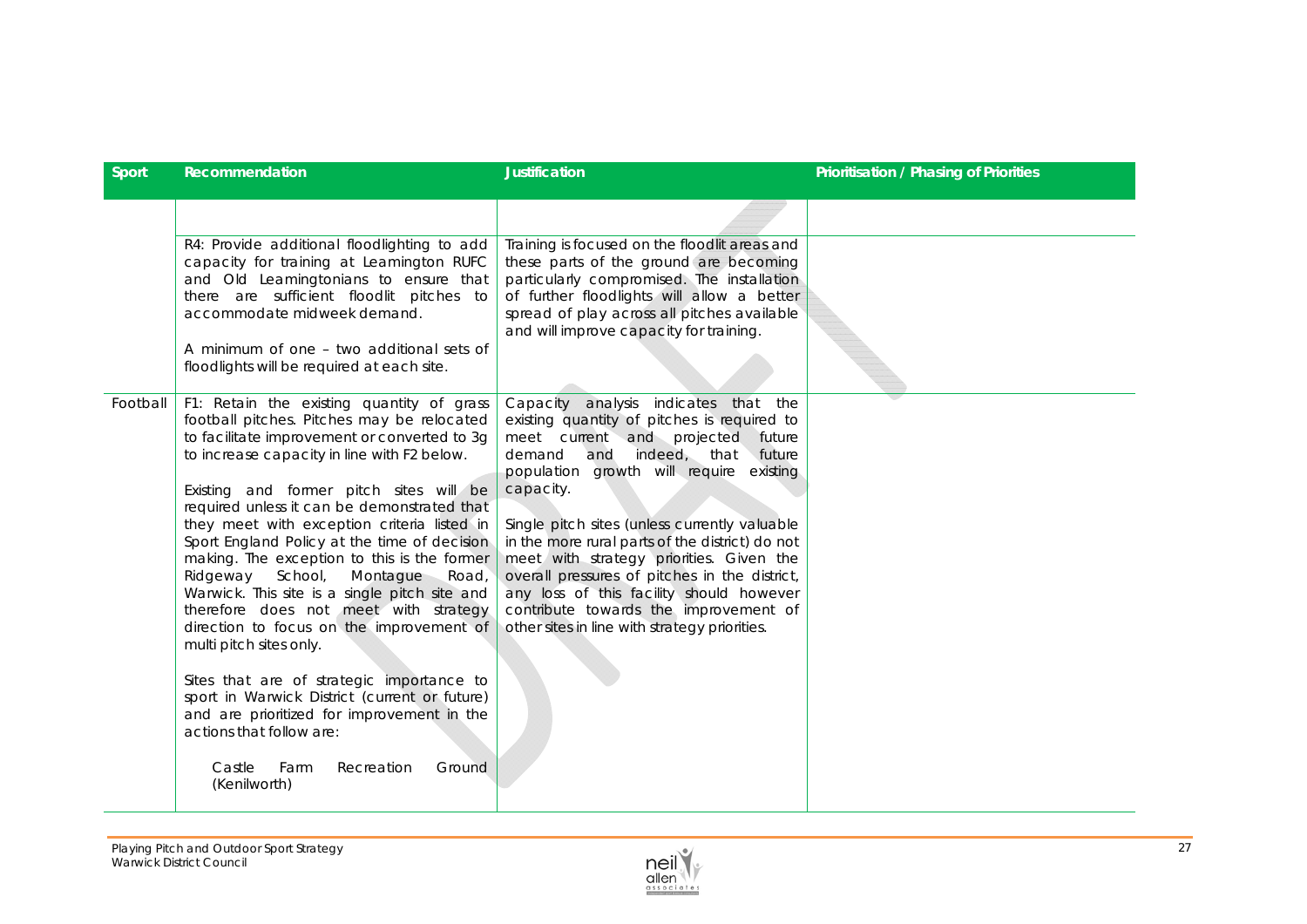| Sport | Recommendation | Justification | Prioritisation / Phasing of Priorities |
|---|---|---|---|
| | | | |
| | R4: Provide additional floodlighting to add capacity for training at Leamington RUFC and Old Leamingtonians to ensure that there are sufficient floodlit pitches to accommodate midweek demand.<br><br>A minimum of one – two additional sets of floodlights will be required at each site. | Training is focused on the floodlit areas and these parts of the ground are becoming particularly compromised. The installation of further floodlights will allow a better spread of play across all pitches available and will improve capacity for training. | |
| Football | F1: Retain the existing quantity of grass football pitches. Pitches may be relocated to facilitate improvement or converted to 3g to increase capacity in line with F2 below.<br><br>Existing and former pitch sites will be required unless it can be demonstrated that they meet with exception criteria listed in Sport England Policy at the time of decision making. The exception to this is the former Ridgeway School, Montague Road, Warwick. This site is a single pitch site and therefore does not meet with strategy direction to focus on the improvement of multi pitch sites only.<br><br>Sites that are of strategic importance to sport in Warwick District (current or future) and are prioritized for improvement in the actions that follow are:<br><br>Castle Farm Recreation Ground (Kenilworth) | Capacity analysis indicates that the existing quantity of pitches is required to meet current and projected future demand and indeed, that future population growth will require existing capacity.<br><br>Single pitch sites (unless currently valuable in the more rural parts of the district) do not meet with strategy priorities. Given the overall pressures of pitches in the district, any loss of this facility should however contribute towards the improvement of other sites in line with strategy priorities. | |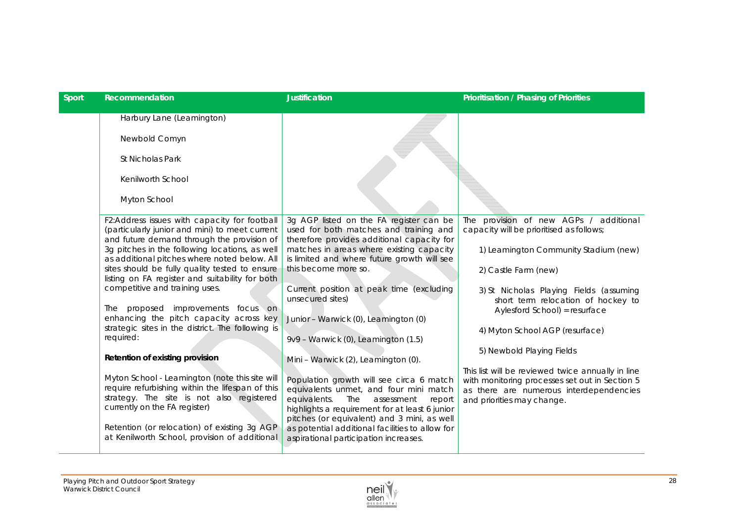| Sport | Recommendation | Justification | Prioritisation / Phasing of Priorities |
|---|---|---|---|
| | Harbury Lane (Leamington)<br><br>Newbold Comyn<br><br>St Nicholas Park<br><br>Kenilworth School<br><br>Myton School | | |
| | F2:Address issues with capacity for football (particularly junior and mini) to meet current and future demand through the provision of 3g pitches in the following locations, as well as additional pitches where noted below. All sites should be fully quality tested to ensure listing on FA register and suitability for both competitive and training uses.<br><br>The proposed improvements focus on enhancing the pitch capacity across key strategic sites in the district. The following is required:<br><br>**Retention of existing provision**<br><br>Myton School - Leamington (note this site will require refurbishing within the lifespan of this strategy. The site is not also registered currently on the FA register)<br><br>Retention (or relocation) of existing 3g AGP at Kenilworth School, provision of additional | 3g AGP listed on the FA register can be used for both matches and training and therefore provides additional capacity for matches in areas where existing capacity is limited and where future growth will see this become more so.<br><br>Current position at peak time (excluding unsecured sites)<br><br>Junior – Warwick (0), Leamington (0)<br><br>9v9 – Warwick (0), Leamington (1.5)<br><br>Mini – Warwick (2), Leamington (0).<br><br>Population growth will see circa 6 match equivalents unmet, and four mini match equivalents. The assessment report highlights a requirement for at least 6 junior pitches (or equivalent) and 3 mini, as well as potential additional facilities to allow for aspirational participation increases. | The provision of new AGPs / additional capacity will be prioritised as follows;<br><br>1) Leamington Community Stadium (new)<br><br>2) Castle Farm (new)<br><br>3) St Nicholas Playing Fields (assuming short term relocation of hockey to Aylesford School) = resurface<br><br>4) Myton School AGP (resurface)<br><br>5) Newbold Playing Fields<br><br>This list will be reviewed twice annually in line with monitoring processes set out in Section 5 as there are numerous interdependencies and priorities may change. |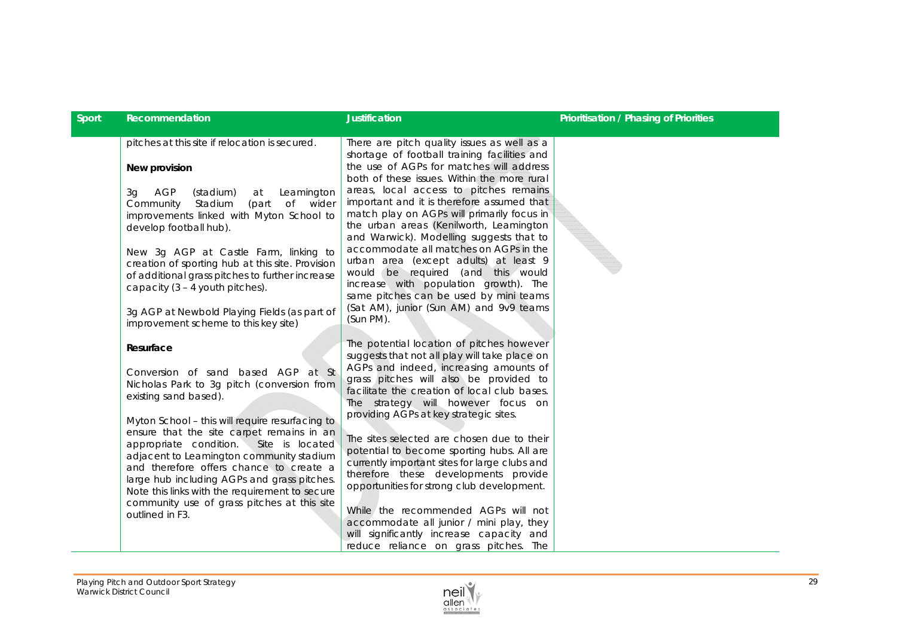| Sport | Recommendation | Justification | Prioritisation / Phasing of Priorities |
|---|---|---|---|
| | pitches at this site if relocation is secured.<br><br>**New provision**<br><br>3g AGP (stadium) at Leamington Community Stadium (part of wider improvements linked with Myton School to develop football hub).<br><br>New 3g AGP at Castle Farm, linking to creation of sporting hub at this site. Provision of additional grass pitches to further increase capacity (3 – 4 youth pitches).<br><br>3g AGP at Newbold Playing Fields (as part of improvement scheme to this key site)<br><br>**Resurface**<br><br>Conversion of sand based AGP at St Nicholas Park to 3g pitch (conversion from existing sand based).<br><br>Myton School – this will require resurfacing to ensure that the site carpet remains in an appropriate condition. Site is located adjacent to Leamington community stadium and therefore offers chance to create a large hub including AGPs and grass pitches. Note this links with the requirement to secure community use of grass pitches at this site outlined in F3. | There are pitch quality issues as well as a shortage of football training facilities and the use of AGPs for matches will address both of these issues. Within the more rural areas, local access to pitches remains important and it is therefore assumed that match play on AGPs will primarily focus in the urban areas (Kenilworth, Leamington and Warwick). Modelling suggests that to accommodate all matches on AGPs in the urban area (except adults) at least 9 would be required (and this would increase with population growth). The same pitches can be used by mini teams (Sat AM), junior (Sun AM) and 9v9 teams (Sun PM).<br><br>The potential location of pitches however suggests that not all play will take place on AGPs and indeed, increasing amounts of grass pitches will also be provided to facilitate the creation of local club bases. The strategy will however focus on providing AGPs at key strategic sites.<br><br>The sites selected are chosen due to their potential to become sporting hubs. All are currently important sites for large clubs and therefore these developments provide opportunities for strong club development.<br><br>While the recommended AGPs will not accommodate all junior / mini play, they will significantly increase capacity and reduce reliance on grass pitches. The | |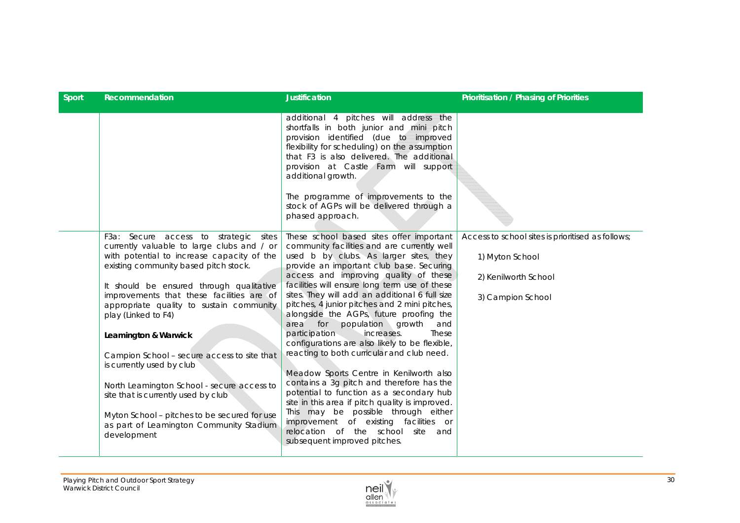| Sport | Recommendation | Justification | Prioritisation / Phasing of Priorities |
|---|---|---|---|
| | | additional 4 pitches will address the shortfalls in both junior and mini pitch provision identified (due to improved flexibility for scheduling) on the assumption that F3 is also delivered. The additional provision at Castle Farm will support additional growth.<br><br>The programme of improvements to the stock of AGPs will be delivered through a phased approach. | |
| | F3a: Secure access to strategic sites currently valuable to large clubs and / or with potential to increase capacity of the existing community based pitch stock.<br><br>It should be ensured through qualitative improvements that these facilities are of appropriate quality to sustain community play (Linked to F4)<br><br>**Leamington & Warwick**<br><br>Campion School – secure access to site that is currently used by club<br><br>North Leamington School - secure access to site that is currently used by club<br><br>Myton School – pitches to be secured for use as part of Leamington Community Stadium development | These school based sites offer important community facilities and are currently well used b by clubs. As larger sites, they provide an important club base. Securing access and improving quality of these facilities will ensure long term use of these sites. They will add an additional 6 full size pitches, 4 junior pitches and 2 mini pitches, alongside the AGPs, future proofing the area for population growth and participation increases. These configurations are also likely to be flexible, reacting to both curricular and club need.<br><br>Meadow Sports Centre in Kenilworth also contains a 3g pitch and therefore has the potential to function as a secondary hub site in this area if pitch quality is improved. This may be possible through either improvement of existing facilities or relocation of the school site and subsequent improved pitches. | Access to school sites is prioritised as follows;<br><br>1) Myton School<br><br>2) Kenilworth School<br><br>3) Campion School |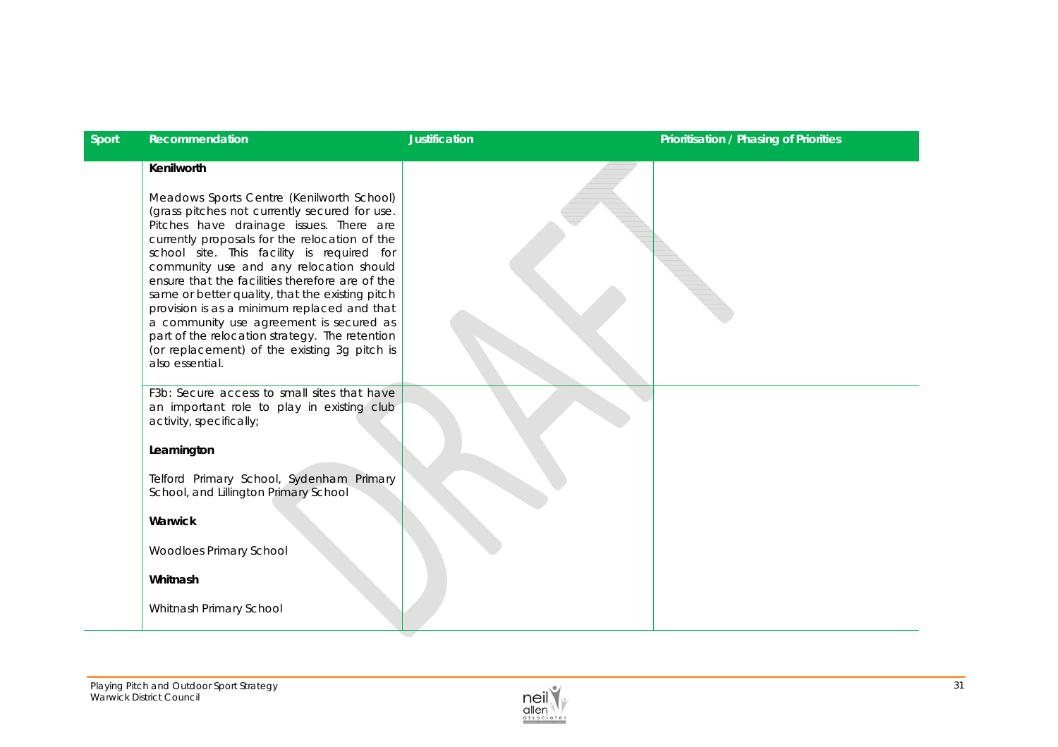| Sport | Recommendation | Justification | Prioritisation / Phasing of Priorities |
|---|---|---|---|
| | **Kenilworth**<br><br>Meadows Sports Centre (Kenilworth School) (grass pitches not currently secured for use. Pitches have drainage issues. There are currently proposals for the relocation of the school site. This facility is required for community use and any relocation should ensure that the facilities therefore are of the same or better quality, that the existing pitch provision is as a minimum replaced and that a community use agreement is secured as part of the relocation strategy. The retention (or replacement) of the existing 3g pitch is also essential. | | |
| | F3b: Secure access to small sites that have an important role to play in existing club activity, specifically;<br><br>**Leamington**<br><br>Telford Primary School, Sydenham Primary School, and Lillington Primary School<br><br>**Warwick**<br><br>Woodloes Primary School<br><br>**Whitnash**<br><br>Whitnash Primary School | | |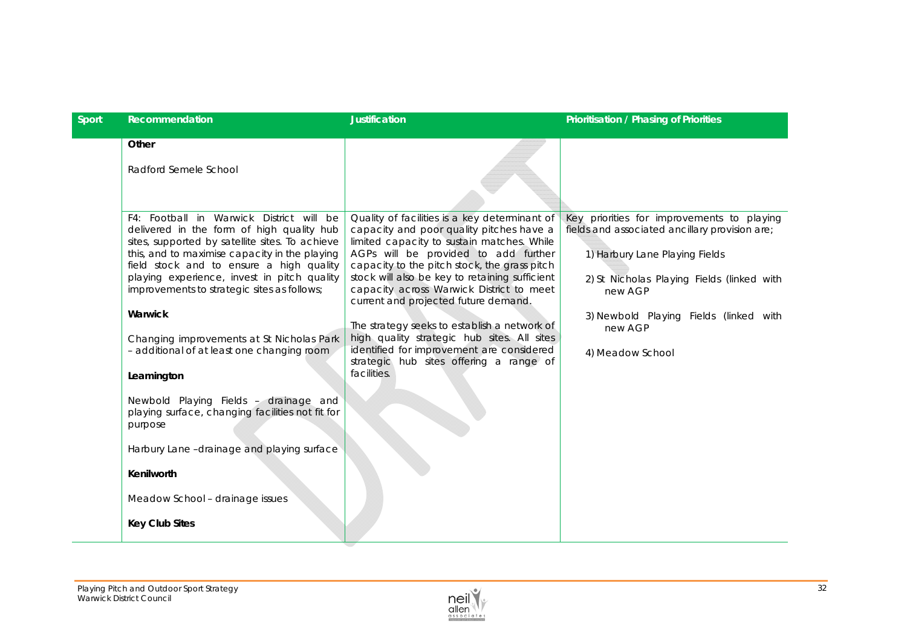| Sport | Recommendation | Justification | Prioritisation / Phasing of Priorities |
|---|---|---|---|
| | **Other**<br><br>Radford Semele School | | |
| | F4: Football in Warwick District will be delivered in the form of high quality hub sites, supported by satellite sites. To achieve this, and to maximise capacity in the playing field stock and to ensure a high quality playing experience, invest in pitch quality improvements to strategic sites as follows;<br><br>**Warwick**<br><br>Changing improvements at St Nicholas Park – additional of at least one changing room<br><br>**Leamington**<br><br>Newbold Playing Fields – drainage and playing surface, changing facilities not fit for purpose<br><br>Harbury Lane –drainage and playing surface<br><br>**Kenilworth**<br><br>Meadow School – drainage issues<br><br>**Key Club Sites** | Quality of facilities is a key determinant of capacity and poor quality pitches have a limited capacity to sustain matches. While AGPs will be provided to add further capacity to the pitch stock, the grass pitch stock will also be key to retaining sufficient capacity across Warwick District to meet current and projected future demand.<br><br>The strategy seeks to establish a network of high quality strategic hub sites. All sites identified for improvement are considered strategic hub sites offering a range of facilities. | Key priorities for improvements to playing fields and associated ancillary provision are;<br><br>1) Harbury Lane Playing Fields<br><br>2) St Nicholas Playing Fields (linked with new AGP<br><br>3) Newbold Playing Fields (linked with new AGP<br><br>4) Meadow School |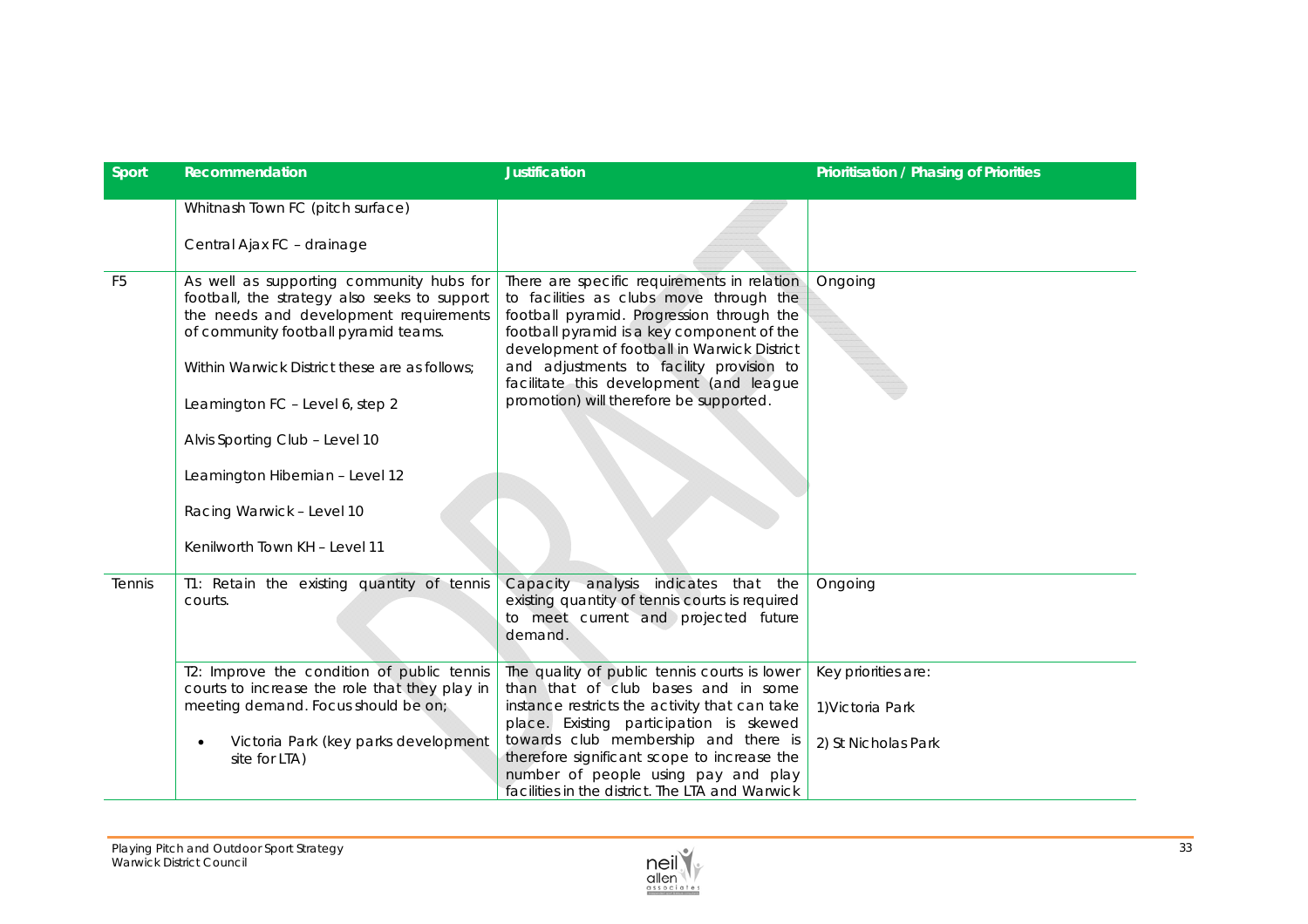| Sport | Recommendation | Justification | Prioritisation / Phasing of Priorities |
|---|---|---|---|
| | Whitnash Town FC (pitch surface)<br><br>Central Ajax FC – drainage | | |
| F5 | As well as supporting community hubs for football, the strategy also seeks to support the needs and development requirements of community football pyramid teams.<br><br>Within Warwick District these are as follows;<br><br>Leamington FC – Level 6, step 2<br><br>Alvis Sporting Club – Level 10<br><br>Leamington Hibernian – Level 12<br><br>Racing Warwick – Level 10<br><br>Kenilworth Town KH – Level 11 | There are specific requirements in relation to facilities as clubs move through the football pyramid. Progression through the football pyramid is a key component of the development of football in Warwick District and adjustments to facility provision to facilitate this development (and league promotion) will therefore be supported. | Ongoing |
| Tennis | T1: Retain the existing quantity of tennis courts. | Capacity analysis indicates that the existing quantity of tennis courts is required to meet current and projected future demand. | Ongoing |
| | T2: Improve the condition of public tennis courts to increase the role that they play in meeting demand. Focus should be on;<br><br>• Victoria Park (key parks development site for LTA) | The quality of public tennis courts is lower than that of club bases and in some instance restricts the activity that can take place. Existing participation is skewed towards club membership and there is therefore significant scope to increase the number of people using pay and play facilities in the district. The LTA and Warwick | Key priorities are:<br><br>1)Victoria Park<br><br>2) St Nicholas Park |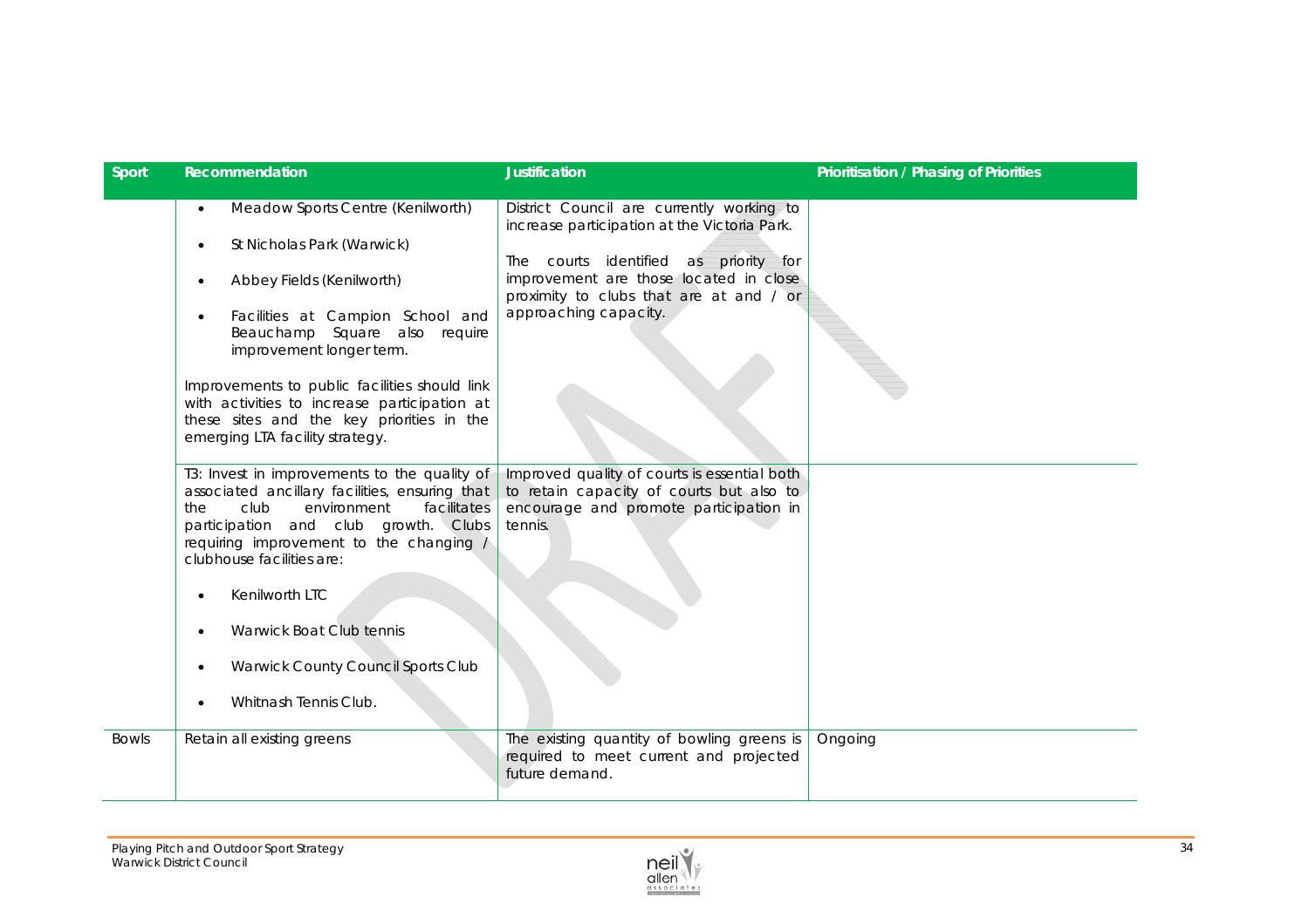| Sport | Recommendation | Justification | Prioritisation / Phasing of Priorities |
|---|---|---|---|
| | • Meadow Sports Centre (Kenilworth)<br>• St Nicholas Park (Warwick)<br>• Abbey Fields (Kenilworth)<br>• Facilities at Campion School and Beauchamp Square also require improvement longer term.<br><br>Improvements to public facilities should link with activities to increase participation at these sites and the key priorities in the emerging LTA facility strategy. | District Council are currently working to increase participation at the Victoria Park.<br><br>The courts identified as priority for improvement are those located in close proximity to clubs that are at and / or approaching capacity. | |
| | T3: Invest in improvements to the quality of associated ancillary facilities, ensuring that the club environment facilitates participation and club growth. Clubs requiring improvement to the changing / clubhouse facilities are:<br><br>• Kenilworth LTC<br>• Warwick Boat Club tennis<br>• Warwick County Council Sports Club<br>• Whitnash Tennis Club. | Improved quality of courts is essential both to retain capacity of courts but also to encourage and promote participation in tennis. | |
| Bowls | Retain all existing greens | The existing quantity of bowling greens is required to meet current and projected future demand. | Ongoing |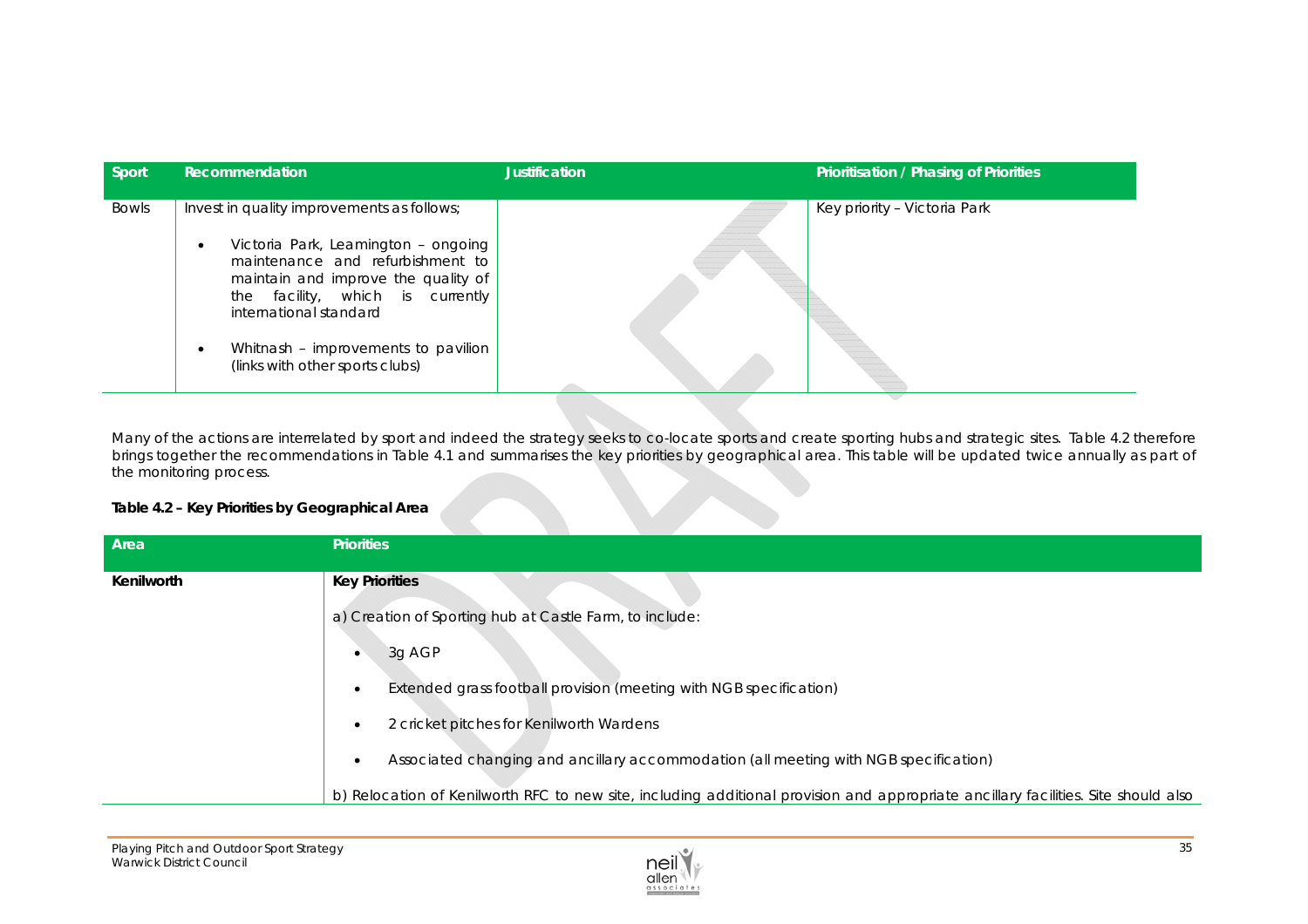| Sport | Recommendation | Justification | Prioritisation / Phasing of Priorities |
|---|---|---|---|
| Bowls | Invest in quality improvements as follows;<br>• Victoria Park, Leamington – ongoing maintenance and refurbishment to maintain and improve the quality of the facility, which is currently international standard<br>• Whitnash – improvements to pavilion (links with other sports clubs) | | Key priority – Victoria Park |

Many of the actions are interrelated by sport and indeed the strategy seeks to co-locate sports and create sporting hubs and strategic sites. Table 4.2 therefore brings together the recommendations in Table 4.1 and summarises the key priorities by geographical area. This table will be updated twice annually as part of the monitoring process.

**Table 4.2 – Key Priorities by Geographical Area**

| Area | Priorities |
|---|---|
| **Kenilworth** | **Key Priorities**<br>a) Creation of Sporting hub at Castle Farm, to include:<br>• 3g AGP<br>• Extended grass football provision (meeting with NGB specification)<br>• 2 cricket pitches for Kenilworth Wardens<br>• Associated changing and ancillary accommodation (all meeting with NGB specification)<br>b) Relocation of Kenilworth RFC to new site, including additional provision and appropriate ancillary facilities. Site should also |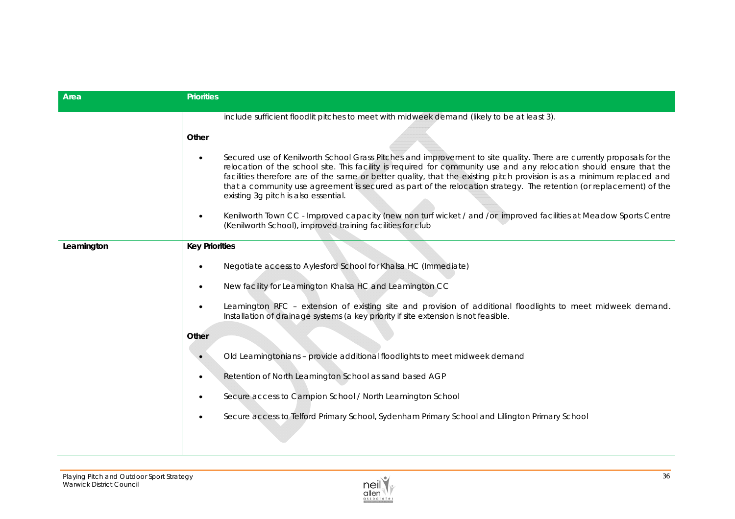| Area | Priorities |
|---|---|
| | include sufficient floodlit pitches to meet with midweek demand (likely to be at least 3).<br><br>**Other**<br><br>• Secured use of Kenilworth School Grass Pitches and improvement to site quality. There are currently proposals for the relocation of the school site. This facility is required for community use and any relocation should ensure that the facilities therefore are of the same or better quality, that the existing pitch provision is as a minimum replaced and that a community use agreement is secured as part of the relocation strategy. The retention (or replacement) of the existing 3g pitch is also essential.<br><br>• Kenilworth Town CC - Improved capacity (new non turf wicket / and /or improved facilities at Meadow Sports Centre (Kenilworth School), improved training facilities for club |
| **Leamington** | **Key Priorities**<br><br>• Negotiate access to Aylesford School for Khalsa HC (Immediate)<br><br>• New facility for Leamington Khalsa HC and Leamington CC<br><br>• Leamington RFC – extension of existing site and provision of additional floodlights to meet midweek demand. Installation of drainage systems (a key priority if site extension is not feasible.<br><br>**Other**<br><br>• Old Leamingtonians – provide additional floodlights to meet midweek demand<br><br>• Retention of North Leamington School as sand based AGP<br><br>• Secure access to Campion School / North Leamington School<br><br>• Secure access to Telford Primary School, Sydenham Primary School and Lillington Primary School |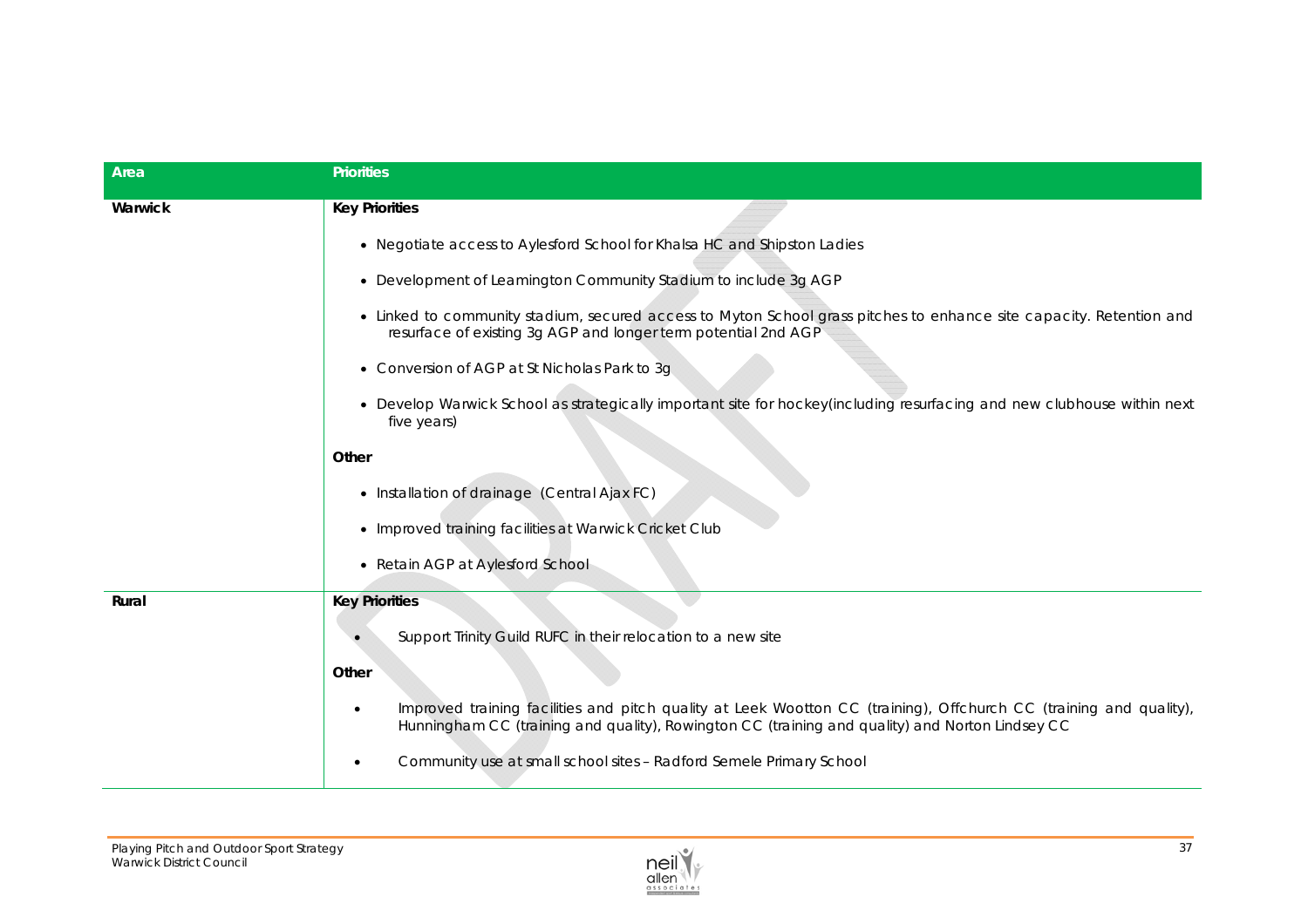| Area | Priorities |
|---|---|
| Warwick | **Key Priorities**<br>• Negotiate access to Aylesford School for Khalsa HC and Shipston Ladies<br>• Development of Leamington Community Stadium to include 3g AGP<br>• Linked to community stadium, secured access to Myton School grass pitches to enhance site capacity. Retention and resurface of existing 3g AGP and longer term potential 2nd AGP<br>• Conversion of AGP at St Nicholas Park to 3g<br>• Develop Warwick School as strategically important site for hockey(including resurfacing and new clubhouse within next five years)<br>**Other**<br>• Installation of drainage (Central Ajax FC)<br>• Improved training facilities at Warwick Cricket Club<br>• Retain AGP at Aylesford School |
| Rural | **Key Priorities**<br>• Support Trinity Guild RUFC in their relocation to a new site<br>**Other**<br>• Improved training facilities and pitch quality at Leek Wootton CC (training), Offchurch CC (training and quality), Hunningham CC (training and quality), Rowington CC (training and quality) and Norton Lindsey CC<br>• Community use at small school sites – Radford Semele Primary School |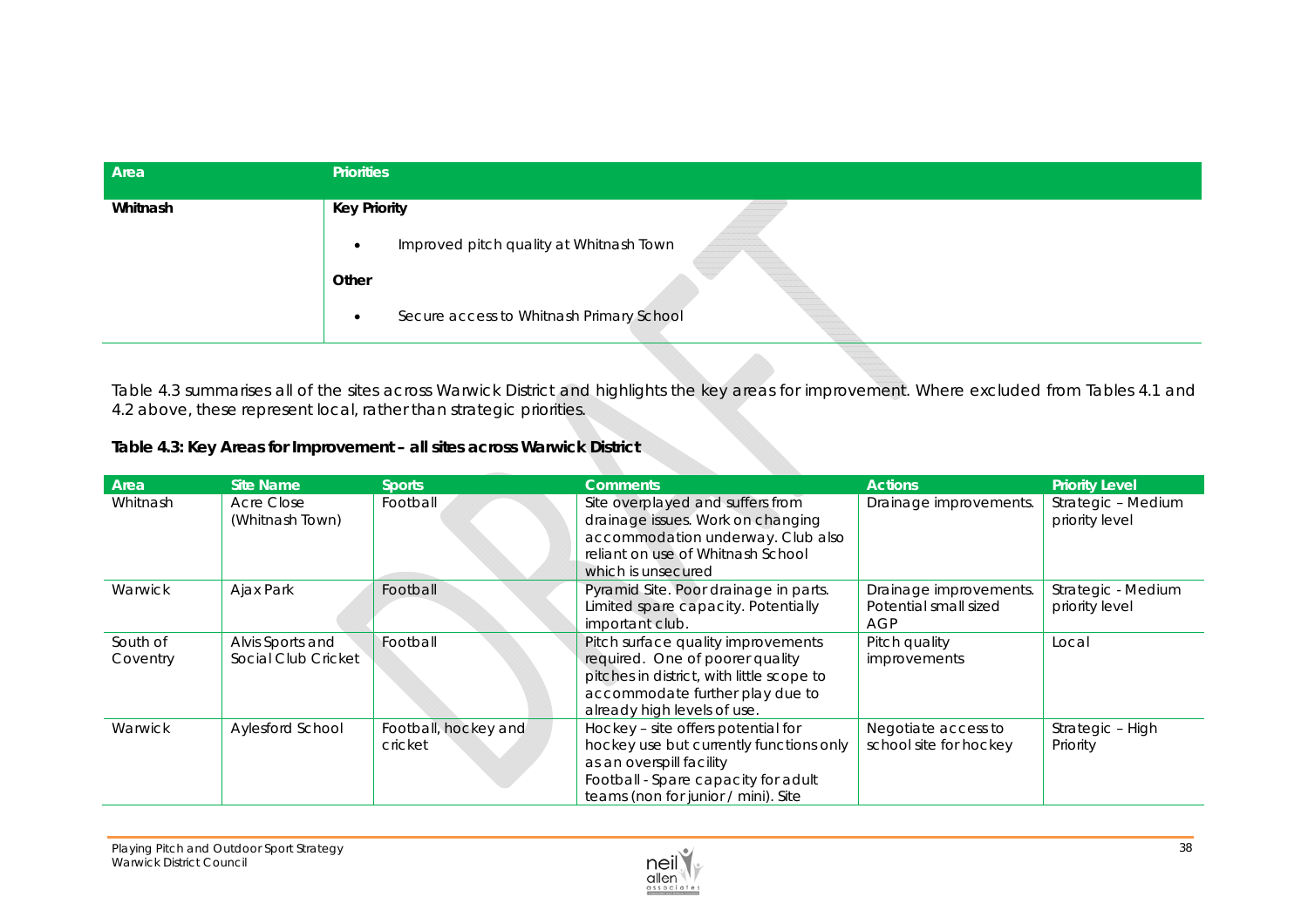| Area | Priorities |
|---|---|
| Whitnash | **Key Priority**<br>• Improved pitch quality at Whitnash Town<br>**Other**<br>• Secure access to Whitnash Primary School |

Table 4.3 summarises all of the sites across Warwick District and highlights the key areas for improvement. Where excluded from Tables 4.1 and 4.2 above, these represent local, rather than strategic priorities.

**Table 4.3: Key Areas for Improvement – all sites across Warwick District**

| Area | Site Name | Sports | Comments | Actions | Priority Level |
|---|---|---|---|---|---|
| Whitnash | Acre Close (Whitnash Town) | Football | Site overplayed and suffers from drainage issues. Work on changing accommodation underway. Club also reliant on use of Whitnash School which is unsecured | Drainage improvements. | Strategic – Medium priority level |
| Warwick | Ajax Park | Football | Pyramid Site. Poor drainage in parts. Limited spare capacity. Potentially important club. | Drainage improvements. Potential small sized AGP | Strategic - Medium priority level |
| South of Coventry | Alvis Sports and Social Club Cricket | Football | Pitch surface quality improvements required. One of poorer quality pitches in district, with little scope to accommodate further play due to already high levels of use. | Pitch quality improvements | Local |
| Warwick | Aylesford School | Football, hockey and cricket | Hockey – site offers potential for hockey use but currently functions only as an overspill facility<br>Football - Spare capacity for adult teams (non for junior / mini). Site | Negotiate access to school site for hockey | Strategic – High Priority |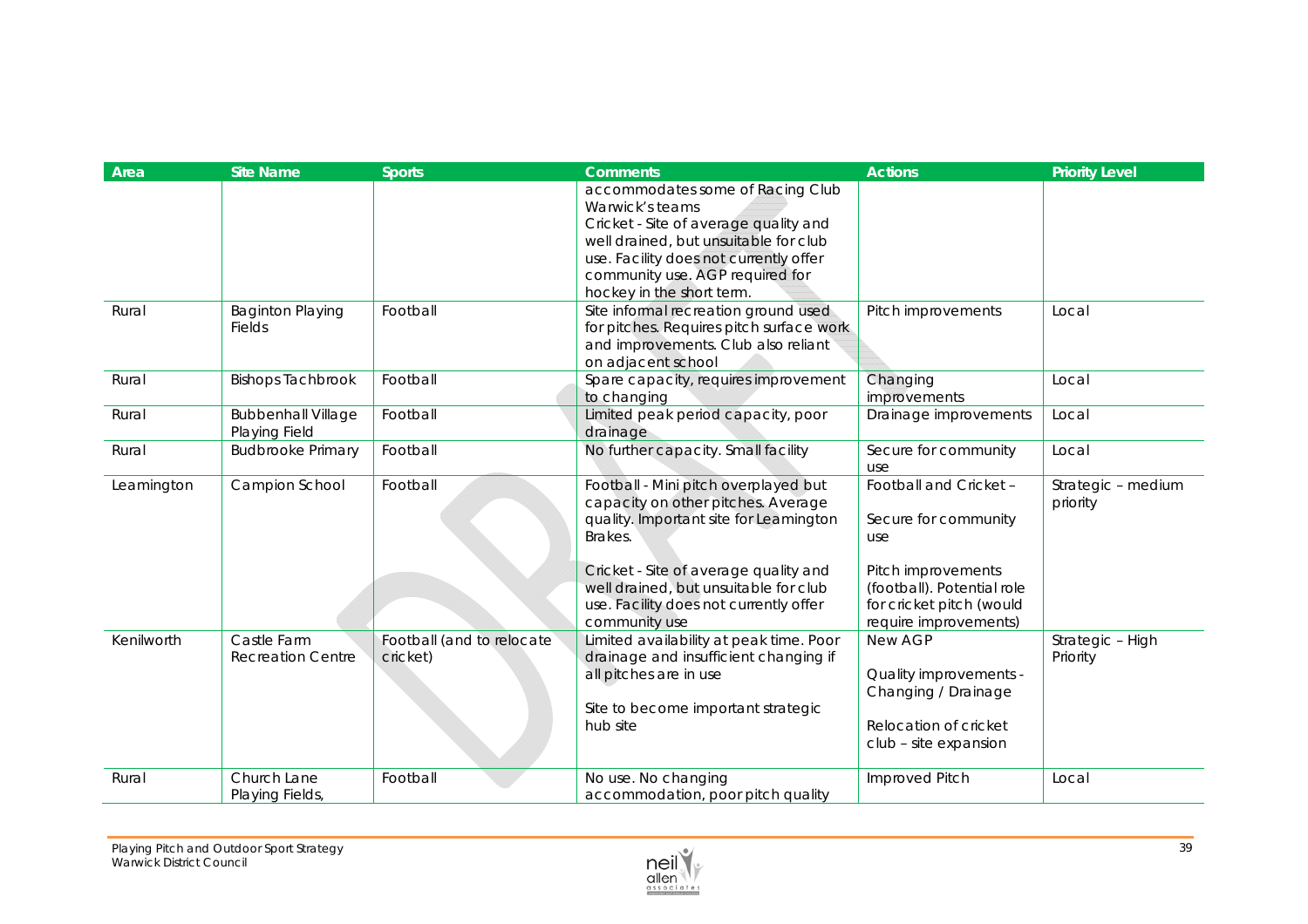| Area | Site Name | Sports | Comments | Actions | Priority Level |
|---|---|---|---|---|---|
| | | | accommodates some of Racing Club Warwick's teams<br>Cricket - Site of average quality and well drained, but unsuitable for club use. Facility does not currently offer community use. AGP required for hockey in the short term. | | |
| Rural | Baginton Playing Fields | Football | Site informal recreation ground used for pitches. Requires pitch surface work and improvements. Club also reliant on adjacent school | Pitch improvements | Local |
| Rural | Bishops Tachbrook | Football | Spare capacity, requires improvement to changing | Changing improvements | Local |
| Rural | Bubbenhall Village Playing Field | Football | Limited peak period capacity, poor drainage | Drainage improvements | Local |
| Rural | Budbrooke Primary | Football | No further capacity. Small facility | Secure for community use | Local |
| Leamington | Campion School | Football | Football - Mini pitch overplayed but capacity on other pitches. Average quality. Important site for Leamington Brakes.<br><br>Cricket - Site of average quality and well drained, but unsuitable for club use. Facility does not currently offer community use | Football and Cricket –<br><br>Secure for community use<br><br>Pitch improvements (football). Potential role for cricket pitch (would require improvements) | Strategic – medium priority |
| Kenilworth | Castle Farm Recreation Centre | Football (and to relocate cricket) | Limited availability at peak time. Poor drainage and insufficient changing if all pitches are in use<br><br>Site to become important strategic hub site | New AGP<br><br>Quality improvements - Changing / Drainage<br><br>Relocation of cricket club – site expansion | Strategic – High Priority |
| Rural | Church Lane Playing Fields, | Football | No use. No changing accommodation, poor pitch quality | Improved Pitch | Local |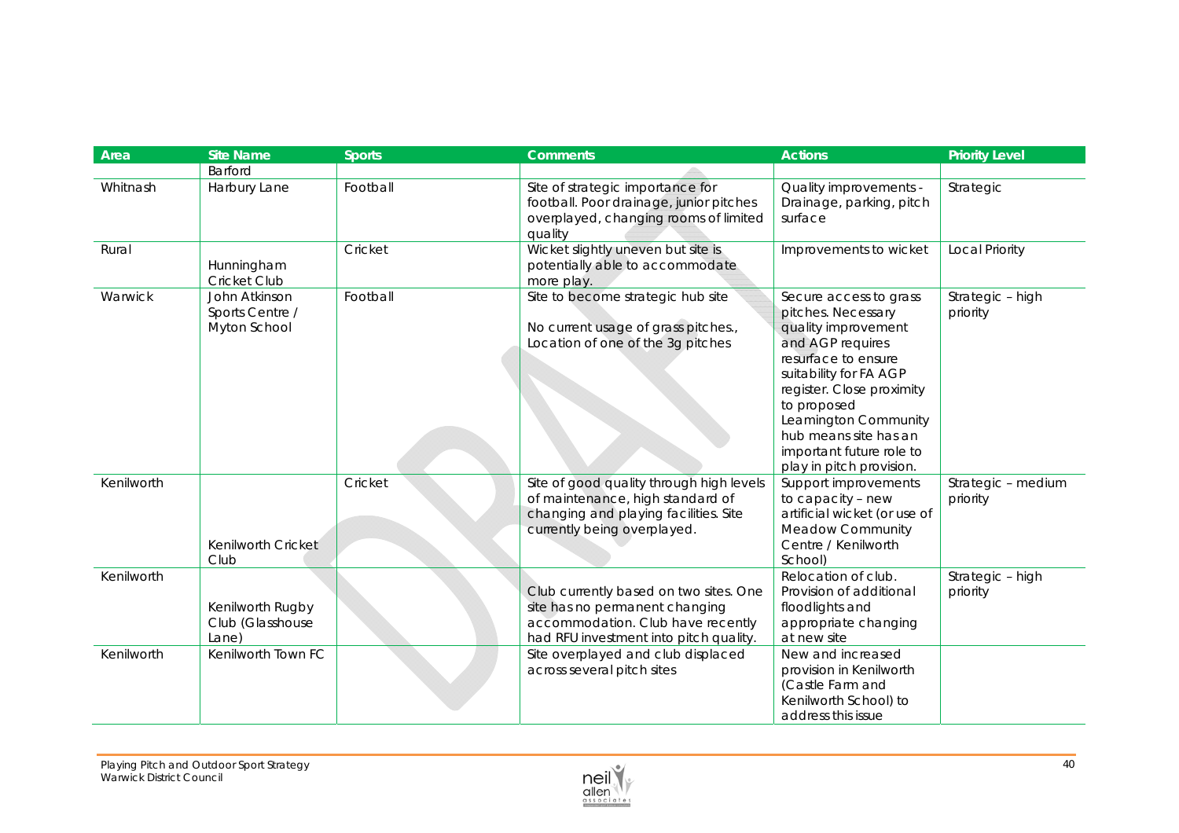| Area | Site Name | Sports | Comments | Actions | Priority Level |
|---|---|---|---|---|---|
| | Barford | | | | |
| Whitnash | Harbury Lane | Football | Site of strategic importance for football. Poor drainage, junior pitches overplayed, changing rooms of limited quality | Quality improvements - Drainage, parking, pitch surface | Strategic |
| Rural | Hunningham Cricket Club | Cricket | Wicket slightly uneven but site is potentially able to accommodate more play. | Improvements to wicket | Local Priority |
| Warwick | John Atkinson Sports Centre / Myton School | Football | Site to become strategic hub site<br><br>No current usage of grass pitches., Location of one of the 3g pitches | Secure access to grass pitches. Necessary quality improvement and AGP requires resurface to ensure suitability for FA AGP register. Close proximity to proposed Leamington Community hub means site has an important future role to play in pitch provision. | Strategic – high priority |
| Kenilworth | Kenilworth Cricket Club | Cricket | Site of good quality through high levels of maintenance, high standard of changing and playing facilities. Site currently being overplayed. | Support improvements to capacity – new artificial wicket (or use of Meadow Community Centre / Kenilworth School) | Strategic – medium priority |
| Kenilworth | Kenilworth Rugby Club (Glasshouse Lane) | | Club currently based on two sites. One site has no permanent changing accommodation. Club have recently had RFU investment into pitch quality. | Relocation of club. Provision of additional floodlights and appropriate changing at new site | Strategic – high priority |
| Kenilworth | Kenilworth Town FC | | Site overplayed and club displaced across several pitch sites | New and increased provision in Kenilworth (Castle Farm and Kenilworth School) to address this issue | |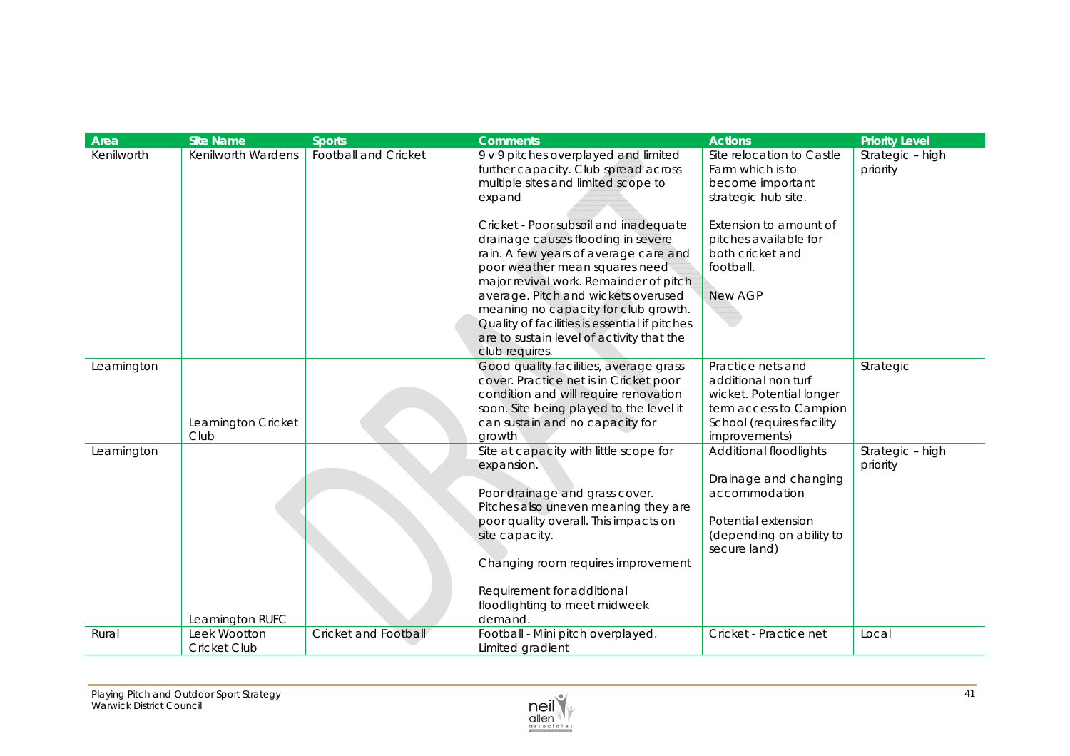| Area | Site Name | Sports | Comments | Actions | Priority Level |
|---|---|---|---|---|---|
| Kenilworth | Kenilworth Wardens | Football and Cricket | 9 v 9 pitches overplayed and limited further capacity. Club spread across multiple sites and limited scope to expand<br><br>Cricket - Poor subsoil and inadequate drainage causes flooding in severe rain. A few years of average care and poor weather mean squares need major revival work. Remainder of pitch average. Pitch and wickets overused meaning no capacity for club growth. Quality of facilities is essential if pitches are to sustain level of activity that the club requires. | Site relocation to Castle Farm which is to become important strategic hub site.<br><br>Extension to amount of pitches available for both cricket and football.<br><br>New AGP | Strategic – high priority |
| Leamington | Leamington Cricket Club | | Good quality facilities, average grass cover. Practice net is in Cricket poor condition and will require renovation soon. Site being played to the level it can sustain and no capacity for growth | Practice nets and additional non turf wicket. Potential longer term access to Campion School (requires facility improvements) | Strategic |
| Leamington | Leamington RUFC | | Site at capacity with little scope for expansion.<br><br>Poor drainage and grass cover. Pitches also uneven meaning they are poor quality overall. This impacts on site capacity.<br><br>Changing room requires improvement<br><br>Requirement for additional floodlighting to meet midweek demand. | Additional floodlights<br><br>Drainage and changing accommodation<br><br>Potential extension (depending on ability to secure land) | Strategic – high priority |
| Rural | Leek Wootton Cricket Club | Cricket and Football | Football - Mini pitch overplayed. Limited gradient | Cricket - Practice net | Local |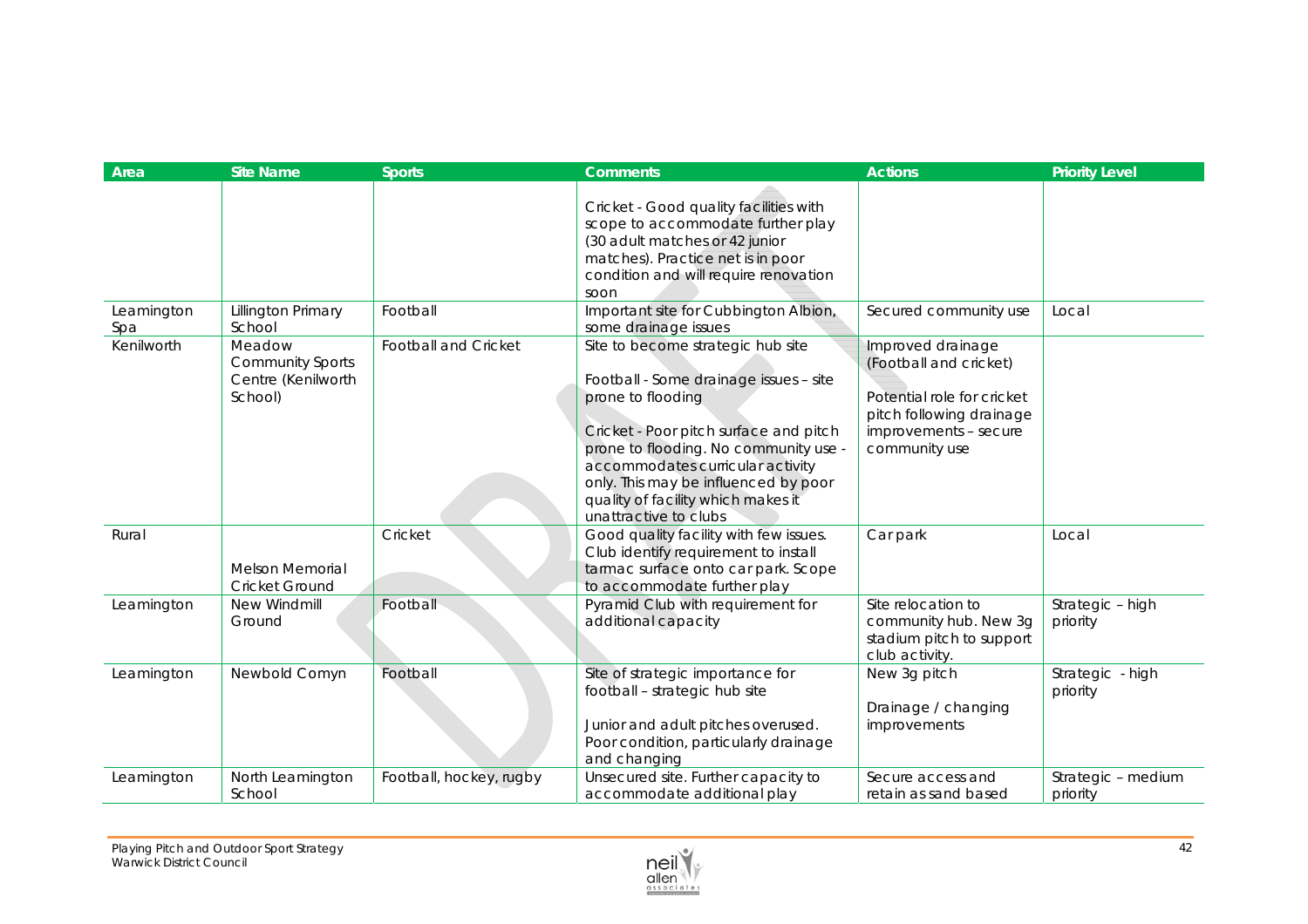| Area | Site Name | Sports | Comments | Actions | Priority Level |
|---|---|---|---|---|---|
| | | | Cricket - Good quality facilities with scope to accommodate further play (30 adult matches or 42 junior matches). Practice net is in poor condition and will require renovation soon | | |
| Leamington Spa | Lillington Primary School | Football | Important site for Cubbington Albion, some drainage issues | Secured community use | Local |
| Kenilworth | Meadow Community Sports Centre (Kenilworth School) | Football and Cricket | Site to become strategic hub site<br><br>Football - Some drainage issues – site prone to flooding<br><br>Cricket - Poor pitch surface and pitch prone to flooding. No community use - accommodates curricular activity only. This may be influenced by poor quality of facility which makes it unattractive to clubs | Improved drainage (Football and cricket)<br><br>Potential role for cricket pitch following drainage improvements – secure community use | |
| Rural | Melson Memorial Cricket Ground | Cricket | Good quality facility with few issues. Club identify requirement to install tarmac surface onto car park. Scope to accommodate further play | Car park | Local |
| Leamington | New Windmill Ground | Football | Pyramid Club with requirement for additional capacity | Site relocation to community hub. New 3g stadium pitch to support club activity. | Strategic – high priority |
| Leamington | Newbold Comyn | Football | Site of strategic importance for football – strategic hub site<br><br>Junior and adult pitches overused. Poor condition, particularly drainage and changing | New 3g pitch<br><br>Drainage / changing improvements | Strategic - high priority |
| Leamington | North Leamington School | Football, hockey, rugby | Unsecured site. Further capacity to accommodate additional play | Secure access and retain as sand based | Strategic – medium priority |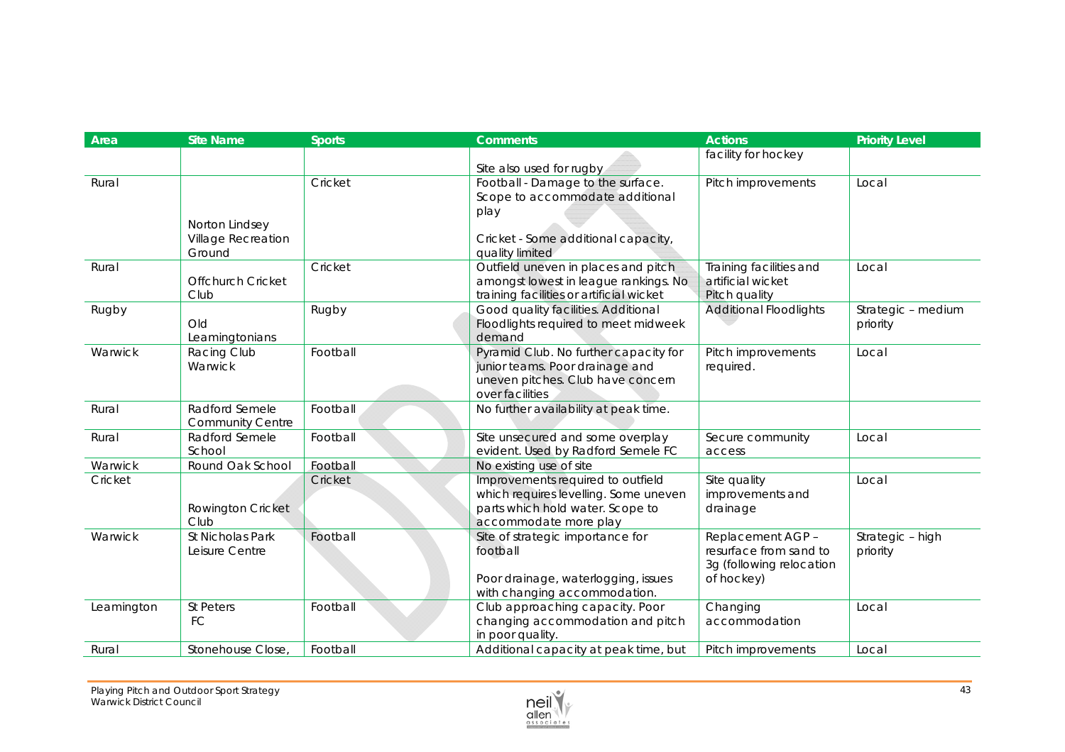| Area | Site Name | Sports | Comments | Actions | Priority Level |
|---|---|---|---|---|---|
| | | | Site also used for rugby | facility for hockey | |
| Rural | Norton Lindsey Village Recreation Ground | Cricket | Football - Damage to the surface. Scope to accommodate additional play<br><br>Cricket - Some additional capacity, quality limited | Pitch improvements | Local |
| Rural | Offchurch Cricket Club | Cricket | Outfield uneven in places and pitch amongst lowest in league rankings. No training facilities or artificial wicket | Training facilities and artificial wicket Pitch quality | Local |
| Rugby | Old Leamingtonians | Rugby | Good quality facilities. Additional Floodlights required to meet midweek demand | Additional Floodlights | Strategic – medium priority |
| Warwick | Racing Club Warwick | Football | Pyramid Club. No further capacity for junior teams. Poor drainage and uneven pitches. Club have concern over facilities | Pitch improvements required. | Local |
| Rural | Radford Semele Community Centre | Football | No further availability at peak time. | | |
| Rural | Radford Semele School | Football | Site unsecured and some overplay evident. Used by Radford Semele FC | Secure community access | Local |
| Warwick | Round Oak School | Football | No existing use of site | | |
| Cricket | Rowington Cricket Club | Cricket | Improvements required to outfield which requires levelling. Some uneven parts which hold water. Scope to accommodate more play | Site quality improvements and drainage | Local |
| Warwick | St Nicholas Park Leisure Centre | Football | Site of strategic importance for football<br><br>Poor drainage, waterlogging, issues with changing accommodation. | Replacement AGP – resurface from sand to 3g (following relocation of hockey) | Strategic – high priority |
| Leamington | St Peters FC | Football | Club approaching capacity. Poor changing accommodation and pitch in poor quality. | Changing accommodation | Local |
| Rural | Stonehouse Close, | Football | Additional capacity at peak time, but | Pitch improvements | Local |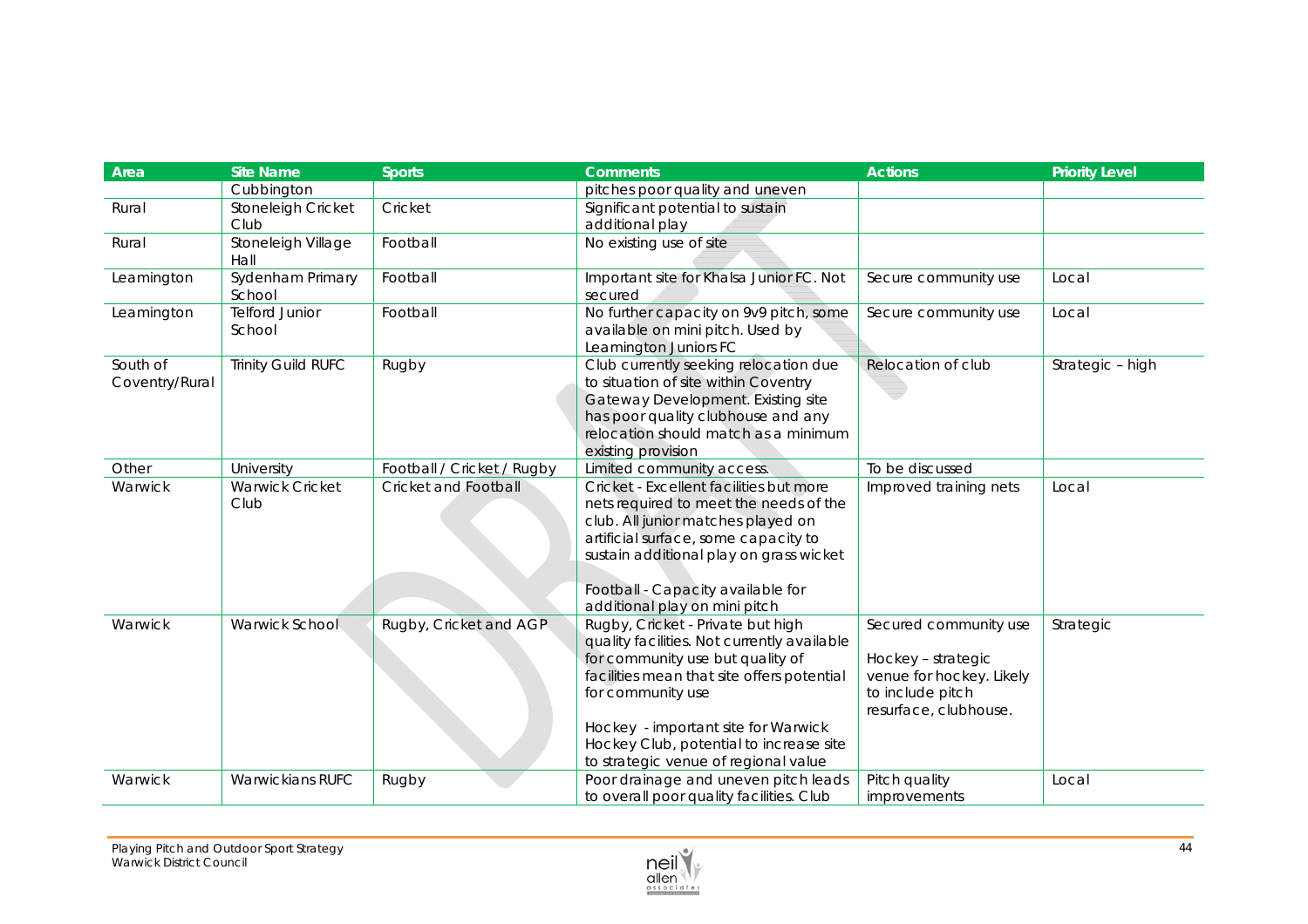| Area | Site Name | Sports | Comments | Actions | Priority Level |
|---|---|---|---|---|---|
| | Cubbington | | pitches poor quality and uneven | | |
| Rural | Stoneleigh Cricket Club | Cricket | Significant potential to sustain additional play | | |
| Rural | Stoneleigh Village Hall | Football | No existing use of site | | |
| Leamington | Sydenham Primary School | Football | Important site for Khalsa Junior FC. Not secured | Secure community use | Local |
| Leamington | Telford Junior School | Football | No further capacity on 9v9 pitch, some available on mini pitch. Used by Leamington Juniors FC | Secure community use | Local |
| South of Coventry/Rural | Trinity Guild RUFC | Rugby | Club currently seeking relocation due to situation of site within Coventry Gateway Development. Existing site has poor quality clubhouse and any relocation should match as a minimum existing provision | Relocation of club | Strategic – high |
| Other | University | Football / Cricket / Rugby | Limited community access. | To be discussed | |
| Warwick | Warwick Cricket Club | Cricket and Football | Cricket - Excellent facilities but more nets required to meet the needs of the club. All junior matches played on artificial surface, some capacity to sustain additional play on grass wicket<br><br>Football - Capacity available for additional play on mini pitch | Improved training nets | Local |
| Warwick | Warwick School | Rugby, Cricket and AGP | Rugby, Cricket - Private but high quality facilities. Not currently available for community use but quality of facilities mean that site offers potential for community use<br><br>Hockey - important site for Warwick Hockey Club, potential to increase site to strategic venue of regional value | Secured community use<br><br>Hockey – strategic venue for hockey. Likely to include pitch resurface, clubhouse. | Strategic |
| Warwick | Warwickians RUFC | Rugby | Poor drainage and uneven pitch leads to overall poor quality facilities. Club | Pitch quality improvements | Local |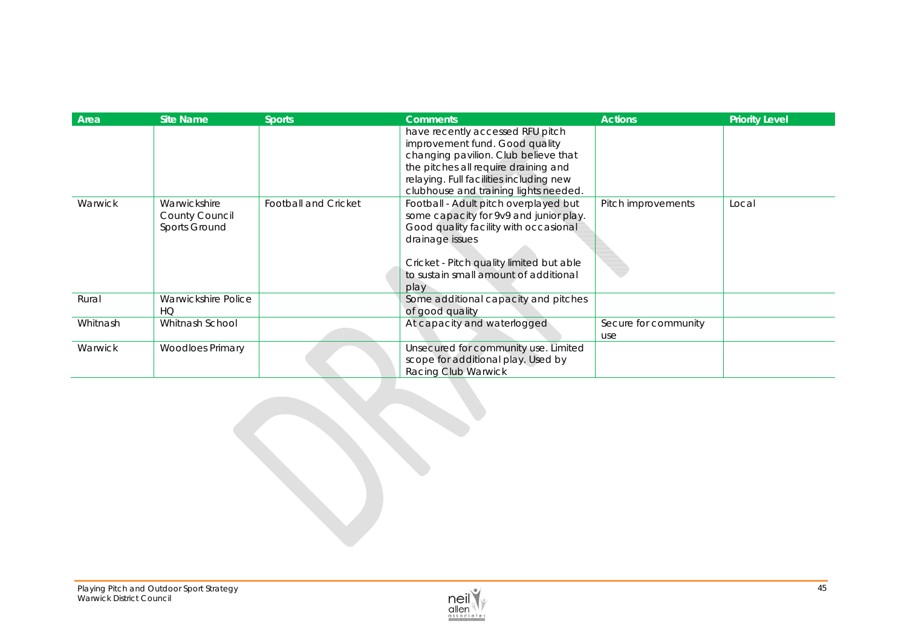| Area | Site Name | Sports | Comments | Actions | Priority Level |
|---|---|---|---|---|---|
| | | | have recently accessed RFU pitch improvement fund. Good quality changing pavilion. Club believe that the pitches all require draining and relaying. Full facilities including new clubhouse and training lights needed. | | |
| Warwick | Warwickshire County Council Sports Ground | Football and Cricket | Football - Adult pitch overplayed but some capacity for 9v9 and junior play. Good quality facility with occasional drainage issues<br><br>Cricket - Pitch quality limited but able to sustain small amount of additional play | Pitch improvements | Local |
| Rural | Warwickshire Police HQ | | Some additional capacity and pitches of good quality | | |
| Whitnash | Whitnash School | | At capacity and waterlogged | Secure for community use | |
| Warwick | Woodloes Primary | | Unsecured for community use. Limited scope for additional play. Used by Racing Club Warwick | | |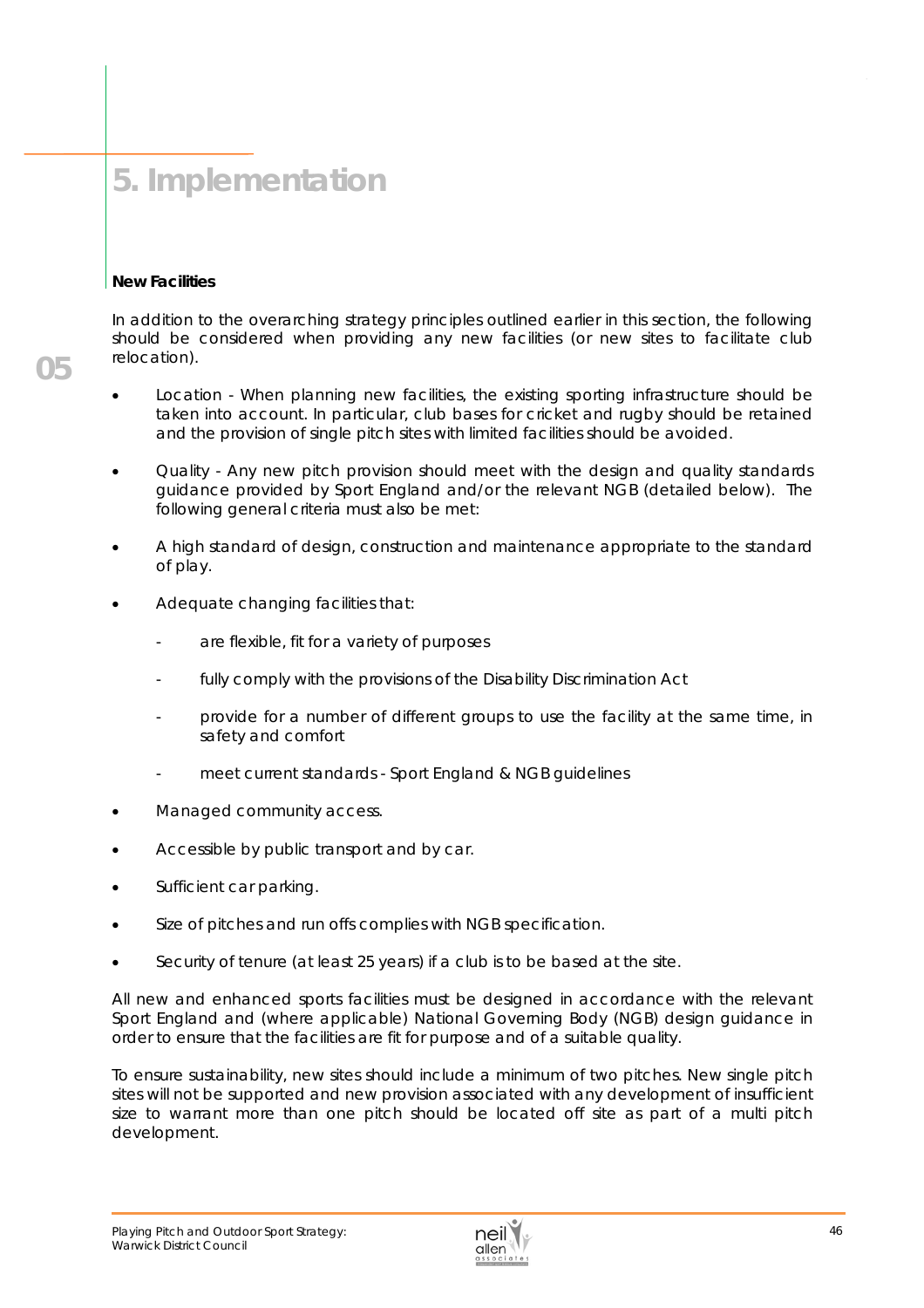# 5. Implementation

**New Facilities**

In addition to the overarching strategy principles outlined earlier in this section, the following should be considered when providing any new facilities (or new sites to facilitate club relocation).

- Location - When planning new facilities, the existing sporting infrastructure should be taken into account. In particular, club bases for cricket and rugby should be retained and the provision of single pitch sites with limited facilities should be avoided.
- Quality - Any new pitch provision should meet with the design and quality standards guidance provided by Sport England and/or the relevant NGB (detailed below). The following general criteria must also be met:
- A high standard of design, construction and maintenance appropriate to the standard of play.
- Adequate changing facilities that:
  - are flexible, fit for a variety of purposes
  - fully comply with the provisions of the Disability Discrimination Act
  - provide for a number of different groups to use the facility at the same time, in safety and comfort
  - meet current standards - Sport England & NGB guidelines
- Managed community access.
- Accessible by public transport and by car.
- Sufficient car parking.
- Size of pitches and run offs complies with NGB specification.
- Security of tenure (at least 25 years) if a club is to be based at the site.

All new and enhanced sports facilities must be designed in accordance with the relevant Sport England and (where applicable) National Governing Body (NGB) design guidance in order to ensure that the facilities are fit for purpose and of a suitable quality.

To ensure sustainability, new sites should include a minimum of two pitches. New single pitch sites will not be supported and new provision associated with any development of insufficient size to warrant more than one pitch should be located off site as part of a multi pitch development.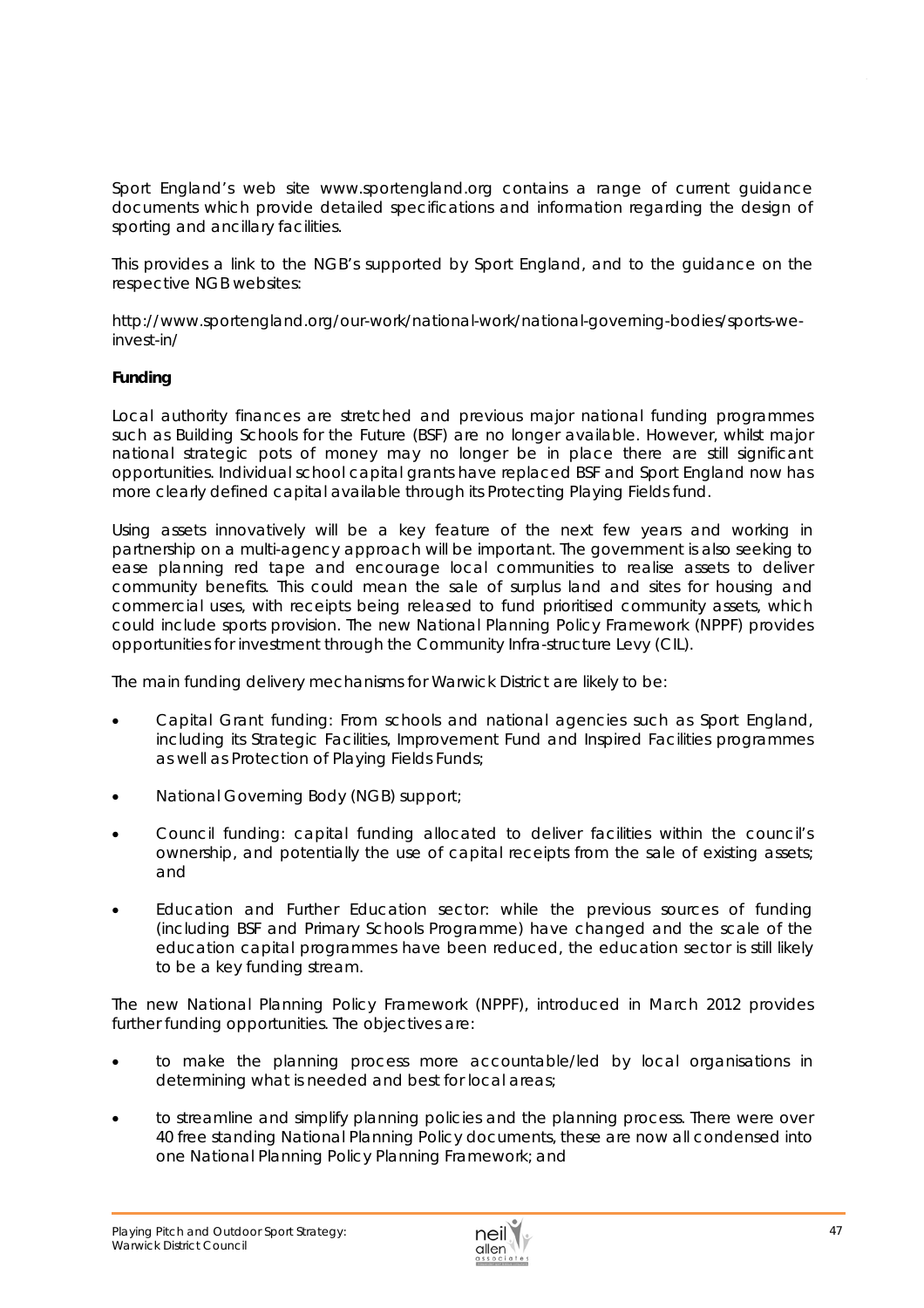Sport England's web site www.sportengland.org contains a range of current guidance documents which provide detailed specifications and information regarding the design of sporting and ancillary facilities.

This provides a link to the NGB's supported by Sport England, and to the guidance on the respective NGB websites:

http://www.sportengland.org/our-work/national-work/national-governing-bodies/sports-we-invest-in/

**Funding**

Local authority finances are stretched and previous major national funding programmes such as Building Schools for the Future (BSF) are no longer available. However, whilst major national strategic pots of money may no longer be in place there are still significant opportunities. Individual school capital grants have replaced BSF and Sport England now has more clearly defined capital available through its Protecting Playing Fields fund.

Using assets innovatively will be a key feature of the next few years and working in partnership on a multi-agency approach will be important. The government is also seeking to ease planning red tape and encourage local communities to realise assets to deliver community benefits. This could mean the sale of surplus land and sites for housing and commercial uses, with receipts being released to fund prioritised community assets, which could include sports provision. The new National Planning Policy Framework (NPPF) provides opportunities for investment through the Community Infra-structure Levy (CIL).

The main funding delivery mechanisms for Warwick District are likely to be:

- Capital Grant funding: From schools and national agencies such as Sport England, including its Strategic Facilities, Improvement Fund and Inspired Facilities programmes as well as Protection of Playing Fields Funds;
- National Governing Body (NGB) support;
- Council funding: capital funding allocated to deliver facilities within the council's ownership, and potentially the use of capital receipts from the sale of existing assets; and
- Education and Further Education sector: while the previous sources of funding (including BSF and Primary Schools Programme) have changed and the scale of the education capital programmes have been reduced, the education sector is still likely to be a key funding stream.

The new National Planning Policy Framework (NPPF), introduced in March 2012 provides further funding opportunities. The objectives are:

- to make the planning process more accountable/led by local organisations in determining what is needed and best for local areas;
- to streamline and simplify planning policies and the planning process. There were over 40 free standing National Planning Policy documents, these are now all condensed into one National Planning Policy Planning Framework; and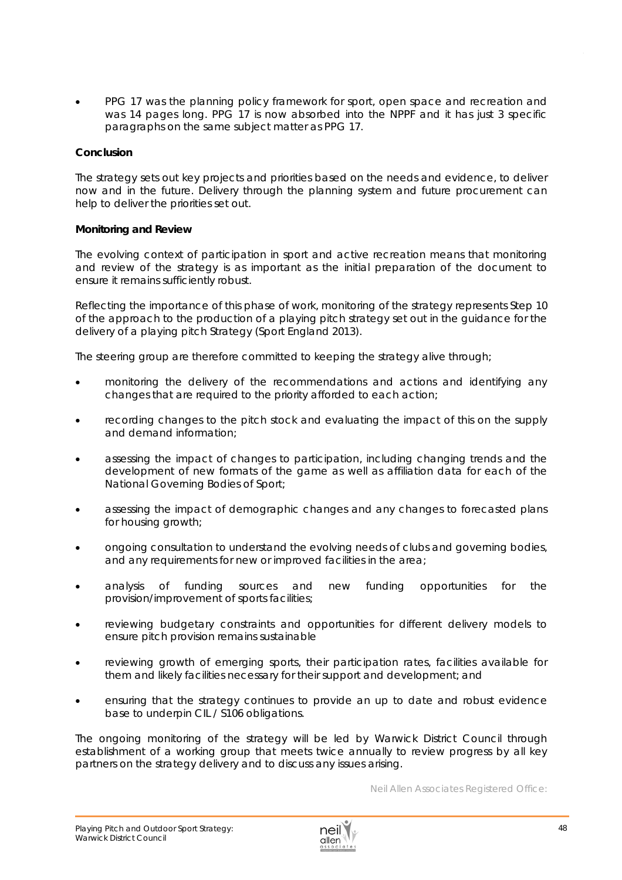- PPG 17 was the planning policy framework for sport, open space and recreation and was 14 pages long. PPG 17 is now absorbed into the NPPF and it has just 3 specific paragraphs on the same subject matter as PPG 17.

**Conclusion**

The strategy sets out key projects and priorities based on the needs and evidence, to deliver now and in the future. Delivery through the planning system and future procurement can help to deliver the priorities set out.

**Monitoring and Review**

The evolving context of participation in sport and active recreation means that monitoring and review of the strategy is as important as the initial preparation of the document to ensure it remains sufficiently robust.

Reflecting the importance of this phase of work, monitoring of the strategy represents Step 10 of the approach to the production of a playing pitch strategy set out in the guidance for the delivery of a playing pitch Strategy (Sport England 2013).

The steering group are therefore committed to keeping the strategy alive through;

- monitoring the delivery of the recommendations and actions and identifying any changes that are required to the priority afforded to each action;
- recording changes to the pitch stock and evaluating the impact of this on the supply and demand information;
- assessing the impact of changes to participation, including changing trends and the development of new formats of the game as well as affiliation data for each of the National Governing Bodies of Sport;
- assessing the impact of demographic changes and any changes to forecasted plans for housing growth;
- ongoing consultation to understand the evolving needs of clubs and governing bodies, and any requirements for new or improved facilities in the area;
- analysis of funding sources and new funding opportunities for the provision/improvement of sports facilities;
- reviewing budgetary constraints and opportunities for different delivery models to ensure pitch provision remains sustainable
- reviewing growth of emerging sports, their participation rates, facilities available for them and likely facilities necessary for their support and development; and
- ensuring that the strategy continues to provide an up to date and robust evidence base to underpin CIL / S106 obligations.

The ongoing monitoring of the strategy will be led by Warwick District Council through establishment of a working group that meets twice annually to review progress by all key partners on the strategy delivery and to discuss any issues arising.

Neil Allen Associates Registered Office: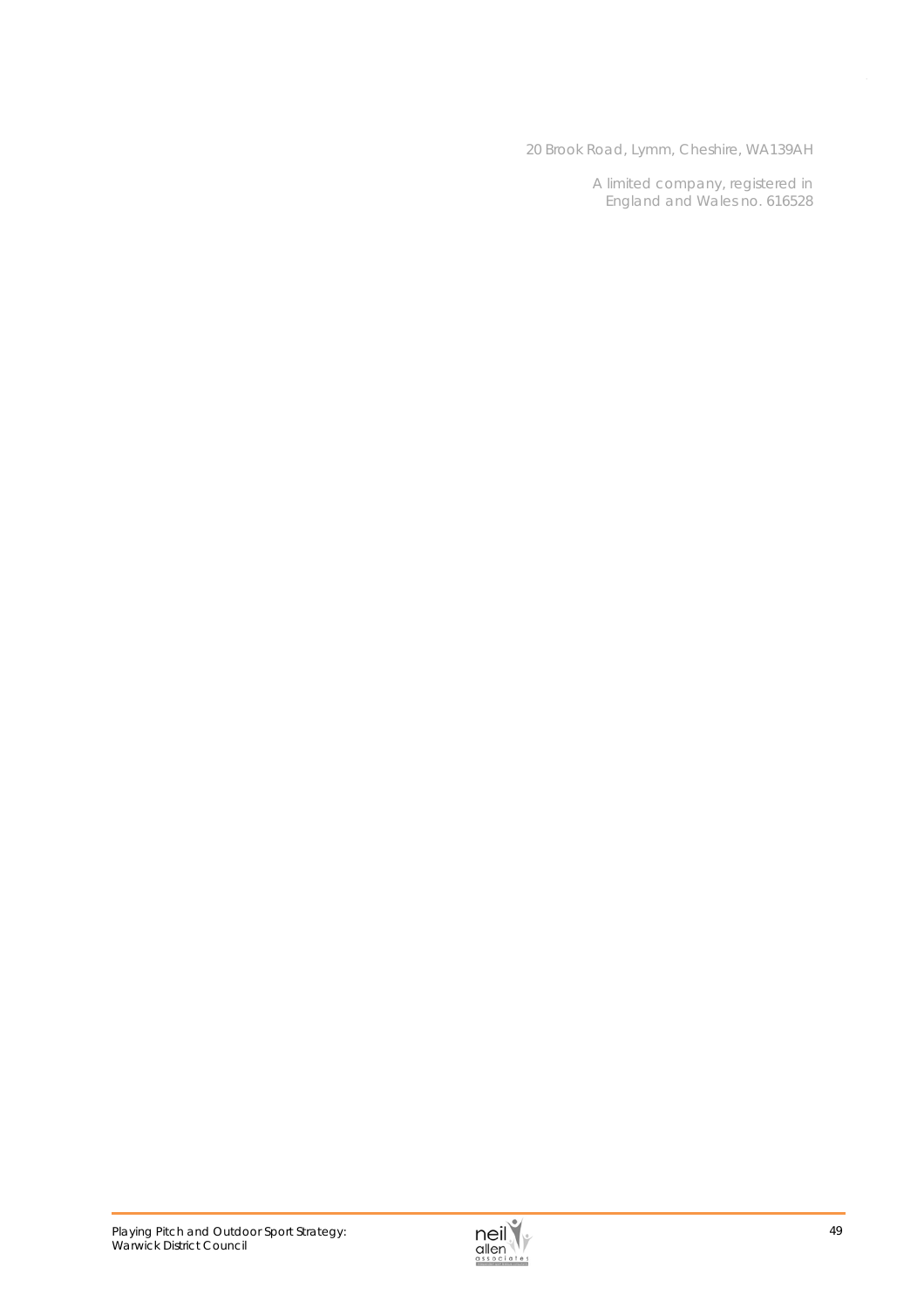20 Brook Road, Lymm, Cheshire, WA139AH

A limited company, registered in England and Wales no. 616528